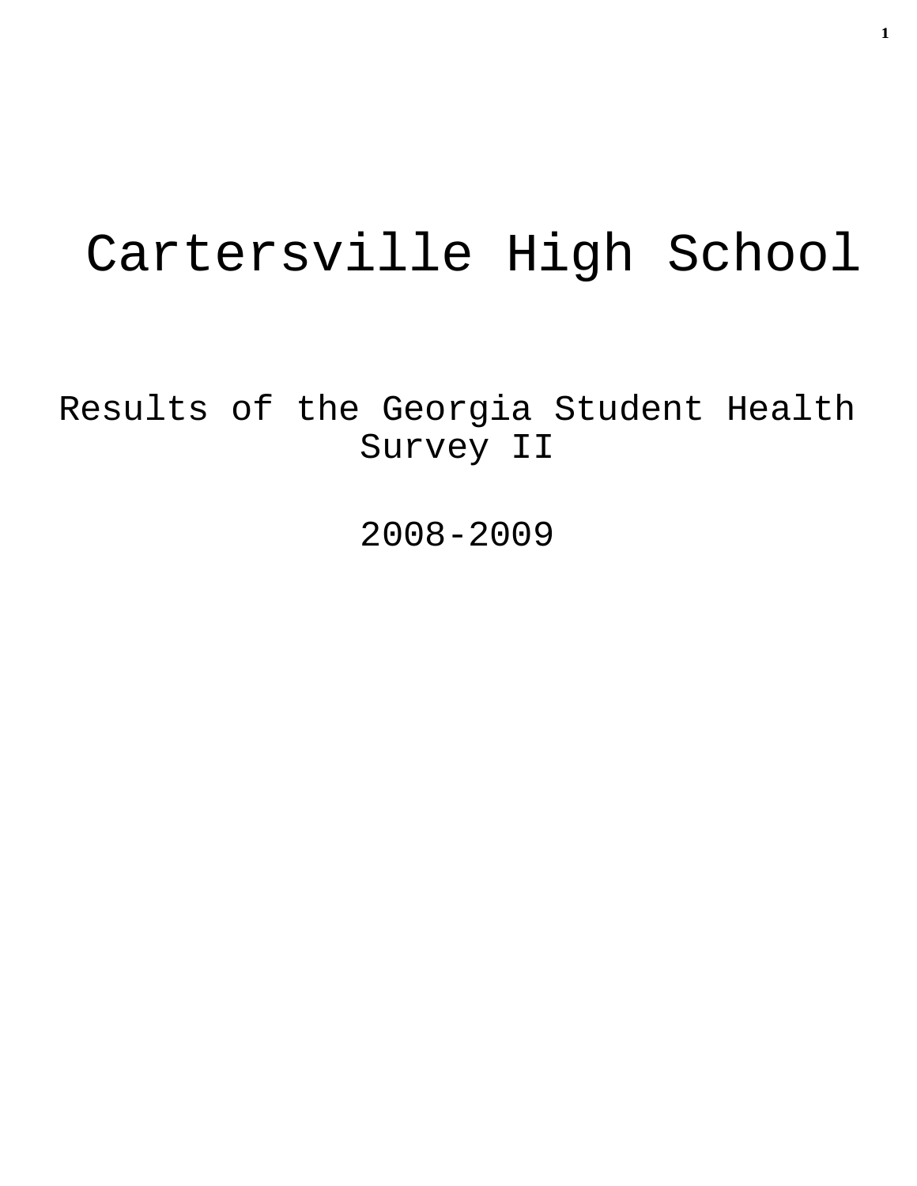# Cartersville High School

## Results of the Georgia Student Health Survey II

## 2008-2009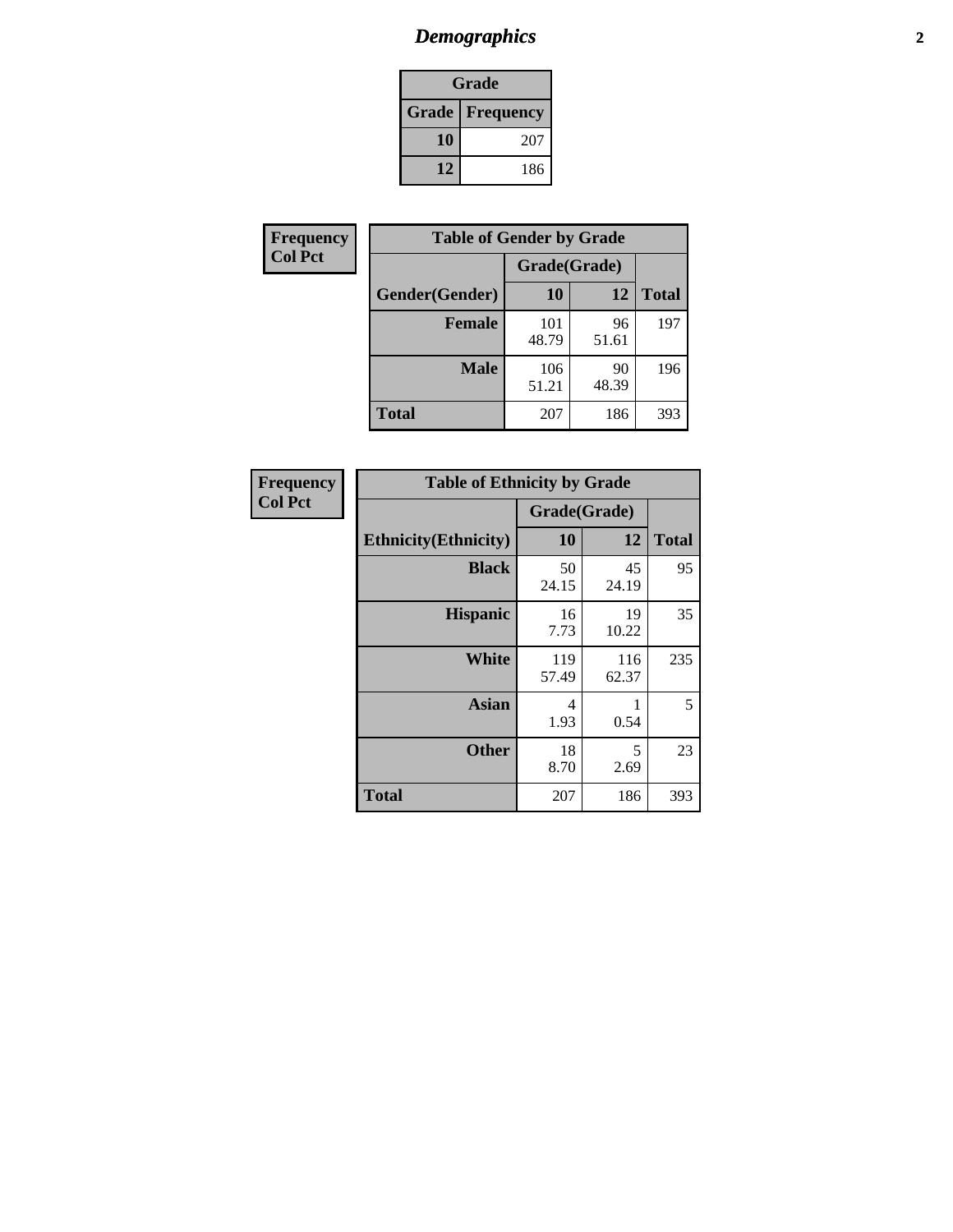# Demographics

| Grade | |
|---|---|
| **Grade** | **Frequency** |
| **10** | 207 |
| **12** | 186 |

**Frequency**
**Col Pct**

| Table of Gender by Grade | | | |
|---|---|---|---|
| | Grade(Grade) | | |
| **Gender(Gender)** | **10** | **12** | **Total** |
| **Female** | 101<br>48.79 | 96<br>51.61 | 197 |
| **Male** | 106<br>51.21 | 90<br>48.39 | 196 |
| **Total** | 207 | 186 | 393 |

**Frequency**
**Col Pct**

| Table of Ethnicity by Grade | | | |
|---|---|---|---|
| | Grade(Grade) | | |
| **Ethnicity(Ethnicity)** | **10** | **12** | **Total** |
| **Black** | 50<br>24.15 | 45<br>24.19 | 95 |
| **Hispanic** | 16<br>7.73 | 19<br>10.22 | 35 |
| **White** | 119<br>57.49 | 116<br>62.37 | 235 |
| **Asian** | 4<br>1.93 | 1<br>0.54 | 5 |
| **Other** | 18<br>8.70 | 5<br>2.69 | 23 |
| **Total** | 207 | 186 | 393 |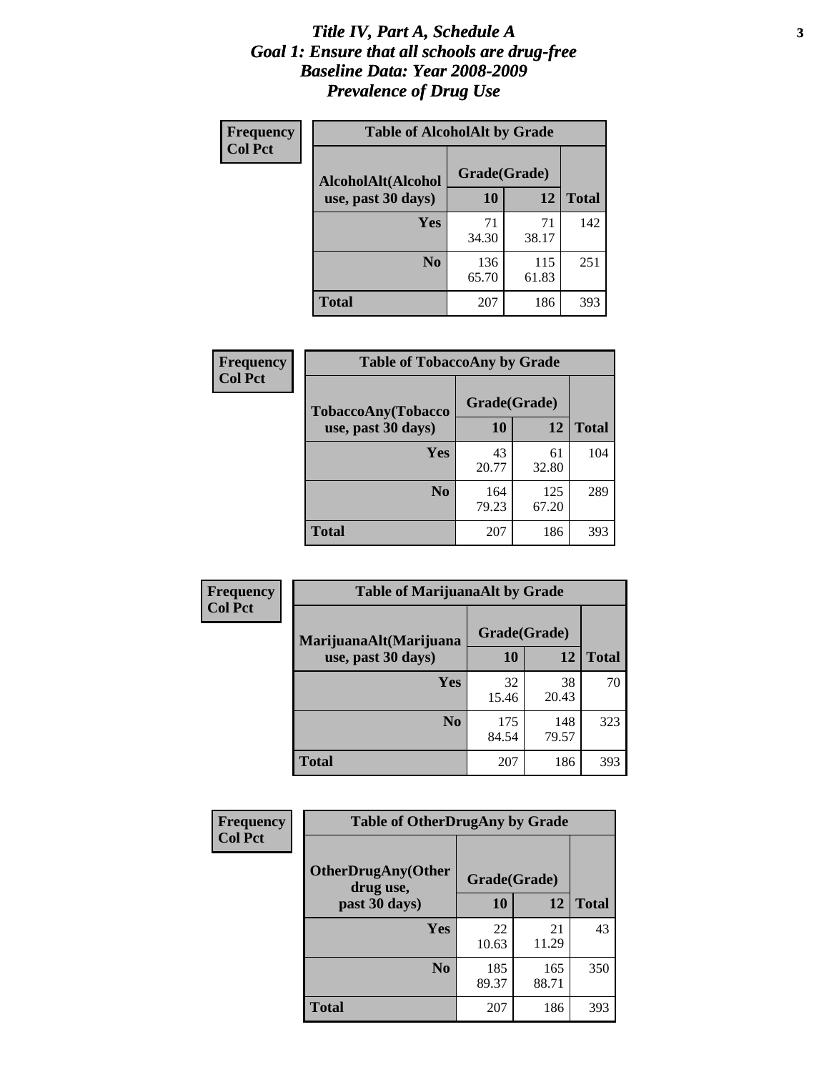# Title IV, Part A, Schedule A
## Goal 1: Ensure that all schools are drug-free
## Baseline Data: Year 2008-2009
## Prevalence of Drug Use

**Frequency**
**Col Pct**

**Table of AlcoholAlt by Grade**

| AlcoholAlt(Alcohol use, past 30 days) | Grade(Grade) | | Total |
|---|---|---|---|
| | 10 | 12 | |
| Yes | 71<br>34.30 | 71<br>38.17 | 142 |
| No | 136<br>65.70 | 115<br>61.83 | 251 |
| Total | 207 | 186 | 393 |

**Frequency**
**Col Pct**

**Table of TobaccoAny by Grade**

| TobaccoAny(Tobacco use, past 30 days) | Grade(Grade) | | Total |
|---|---|---|---|
| | 10 | 12 | |
| Yes | 43<br>20.77 | 61<br>32.80 | 104 |
| No | 164<br>79.23 | 125<br>67.20 | 289 |
| Total | 207 | 186 | 393 |

**Frequency**
**Col Pct**

**Table of MarijuanaAlt by Grade**

| MarijuanaAlt(Marijuana use, past 30 days) | Grade(Grade) | | Total |
|---|---|---|---|
| | 10 | 12 | |
| Yes | 32<br>15.46 | 38<br>20.43 | 70 |
| No | 175<br>84.54 | 148<br>79.57 | 323 |
| Total | 207 | 186 | 393 |

**Frequency**
**Col Pct**

**Table of OtherDrugAny by Grade**

| OtherDrugAny(Other drug use, past 30 days) | Grade(Grade) | | Total |
|---|---|---|---|
| | 10 | 12 | |
| Yes | 22<br>10.63 | 21<br>11.29 | 43 |
| No | 185<br>89.37 | 165<br>88.71 | 350 |
| Total | 207 | 186 | 393 |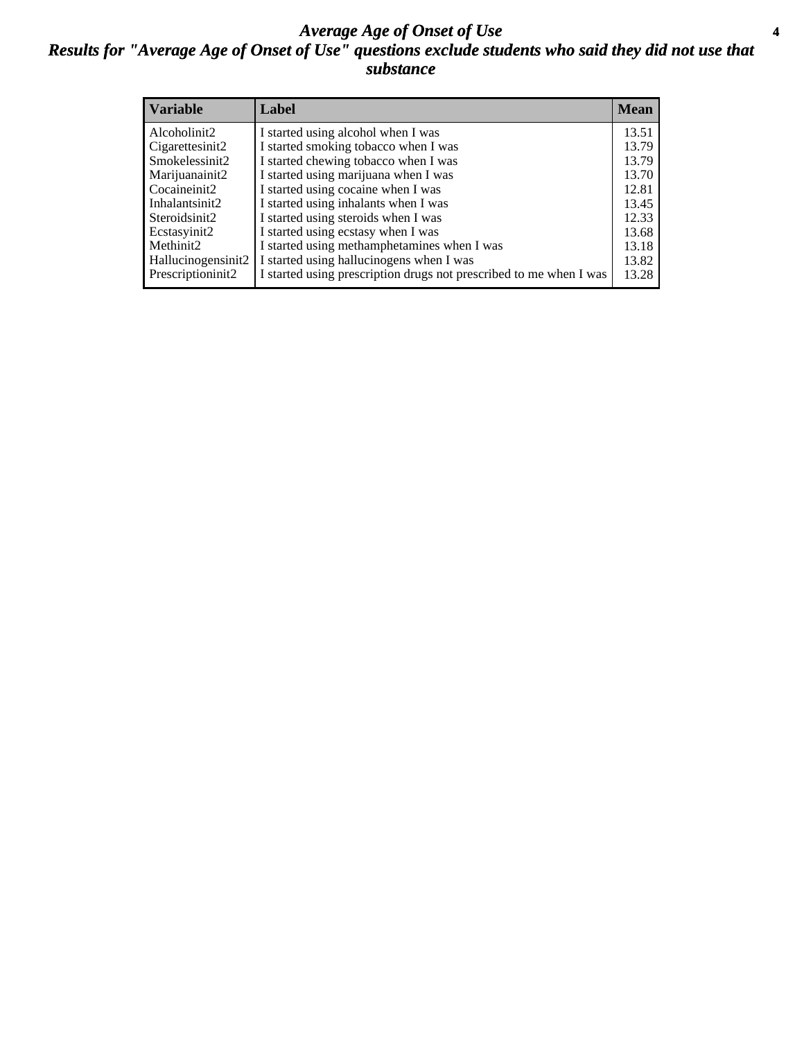# *Average Age of Onset of Use*

## *Results for "Average Age of Onset of Use" questions exclude students who said they did not use that substance*

| Variable | Label | Mean |
|---|---|---|
| Alcoholinit2 | I started using alcohol when I was | 13.51 |
| Cigarettesinit2 | I started smoking tobacco when I was | 13.79 |
| Smokelessinit2 | I started chewing tobacco when I was | 13.79 |
| Marijuanainit2 | I started using marijuana when I was | 13.70 |
| Cocaineinit2 | I started using cocaine when I was | 12.81 |
| Inhalantsinit2 | I started using inhalants when I was | 13.45 |
| Steroidsinit2 | I started using steroids when I was | 12.33 |
| Ecstasyinit2 | I started using ecstasy when I was | 13.68 |
| Methinit2 | I started using methamphetamines when I was | 13.18 |
| Hallucinogensinit2 | I started using hallucinogens when I was | 13.82 |
| Prescriptioninit2 | I started using prescription drugs not prescribed to me when I was | 13.28 |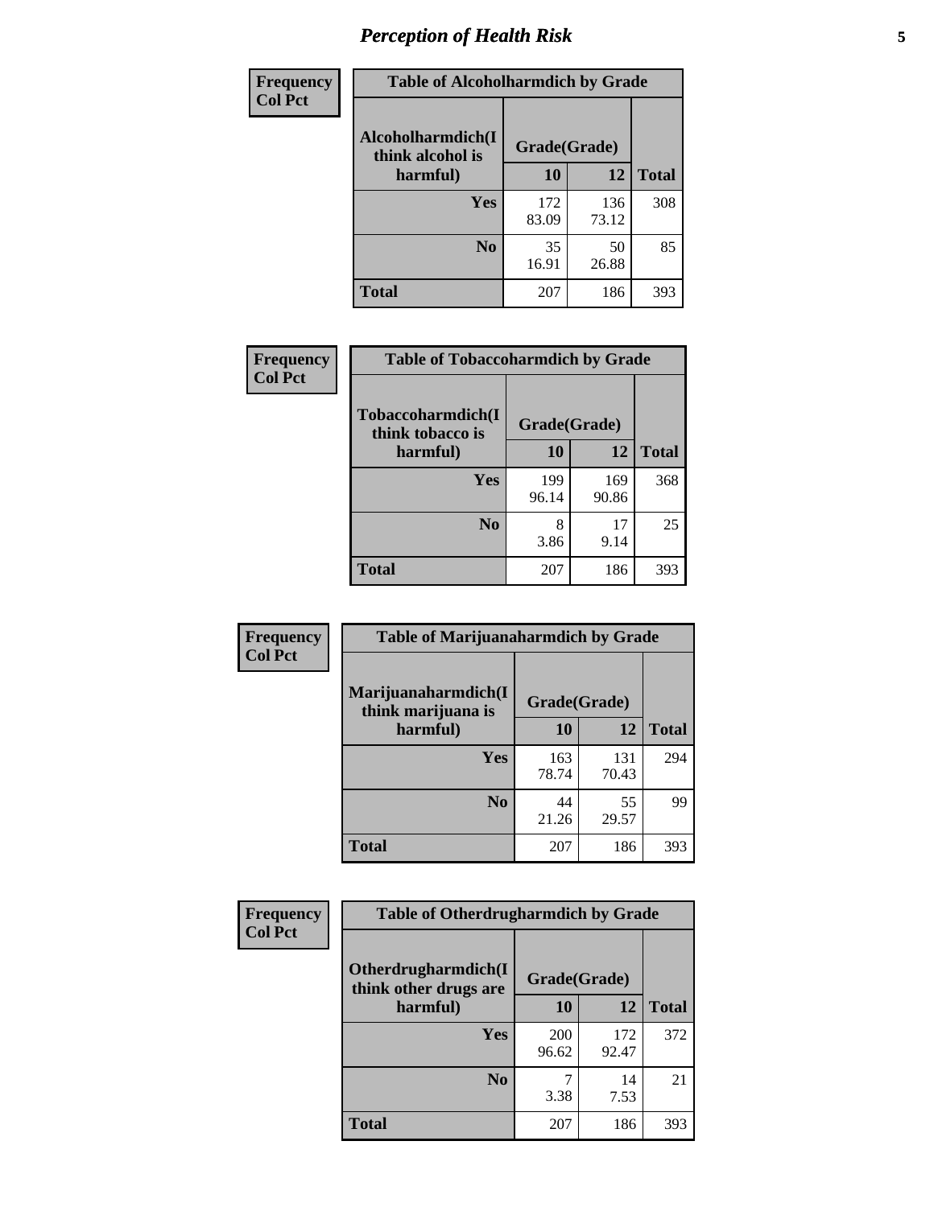# Perception of Health Risk

| Frequency Col Pct | Table of Alcoholharmdich by Grade | | |
|---|---|---|---|
| Alcoholharmdich(I think alcohol is harmful) | Grade(Grade) | | |
| | 10 | 12 | Total |
| Yes | 172<br>83.09 | 136<br>73.12 | 308 |
| No | 35<br>16.91 | 50<br>26.88 | 85 |
| Total | 207 | 186 | 393 |

| Frequency Col Pct | Table of Tobaccoharmdich by Grade | | |
|---|---|---|---|
| Tobaccoharmdich(I think tobacco is harmful) | Grade(Grade) | | |
| | 10 | 12 | Total |
| Yes | 199<br>96.14 | 169<br>90.86 | 368 |
| No | 8<br>3.86 | 17<br>9.14 | 25 |
| Total | 207 | 186 | 393 |

| Frequency Col Pct | Table of Marijuanaharmdich by Grade | | |
|---|---|---|---|
| Marijuanaharmdich(I think marijuana is harmful) | Grade(Grade) | | |
| | 10 | 12 | Total |
| Yes | 163<br>78.74 | 131<br>70.43 | 294 |
| No | 44<br>21.26 | 55<br>29.57 | 99 |
| Total | 207 | 186 | 393 |

| Frequency Col Pct | Table of Otherdrugharmdich by Grade | | |
|---|---|---|---|
| Otherdrugharmdich(I think other drugs are harmful) | Grade(Grade) | | |
| | 10 | 12 | Total |
| Yes | 200<br>96.62 | 172<br>92.47 | 372 |
| No | 7<br>3.38 | 14<br>7.53 | 21 |
| Total | 207 | 186 | 393 |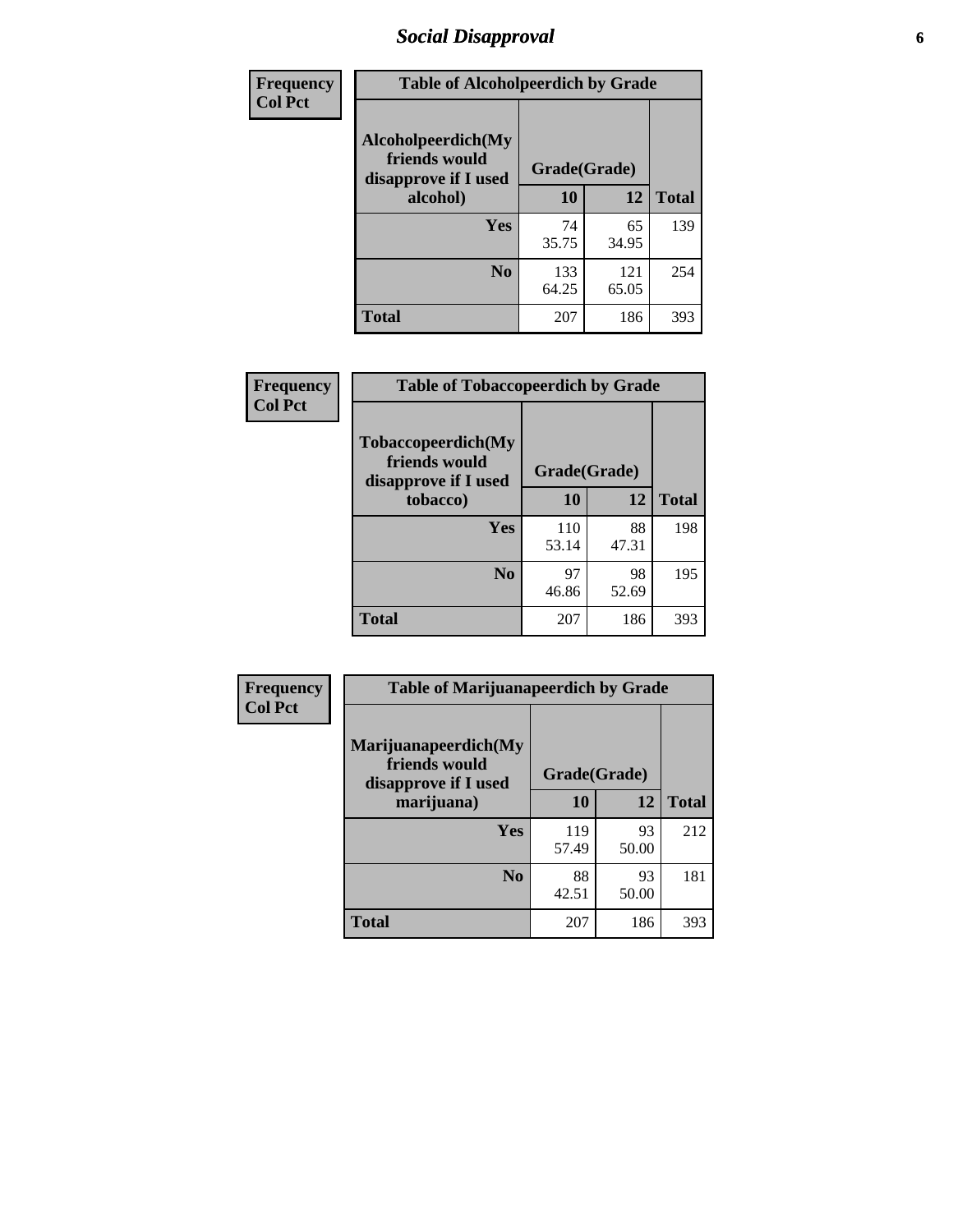# Social Disapproval

| Frequency Col Pct | Table of Alcoholpeerdich by Grade | | |
|---|---|---|---|
| Alcoholpeerdich(My friends would disapprove if I used alcohol) | Grade(Grade) | | |
| | 10 | 12 | Total |
| Yes | 74<br>35.75 | 65<br>34.95 | 139 |
| No | 133<br>64.25 | 121<br>65.05 | 254 |
| Total | 207 | 186 | 393 |

| Frequency Col Pct | Table of Tobaccopeerdich by Grade | | |
|---|---|---|---|
| Tobaccopeerdich(My friends would disapprove if I used tobacco) | Grade(Grade) | | |
| | 10 | 12 | Total |
| Yes | 110<br>53.14 | 88<br>47.31 | 198 |
| No | 97<br>46.86 | 98<br>52.69 | 195 |
| Total | 207 | 186 | 393 |

| Frequency Col Pct | Table of Marijuanapeerdich by Grade | | |
|---|---|---|---|
| Marijuanapeerdich(My friends would disapprove if I used marijuana) | Grade(Grade) | | |
| | 10 | 12 | Total |
| Yes | 119<br>57.49 | 93<br>50.00 | 212 |
| No | 88<br>42.51 | 93<br>50.00 | 181 |
| Total | 207 | 186 | 393 |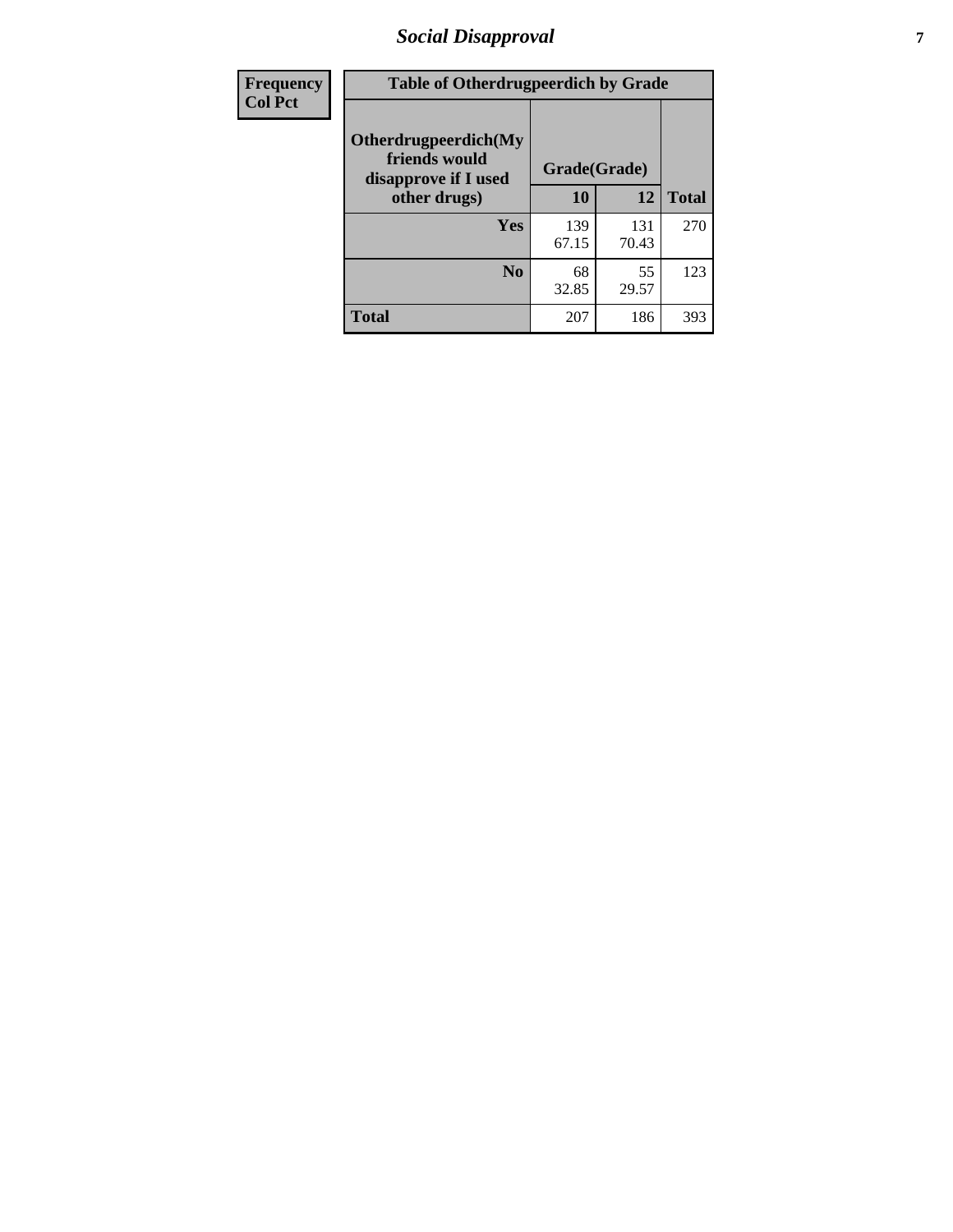| Frequency<br>Col Pct | Table of Otherdrugpeerdich by Grade | | |
|---|---|---|---|
| Otherdrugpeerdich(My friends would disapprove if I used other drugs) | Grade(Grade) | | |
| | 10 | 12 | Total |
| Yes | 139<br>67.15 | 131<br>70.43 | 270 |
| No | 68<br>32.85 | 55<br>29.57 | 123 |
| Total | 207 | 186 | 393 |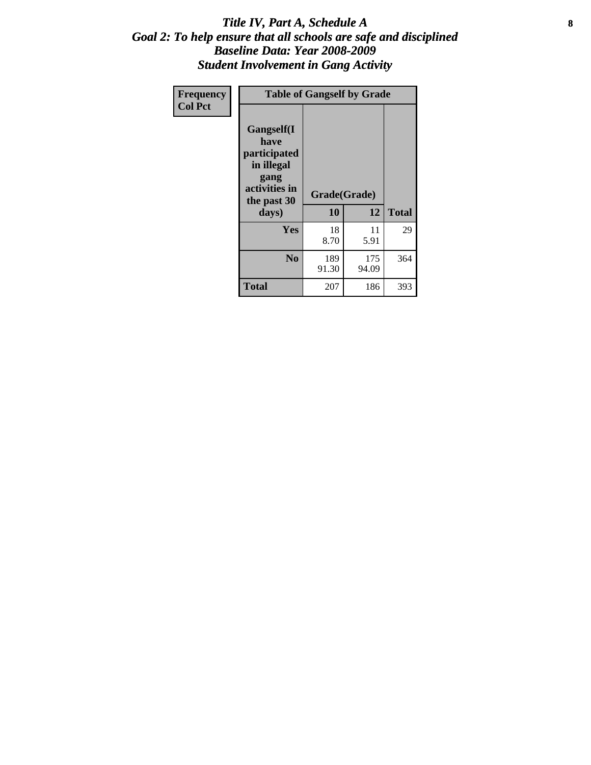# *Title IV, Part A, Schedule A*
## *Goal 2: To help ensure that all schools are safe and disciplined*
## *Baseline Data: Year 2008-2009*
## *Student Involvement in Gang Activity*

| Frequency<br>Col Pct | Table of Gangself by Grade | | |
|---|---|---|---|
| **Gangself(I have participated in illegal gang activities in the past 30 days)** | **Grade(Grade)** | | |
| | **10** | **12** | **Total** |
| **Yes** | 18<br>8.70 | 11<br>5.91 | 29 |
| **No** | 189<br>91.30 | 175<br>94.09 | 364 |
| **Total** | 207 | 186 | 393 |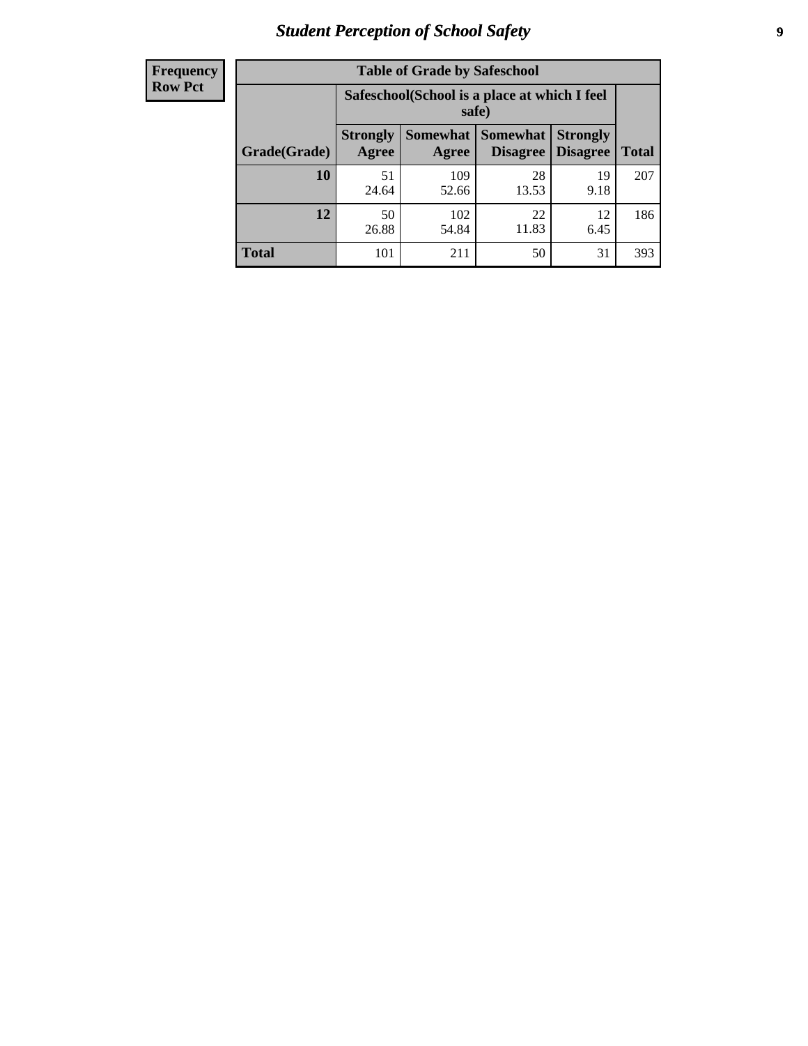## Student Perception of School Safety

| Frequency Row Pct | Table of Grade by Safeschool | | | | |
|---|---|---|---|---|---|
| | Safeschool(School is a place at which I feel safe) | | | | |
| Grade(Grade) | Strongly Agree | Somewhat Agree | Somewhat Disagree | Strongly Disagree | Total |
| 10 | 51<br>24.64 | 109<br>52.66 | 28<br>13.53 | 19<br>9.18 | 207 |
| 12 | 50<br>26.88 | 102<br>54.84 | 22<br>11.83 | 12<br>6.45 | 186 |
| Total | 101 | 211 | 50 | 31 | 393 |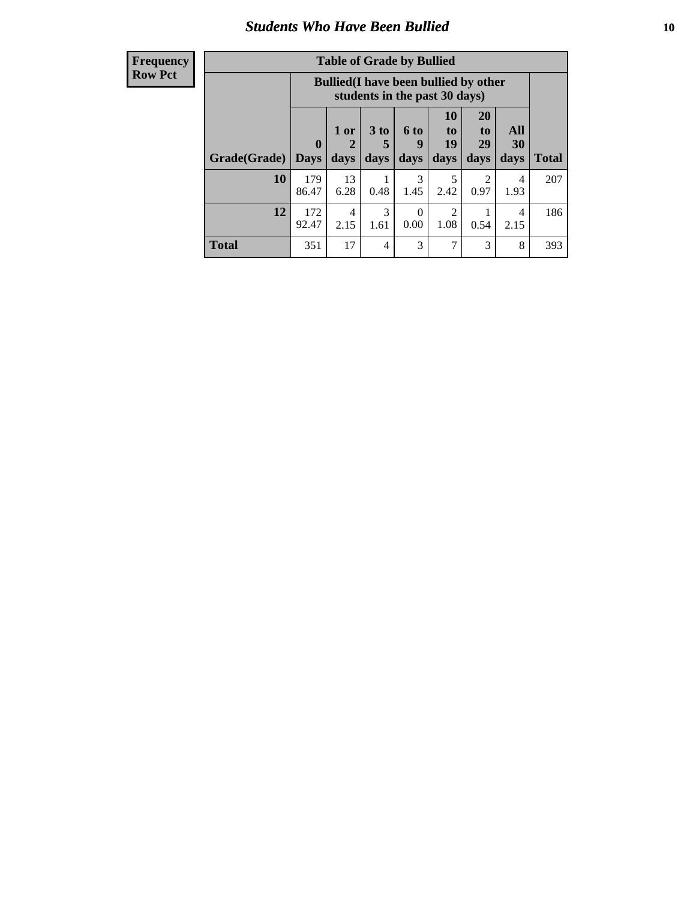# Students Who Have Been Bullied

| Frequency<br>Row Pct |
|---|

**Table of Grade by Bullied**

| Grade(Grade) | Bullied(I have been bullied by other students in the past 30 days) | | | | | | | Total |
|---|---|---|---|---|---|---|---|---|
| | 0 Days | 1 or 2 days | 3 to 5 days | 6 to 9 days | 10 to 19 days | 20 to 29 days | All 30 days | |
| **10** | 179<br>86.47 | 13<br>6.28 | 1<br>0.48 | 3<br>1.45 | 5<br>2.42 | 2<br>0.97 | 4<br>1.93 | 207 |
| **12** | 172<br>92.47 | 4<br>2.15 | 3<br>1.61 | 0<br>0.00 | 2<br>1.08 | 1<br>0.54 | 4<br>2.15 | 186 |
| **Total** | 351 | 17 | 4 | 3 | 7 | 3 | 8 | 393 |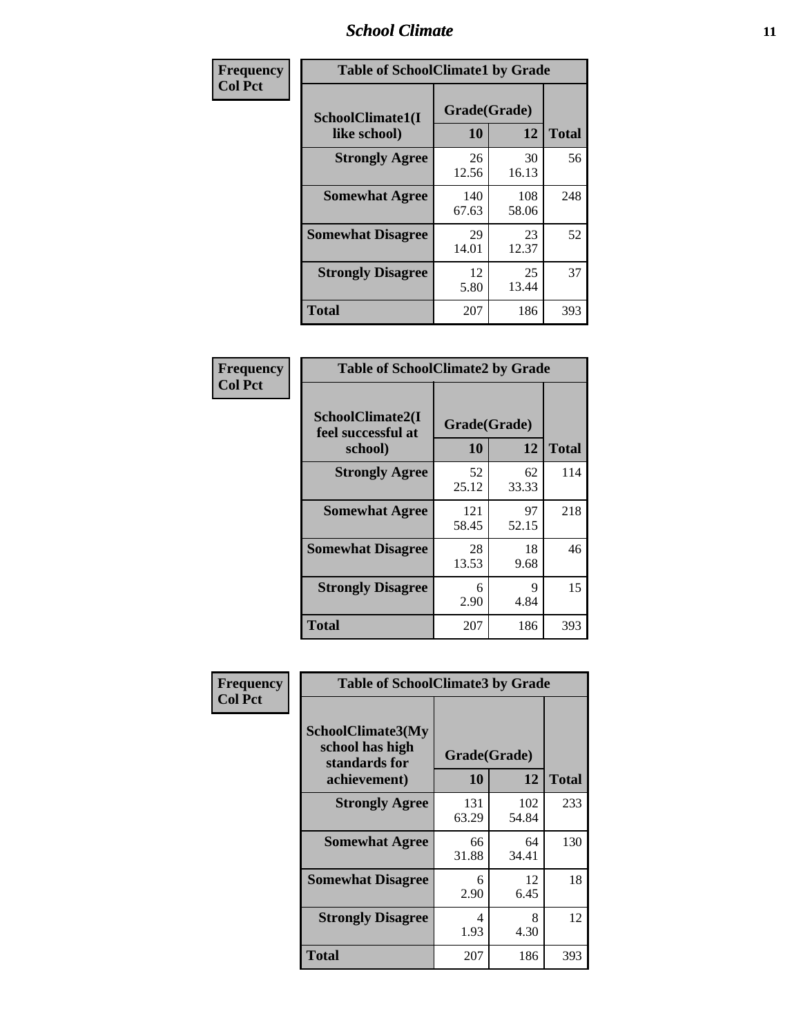| Frequency<br>Col Pct | Table of SchoolClimate1 by Grade | | |
|---|---|---|---|
| SchoolClimate1(I like school) | Grade(Grade) | | |
| | 10 | 12 | Total |
| Strongly Agree | 26<br>12.56 | 30<br>16.13 | 56 |
| Somewhat Agree | 140<br>67.63 | 108<br>58.06 | 248 |
| Somewhat Disagree | 29<br>14.01 | 23<br>12.37 | 52 |
| Strongly Disagree | 12<br>5.80 | 25<br>13.44 | 37 |
| Total | 207 | 186 | 393 |

| Frequency<br>Col Pct | Table of SchoolClimate2 by Grade | | |
|---|---|---|---|
| SchoolClimate2(I feel successful at school) | Grade(Grade) | | |
| | 10 | 12 | Total |
| Strongly Agree | 52<br>25.12 | 62<br>33.33 | 114 |
| Somewhat Agree | 121<br>58.45 | 97<br>52.15 | 218 |
| Somewhat Disagree | 28<br>13.53 | 18<br>9.68 | 46 |
| Strongly Disagree | 6<br>2.90 | 9<br>4.84 | 15 |
| Total | 207 | 186 | 393 |

| Frequency<br>Col Pct | Table of SchoolClimate3 by Grade | | |
|---|---|---|---|
| SchoolClimate3(My school has high standards for achievement) | Grade(Grade) | | |
| | 10 | 12 | Total |
| Strongly Agree | 131<br>63.29 | 102<br>54.84 | 233 |
| Somewhat Agree | 66<br>31.88 | 64<br>34.41 | 130 |
| Somewhat Disagree | 6<br>2.90 | 12<br>6.45 | 18 |
| Strongly Disagree | 4<br>1.93 | 8<br>4.30 | 12 |
| Total | 207 | 186 | 393 |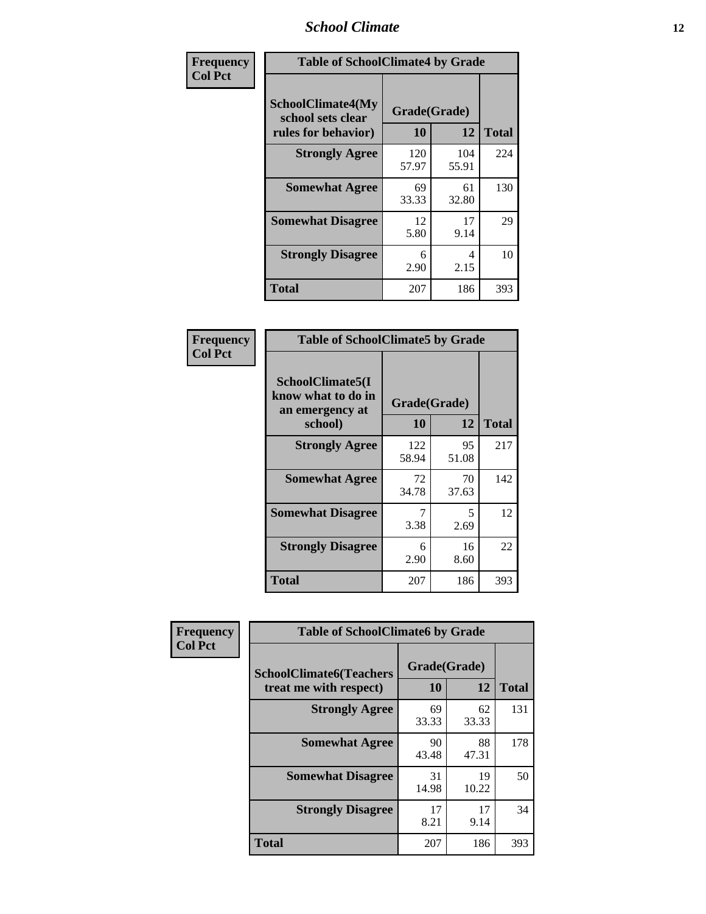| Frequency<br>Col Pct | Table of SchoolClimate4 by Grade | | |
|---|---|---|---|
| SchoolClimate4(My school sets clear rules for behavior) | Grade(Grade) | | |
| | 10 | 12 | Total |
| Strongly Agree | 120<br>57.97 | 104<br>55.91 | 224 |
| Somewhat Agree | 69<br>33.33 | 61<br>32.80 | 130 |
| Somewhat Disagree | 12<br>5.80 | 17<br>9.14 | 29 |
| Strongly Disagree | 6<br>2.90 | 4<br>2.15 | 10 |
| Total | 207 | 186 | 393 |

| Frequency<br>Col Pct | Table of SchoolClimate5 by Grade | | |
|---|---|---|---|
| SchoolClimate5(I know what to do in an emergency at school) | Grade(Grade) | | |
| | 10 | 12 | Total |
| Strongly Agree | 122<br>58.94 | 95<br>51.08 | 217 |
| Somewhat Agree | 72<br>34.78 | 70<br>37.63 | 142 |
| Somewhat Disagree | 7<br>3.38 | 5<br>2.69 | 12 |
| Strongly Disagree | 6<br>2.90 | 16<br>8.60 | 22 |
| Total | 207 | 186 | 393 |

| Frequency<br>Col Pct | Table of SchoolClimate6 by Grade | | |
|---|---|---|---|
| SchoolClimate6(Teachers treat me with respect) | Grade(Grade) | | |
| | 10 | 12 | Total |
| Strongly Agree | 69<br>33.33 | 62<br>33.33 | 131 |
| Somewhat Agree | 90<br>43.48 | 88<br>47.31 | 178 |
| Somewhat Disagree | 31<br>14.98 | 19<br>10.22 | 50 |
| Strongly Disagree | 17<br>8.21 | 17<br>9.14 | 34 |
| Total | 207 | 186 | 393 |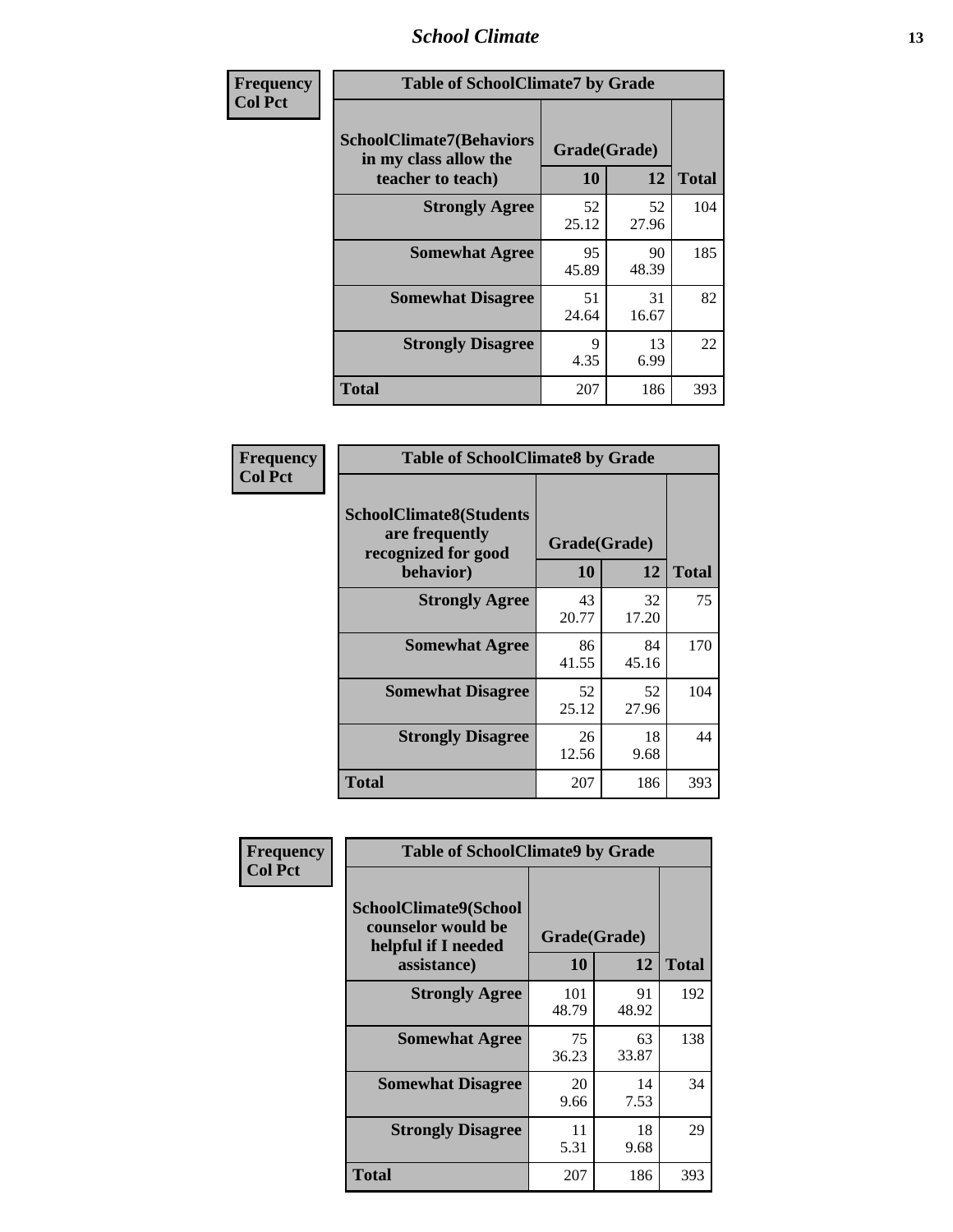| Frequency<br>Col Pct | Table of SchoolClimate7 by Grade | | |
|---|---|---|---|
| SchoolClimate7(Behaviors in my class allow the teacher to teach) | Grade(Grade) | | |
| | 10 | 12 | Total |
| Strongly Agree | 52<br>25.12 | 52<br>27.96 | 104 |
| Somewhat Agree | 95<br>45.89 | 90<br>48.39 | 185 |
| Somewhat Disagree | 51<br>24.64 | 31<br>16.67 | 82 |
| Strongly Disagree | 9<br>4.35 | 13<br>6.99 | 22 |
| Total | 207 | 186 | 393 |

| Frequency<br>Col Pct | Table of SchoolClimate8 by Grade | | |
|---|---|---|---|
| SchoolClimate8(Students are frequently recognized for good behavior) | Grade(Grade) | | |
| | 10 | 12 | Total |
| Strongly Agree | 43<br>20.77 | 32<br>17.20 | 75 |
| Somewhat Agree | 86<br>41.55 | 84<br>45.16 | 170 |
| Somewhat Disagree | 52<br>25.12 | 52<br>27.96 | 104 |
| Strongly Disagree | 26<br>12.56 | 18<br>9.68 | 44 |
| Total | 207 | 186 | 393 |

| Frequency<br>Col Pct | Table of SchoolClimate9 by Grade | | |
|---|---|---|---|
| SchoolClimate9(School counselor would be helpful if I needed assistance) | Grade(Grade) | | |
| | 10 | 12 | Total |
| Strongly Agree | 101<br>48.79 | 91<br>48.92 | 192 |
| Somewhat Agree | 75<br>36.23 | 63<br>33.87 | 138 |
| Somewhat Disagree | 20<br>9.66 | 14<br>7.53 | 34 |
| Strongly Disagree | 11<br>5.31 | 18<br>9.68 | 29 |
| Total | 207 | 186 | 393 |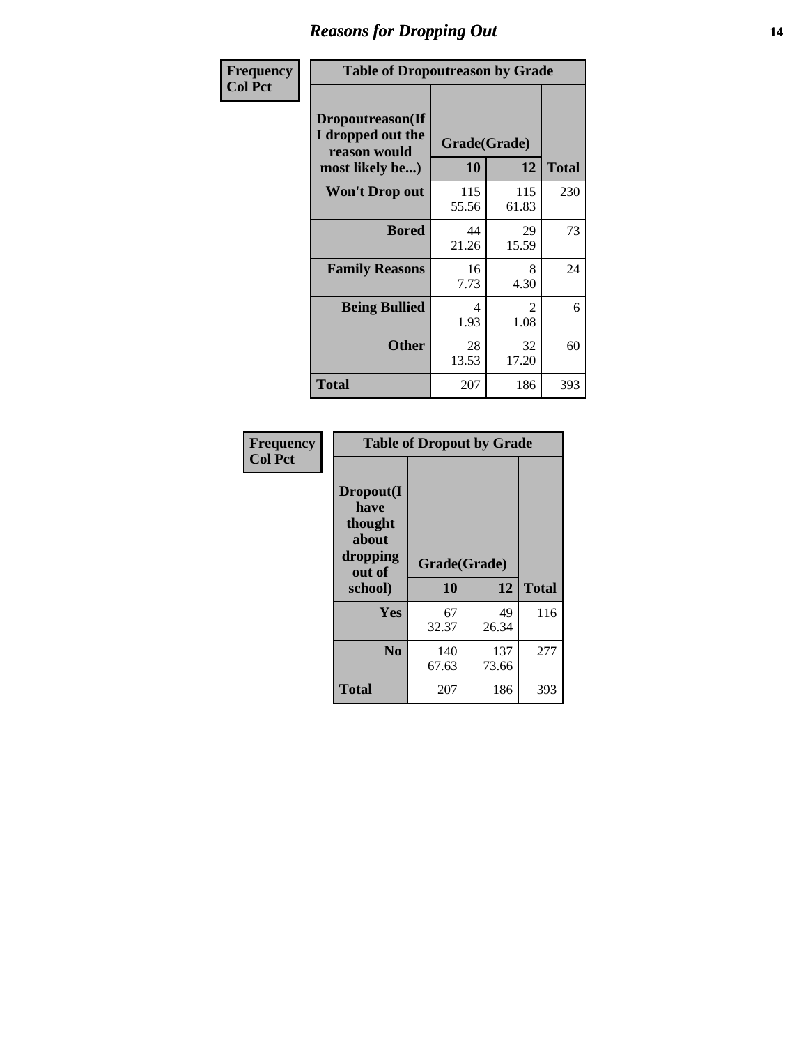# Reasons for Dropping Out

**Frequency**
**Col Pct**

| Table of Dropoutreason by Grade | | | |
|---|---|---|---|
| **Dropoutreason(If I dropped out the reason would most likely be...)** | **Grade(Grade)** | | **Total** |
| | **10** | **12** | |
| **Won't Drop out** | 115<br>55.56 | 115<br>61.83 | 230 |
| **Bored** | 44<br>21.26 | 29<br>15.59 | 73 |
| **Family Reasons** | 16<br>7.73 | 8<br>4.30 | 24 |
| **Being Bullied** | 4<br>1.93 | 2<br>1.08 | 6 |
| **Other** | 28<br>13.53 | 32<br>17.20 | 60 |
| **Total** | 207 | 186 | 393 |

**Frequency**
**Col Pct**

| Table of Dropout by Grade | | | |
|---|---|---|---|
| **Dropout(I have thought about dropping out of school)** | **Grade(Grade)** | | **Total** |
| | **10** | **12** | |
| **Yes** | 67<br>32.37 | 49<br>26.34 | 116 |
| **No** | 140<br>67.63 | 137<br>73.66 | 277 |
| **Total** | 207 | 186 | 393 |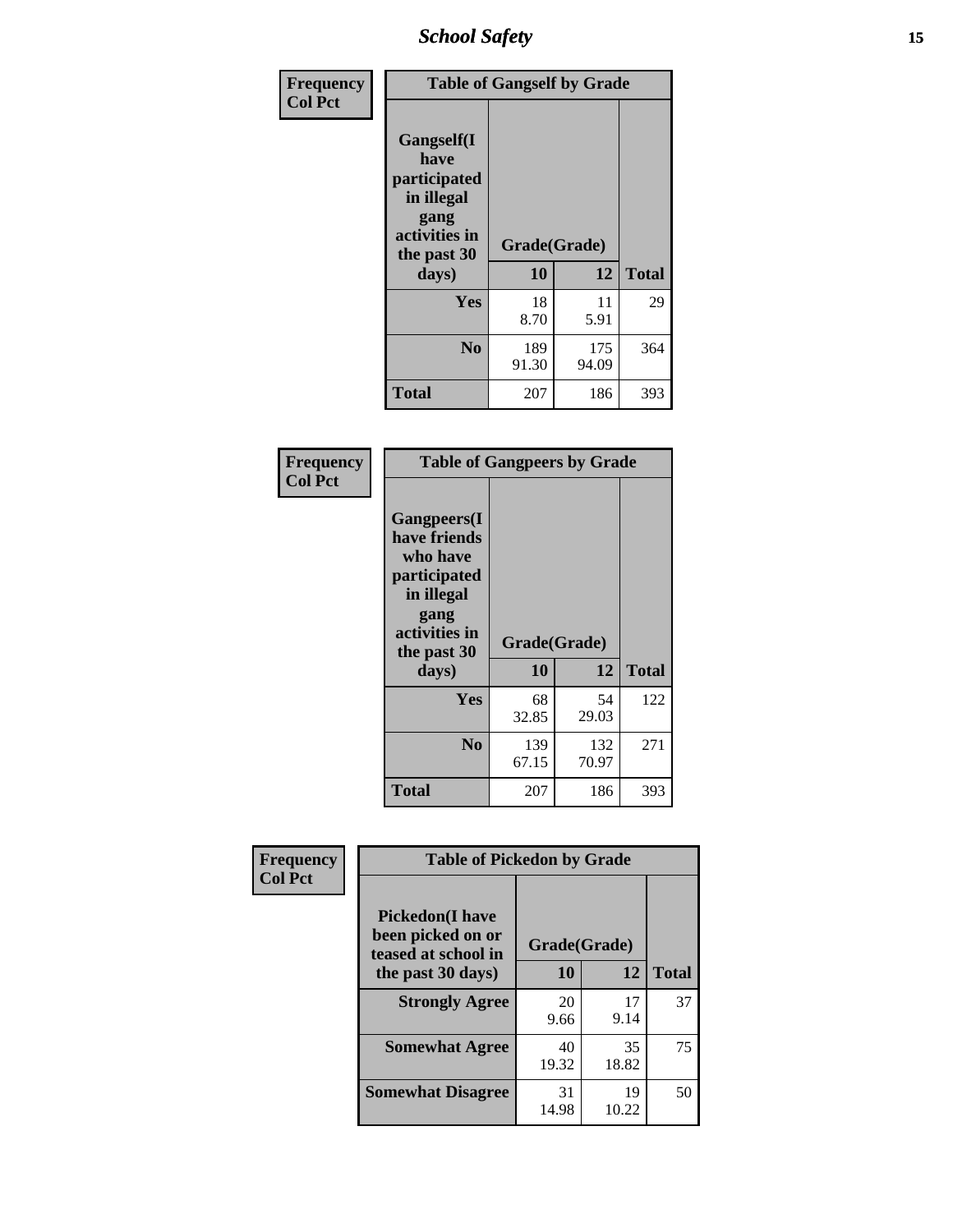| Frequency Col Pct | | | |
|---|---|---|---|

**Table of Gangself by Grade**

| Gangself(I have participated in illegal gang activities in the past 30 days) | Grade(Grade) 10 | 12 | Total |
|---|---|---|---|
| Yes | 18<br>8.70 | 11<br>5.91 | 29 |
| No | 189<br>91.30 | 175<br>94.09 | 364 |
| Total | 207 | 186 | 393 |

| Frequency Col Pct | | | |
|---|---|---|---|

**Table of Gangpeers by Grade**

| Gangpeers(I have friends who have participated in illegal gang activities in the past 30 days) | Grade(Grade) 10 | 12 | Total |
|---|---|---|---|
| Yes | 68<br>32.85 | 54<br>29.03 | 122 |
| No | 139<br>67.15 | 132<br>70.97 | 271 |
| Total | 207 | 186 | 393 |

| Frequency Col Pct | | | |
|---|---|---|---|

**Table of Pickedon by Grade**

| Pickedon(I have been picked on or teased at school in the past 30 days) | Grade(Grade) 10 | 12 | Total |
|---|---|---|---|
| Strongly Agree | 20<br>9.66 | 17<br>9.14 | 37 |
| Somewhat Agree | 40<br>19.32 | 35<br>18.82 | 75 |
| Somewhat Disagree | 31<br>14.98 | 19<br>10.22 | 50 |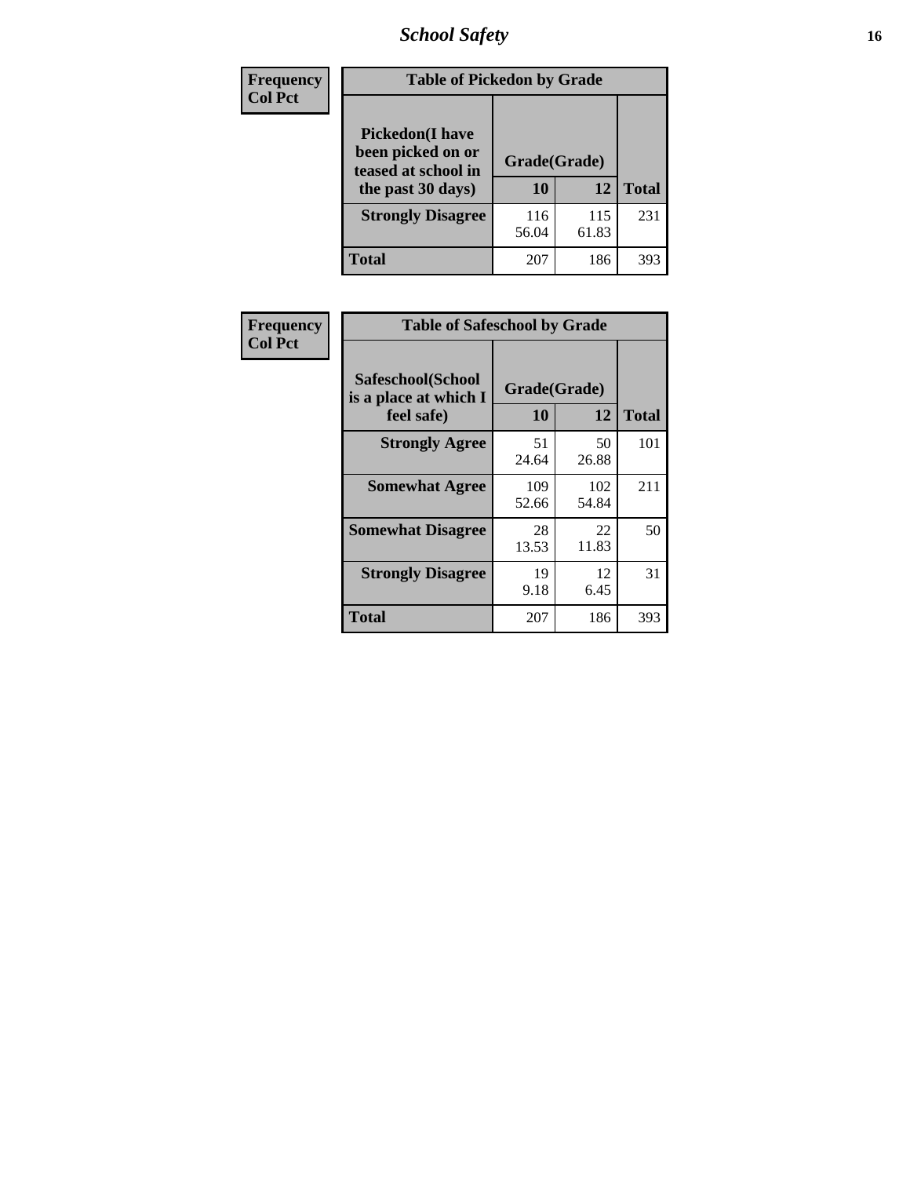| Frequency<br>Col Pct | Table of Pickedon by Grade | | |
|---|---|---|---|
| Pickedon(I have been picked on or teased at school in the past 30 days) | Grade(Grade) | | Total |
| | 10 | 12 | |
| Strongly Disagree | 116<br>56.04 | 115<br>61.83 | 231 |
| Total | 207 | 186 | 393 |

| Frequency<br>Col Pct | Table of Safeschool by Grade | | |
|---|---|---|---|
| Safeschool(School is a place at which I feel safe) | Grade(Grade) | | Total |
| | 10 | 12 | |
| Strongly Agree | 51<br>24.64 | 50<br>26.88 | 101 |
| Somewhat Agree | 109<br>52.66 | 102<br>54.84 | 211 |
| Somewhat Disagree | 28<br>13.53 | 22<br>11.83 | 50 |
| Strongly Disagree | 19<br>9.18 | 12<br>6.45 | 31 |
| Total | 207 | 186 | 393 |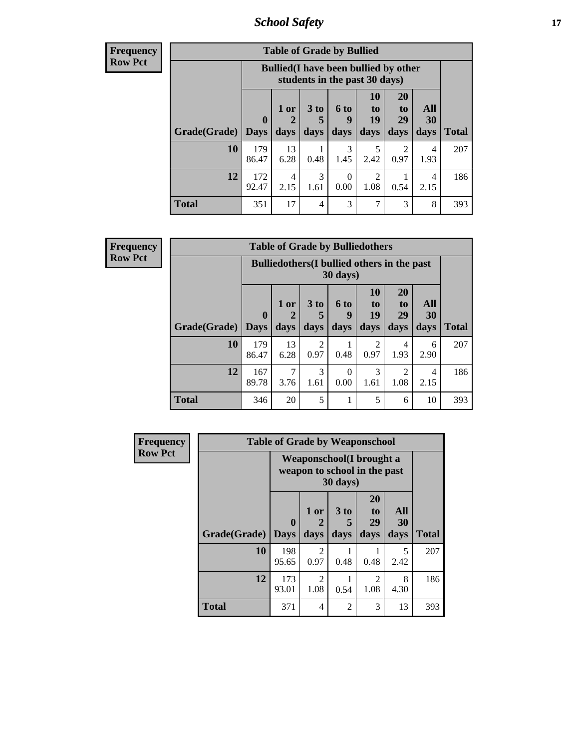**Frequency**
**Row Pct**

| Table of Grade by Bullied | | | | | | | | |
|---|---|---|---|---|---|---|---|---|
| | Bullied(I have been bullied by other students in the past 30 days) | | | | | | | |
| Grade(Grade) | 0 Days | 1 or 2 days | 3 to 5 days | 6 to 9 days | 10 to 19 days | 20 to 29 days | All 30 days | Total |
| 10 | 179<br>86.47 | 13<br>6.28 | 1<br>0.48 | 3<br>1.45 | 5<br>2.42 | 2<br>0.97 | 4<br>1.93 | 207 |
| 12 | 172<br>92.47 | 4<br>2.15 | 3<br>1.61 | 0<br>0.00 | 2<br>1.08 | 1<br>0.54 | 4<br>2.15 | 186 |
| Total | 351 | 17 | 4 | 3 | 7 | 3 | 8 | 393 |

**Frequency**
**Row Pct**

| Table of Grade by Bulliedothers | | | | | | | | |
|---|---|---|---|---|---|---|---|---|
| | Bulliedothers(I bullied others in the past 30 days) | | | | | | | |
| Grade(Grade) | 0 Days | 1 or 2 days | 3 to 5 days | 6 to 9 days | 10 to 19 days | 20 to 29 days | All 30 days | Total |
| 10 | 179<br>86.47 | 13<br>6.28 | 2<br>0.97 | 1<br>0.48 | 2<br>0.97 | 4<br>1.93 | 6<br>2.90 | 207 |
| 12 | 167<br>89.78 | 7<br>3.76 | 3<br>1.61 | 0<br>0.00 | 3<br>1.61 | 2<br>1.08 | 4<br>2.15 | 186 |
| Total | 346 | 20 | 5 | 1 | 5 | 6 | 10 | 393 |

**Frequency**
**Row Pct**

| Table of Grade by Weaponschool | | | | | | |
|---|---|---|---|---|---|---|
| | Weaponschool(I brought a weapon to school in the past 30 days) | | | | | |
| Grade(Grade) | 0 Days | 1 or 2 days | 3 to 5 days | 20 to 29 days | All 30 days | Total |
| 10 | 198<br>95.65 | 2<br>0.97 | 1<br>0.48 | 1<br>0.48 | 5<br>2.42 | 207 |
| 12 | 173<br>93.01 | 2<br>1.08 | 1<br>0.54 | 2<br>1.08 | 8<br>4.30 | 186 |
| Total | 371 | 4 | 2 | 3 | 13 | 393 |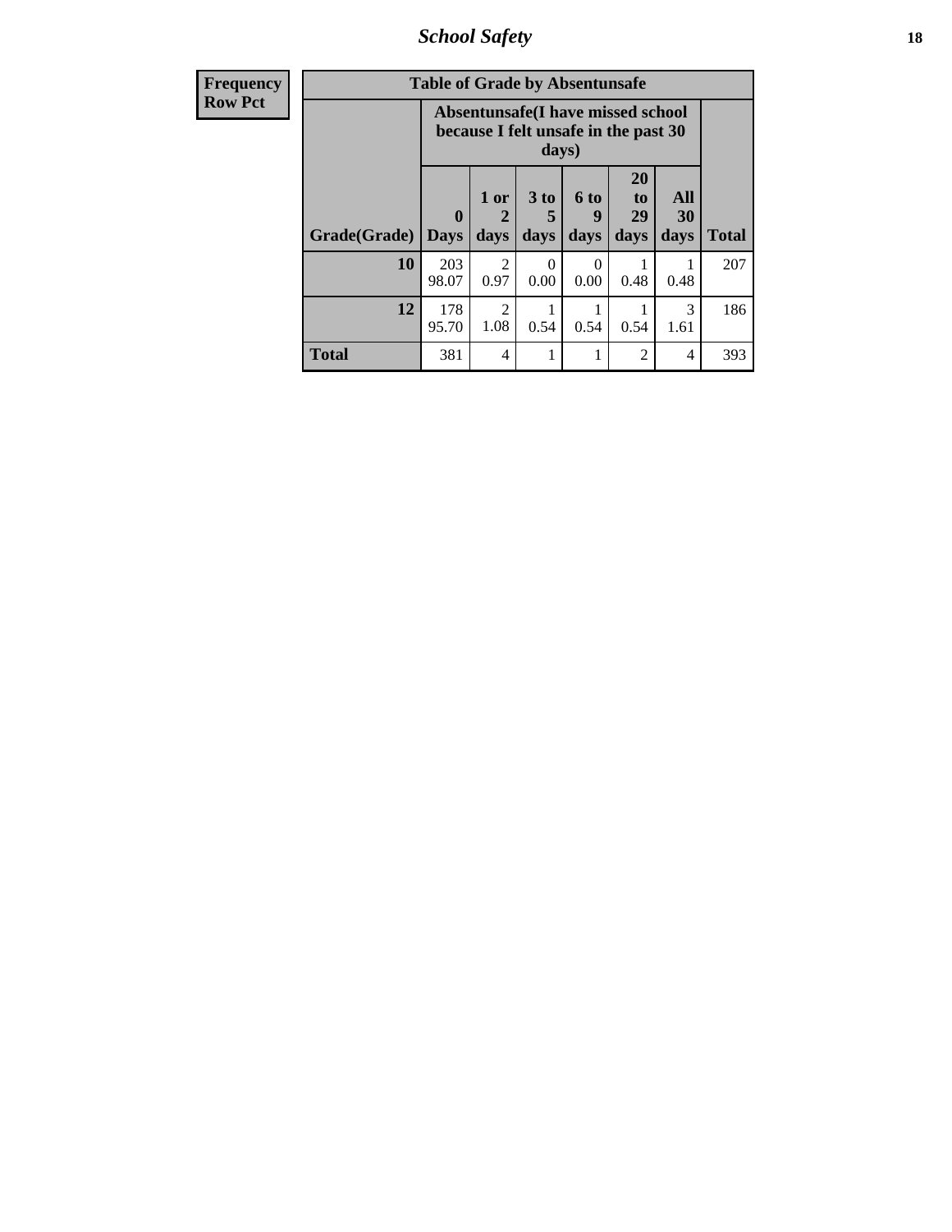| Frequency<br>Row Pct | Table of Grade by Absentunsafe | | | | | | |
|---|---|---|---|---|---|---|---|
| | Absentunsafe(I have missed school because I felt unsafe in the past 30 days) | | | | | | |
| Grade(Grade) | 0 Days | 1 or 2 days | 3 to 5 days | 6 to 9 days | 20 to 29 days | All 30 days | Total |
| **10** | 203<br>98.07 | 2<br>0.97 | 0<br>0.00 | 0<br>0.00 | 1<br>0.48 | 1<br>0.48 | 207 |
| **12** | 178<br>95.70 | 2<br>1.08 | 1<br>0.54 | 1<br>0.54 | 1<br>0.54 | 3<br>1.61 | 186 |
| **Total** | 381 | 4 | 1 | 1 | 2 | 4 | 393 |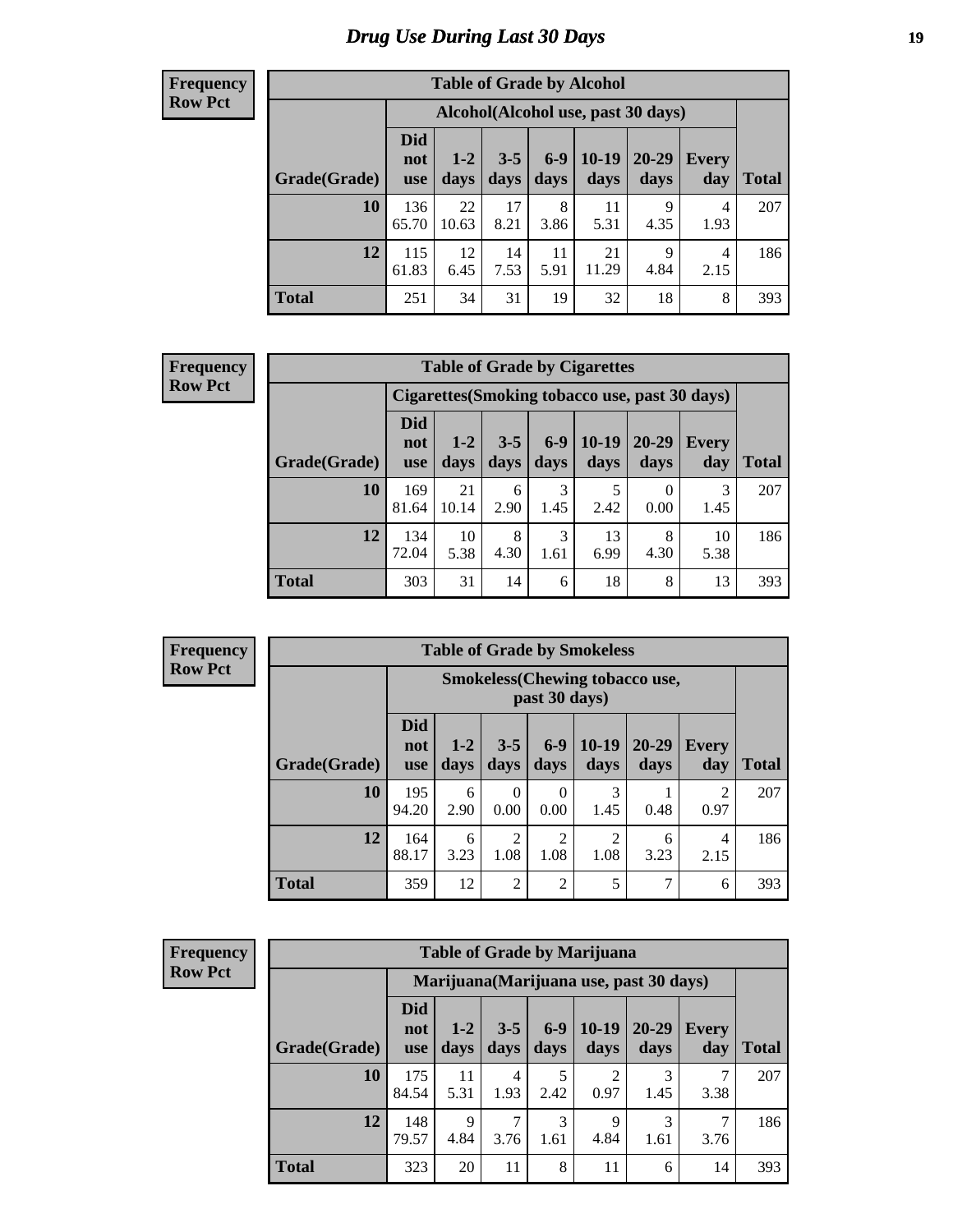# Drug Use During Last 30 Days

**Frequency**
**Row Pct**

| Table of Grade by Alcohol | | | | | | | | |
|---|---|---|---|---|---|---|---|---|
| | Alcohol(Alcohol use, past 30 days) | | | | | | | |
| Grade(Grade) | Did not use | 1-2 days | 3-5 days | 6-9 days | 10-19 days | 20-29 days | Every day | Total |
| **10** | 136<br>65.70 | 22<br>10.63 | 17<br>8.21 | 8<br>3.86 | 11<br>5.31 | 9<br>4.35 | 4<br>1.93 | 207 |
| **12** | 115<br>61.83 | 12<br>6.45 | 14<br>7.53 | 11<br>5.91 | 21<br>11.29 | 9<br>4.84 | 4<br>2.15 | 186 |
| **Total** | 251 | 34 | 31 | 19 | 32 | 18 | 8 | 393 |

**Frequency**
**Row Pct**

| Table of Grade by Cigarettes | | | | | | | | |
|---|---|---|---|---|---|---|---|---|
| | Cigarettes(Smoking tobacco use, past 30 days) | | | | | | | |
| Grade(Grade) | Did not use | 1-2 days | 3-5 days | 6-9 days | 10-19 days | 20-29 days | Every day | Total |
| **10** | 169<br>81.64 | 21<br>10.14 | 6<br>2.90 | 3<br>1.45 | 5<br>2.42 | 0<br>0.00 | 3<br>1.45 | 207 |
| **12** | 134<br>72.04 | 10<br>5.38 | 8<br>4.30 | 3<br>1.61 | 13<br>6.99 | 8<br>4.30 | 10<br>5.38 | 186 |
| **Total** | 303 | 31 | 14 | 6 | 18 | 8 | 13 | 393 |

**Frequency**
**Row Pct**

| Table of Grade by Smokeless | | | | | | | | |
|---|---|---|---|---|---|---|---|---|
| | Smokeless(Chewing tobacco use, past 30 days) | | | | | | | |
| Grade(Grade) | Did not use | 1-2 days | 3-5 days | 6-9 days | 10-19 days | 20-29 days | Every day | Total |
| **10** | 195<br>94.20 | 6<br>2.90 | 0<br>0.00 | 0<br>0.00 | 3<br>1.45 | 1<br>0.48 | 2<br>0.97 | 207 |
| **12** | 164<br>88.17 | 6<br>3.23 | 2<br>1.08 | 2<br>1.08 | 2<br>1.08 | 6<br>3.23 | 4<br>2.15 | 186 |
| **Total** | 359 | 12 | 2 | 2 | 5 | 7 | 6 | 393 |

**Frequency**
**Row Pct**

| Table of Grade by Marijuana | | | | | | | | |
|---|---|---|---|---|---|---|---|---|
| | Marijuana(Marijuana use, past 30 days) | | | | | | | |
| Grade(Grade) | Did not use | 1-2 days | 3-5 days | 6-9 days | 10-19 days | 20-29 days | Every day | Total |
| **10** | 175<br>84.54 | 11<br>5.31 | 4<br>1.93 | 5<br>2.42 | 2<br>0.97 | 3<br>1.45 | 7<br>3.38 | 207 |
| **12** | 148<br>79.57 | 9<br>4.84 | 7<br>3.76 | 3<br>1.61 | 9<br>4.84 | 3<br>1.61 | 7<br>3.76 | 186 |
| **Total** | 323 | 20 | 11 | 8 | 11 | 6 | 14 | 393 |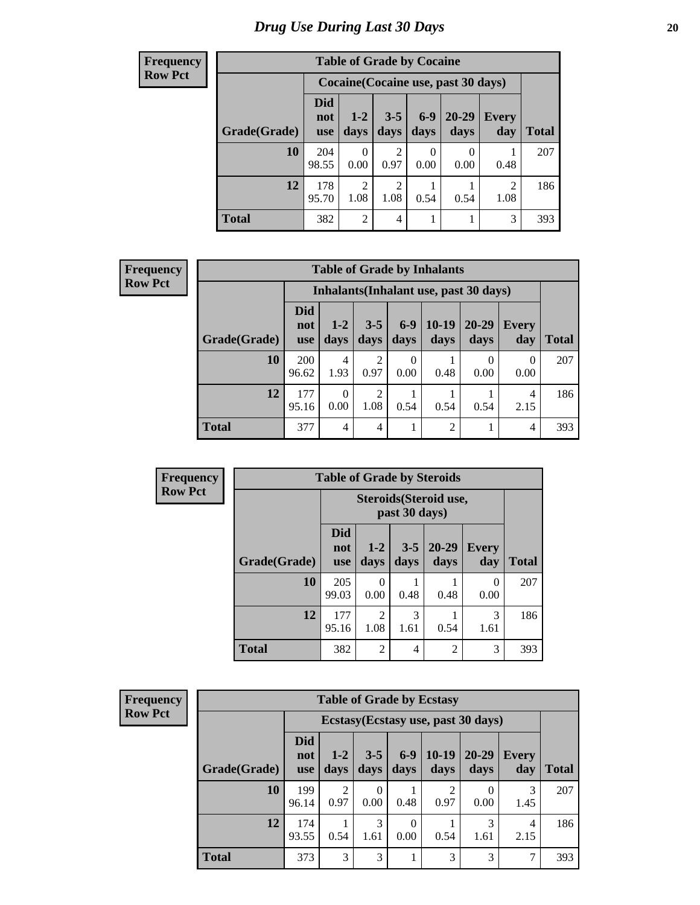# Drug Use During Last 30 Days

**Frequency**
**Row Pct**

| Table of Grade by Cocaine | | | | | | | |
|---|---|---|---|---|---|---|---|
| | Cocaine(Cocaine use, past 30 days) | | | | | | |
| Grade(Grade) | Did not use | 1-2 days | 3-5 days | 6-9 days | 20-29 days | Every day | Total |
| 10 | 204<br>98.55 | 0<br>0.00 | 2<br>0.97 | 0<br>0.00 | 0<br>0.00 | 1<br>0.48 | 207 |
| 12 | 178<br>95.70 | 2<br>1.08 | 2<br>1.08 | 1<br>0.54 | 1<br>0.54 | 2<br>1.08 | 186 |
| Total | 382 | 2 | 4 | 1 | 1 | 3 | 393 |

**Frequency**
**Row Pct**

| Table of Grade by Inhalants | | | | | | | | |
|---|---|---|---|---|---|---|---|---|
| | Inhalants(Inhalant use, past 30 days) | | | | | | | |
| Grade(Grade) | Did not use | 1-2 days | 3-5 days | 6-9 days | 10-19 days | 20-29 days | Every day | Total |
| 10 | 200<br>96.62 | 4<br>1.93 | 2<br>0.97 | 0<br>0.00 | 1<br>0.48 | 0<br>0.00 | 0<br>0.00 | 207 |
| 12 | 177<br>95.16 | 0<br>0.00 | 2<br>1.08 | 1<br>0.54 | 1<br>0.54 | 1<br>0.54 | 4<br>2.15 | 186 |
| Total | 377 | 4 | 4 | 1 | 2 | 1 | 4 | 393 |

**Frequency**
**Row Pct**

| Table of Grade by Steroids | | | | | | |
|---|---|---|---|---|---|---|
| | Steroids(Steroid use, past 30 days) | | | | | |
| Grade(Grade) | Did not use | 1-2 days | 3-5 days | 20-29 days | Every day | Total |
| 10 | 205<br>99.03 | 0<br>0.00 | 1<br>0.48 | 1<br>0.48 | 0<br>0.00 | 207 |
| 12 | 177<br>95.16 | 2<br>1.08 | 3<br>1.61 | 1<br>0.54 | 3<br>1.61 | 186 |
| Total | 382 | 2 | 4 | 2 | 3 | 393 |

**Frequency**
**Row Pct**

| Table of Grade by Ecstasy | | | | | | | | |
|---|---|---|---|---|---|---|---|---|
| | Ecstasy(Ecstasy use, past 30 days) | | | | | | | |
| Grade(Grade) | Did not use | 1-2 days | 3-5 days | 6-9 days | 10-19 days | 20-29 days | Every day | Total |
| 10 | 199<br>96.14 | 2<br>0.97 | 0<br>0.00 | 1<br>0.48 | 2<br>0.97 | 0<br>0.00 | 3<br>1.45 | 207 |
| 12 | 174<br>93.55 | 1<br>0.54 | 3<br>1.61 | 0<br>0.00 | 1<br>0.54 | 3<br>1.61 | 4<br>2.15 | 186 |
| Total | 373 | 3 | 3 | 1 | 3 | 3 | 7 | 393 |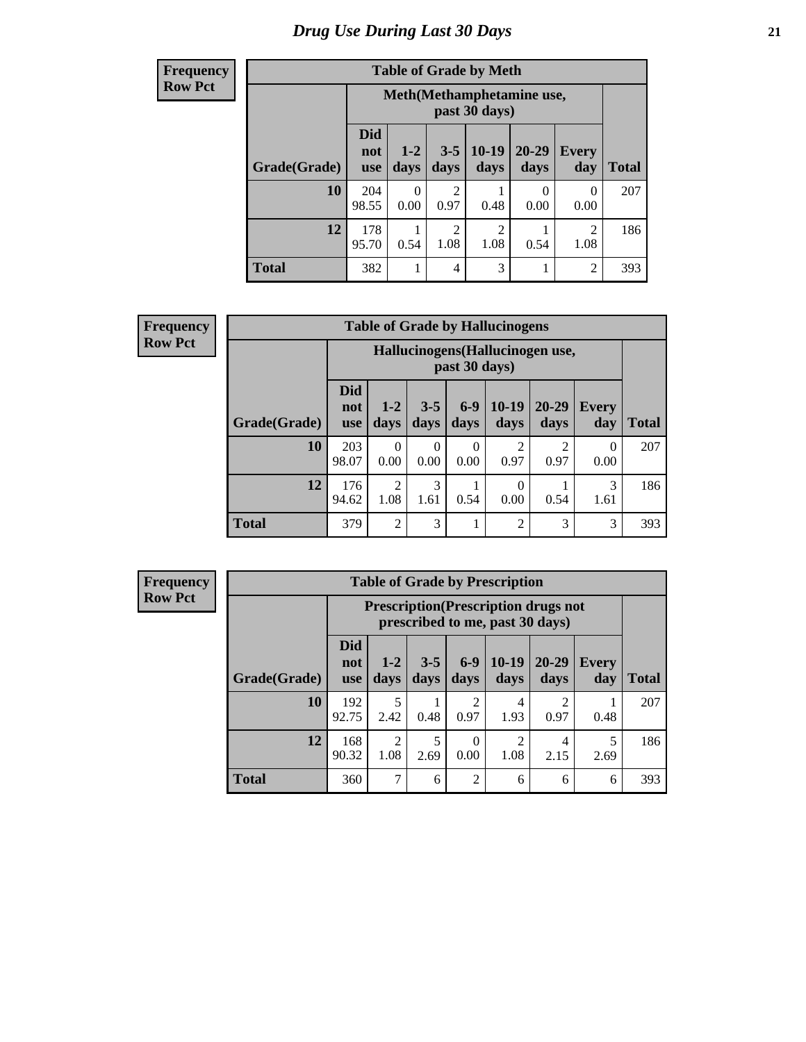# Drug Use During Last 30 Days

| Frequency<br>Row Pct | | | | | | | |
|---|---|---|---|---|---|---|---|
| **Table of Grade by Meth** | | | | | | | |
| | **Meth(Methamphetamine use, past 30 days)** | | | | | | |
| **Grade(Grade)** | **Did not use** | **1-2 days** | **3-5 days** | **10-19 days** | **20-29 days** | **Every day** | **Total** |
| **10** | 204<br>98.55 | 0<br>0.00 | 2<br>0.97 | 1<br>0.48 | 0<br>0.00 | 0<br>0.00 | 207 |
| **12** | 178<br>95.70 | 1<br>0.54 | 2<br>1.08 | 2<br>1.08 | 1<br>0.54 | 2<br>1.08 | 186 |
| **Total** | 382 | 1 | 4 | 3 | 1 | 2 | 393 |

| Frequency<br>Row Pct | | | | | | | | |
|---|---|---|---|---|---|---|---|---|
| **Table of Grade by Hallucinogens** | | | | | | | | |
| | **Hallucinogens(Hallucinogen use, past 30 days)** | | | | | | | |
| **Grade(Grade)** | **Did not use** | **1-2 days** | **3-5 days** | **6-9 days** | **10-19 days** | **20-29 days** | **Every day** | **Total** |
| **10** | 203<br>98.07 | 0<br>0.00 | 0<br>0.00 | 0<br>0.00 | 2<br>0.97 | 2<br>0.97 | 0<br>0.00 | 207 |
| **12** | 176<br>94.62 | 2<br>1.08 | 3<br>1.61 | 1<br>0.54 | 0<br>0.00 | 1<br>0.54 | 3<br>1.61 | 186 |
| **Total** | 379 | 2 | 3 | 1 | 2 | 3 | 3 | 393 |

| Frequency<br>Row Pct | | | | | | | | |
|---|---|---|---|---|---|---|---|---|
| **Table of Grade by Prescription** | | | | | | | | |
| | **Prescription(Prescription drugs not prescribed to me, past 30 days)** | | | | | | | |
| **Grade(Grade)** | **Did not use** | **1-2 days** | **3-5 days** | **6-9 days** | **10-19 days** | **20-29 days** | **Every day** | **Total** |
| **10** | 192<br>92.75 | 5<br>2.42 | 1<br>0.48 | 2<br>0.97 | 4<br>1.93 | 2<br>0.97 | 1<br>0.48 | 207 |
| **12** | 168<br>90.32 | 2<br>1.08 | 5<br>2.69 | 0<br>0.00 | 2<br>1.08 | 4<br>2.15 | 5<br>2.69 | 186 |
| **Total** | 360 | 7 | 6 | 2 | 6 | 6 | 6 | 393 |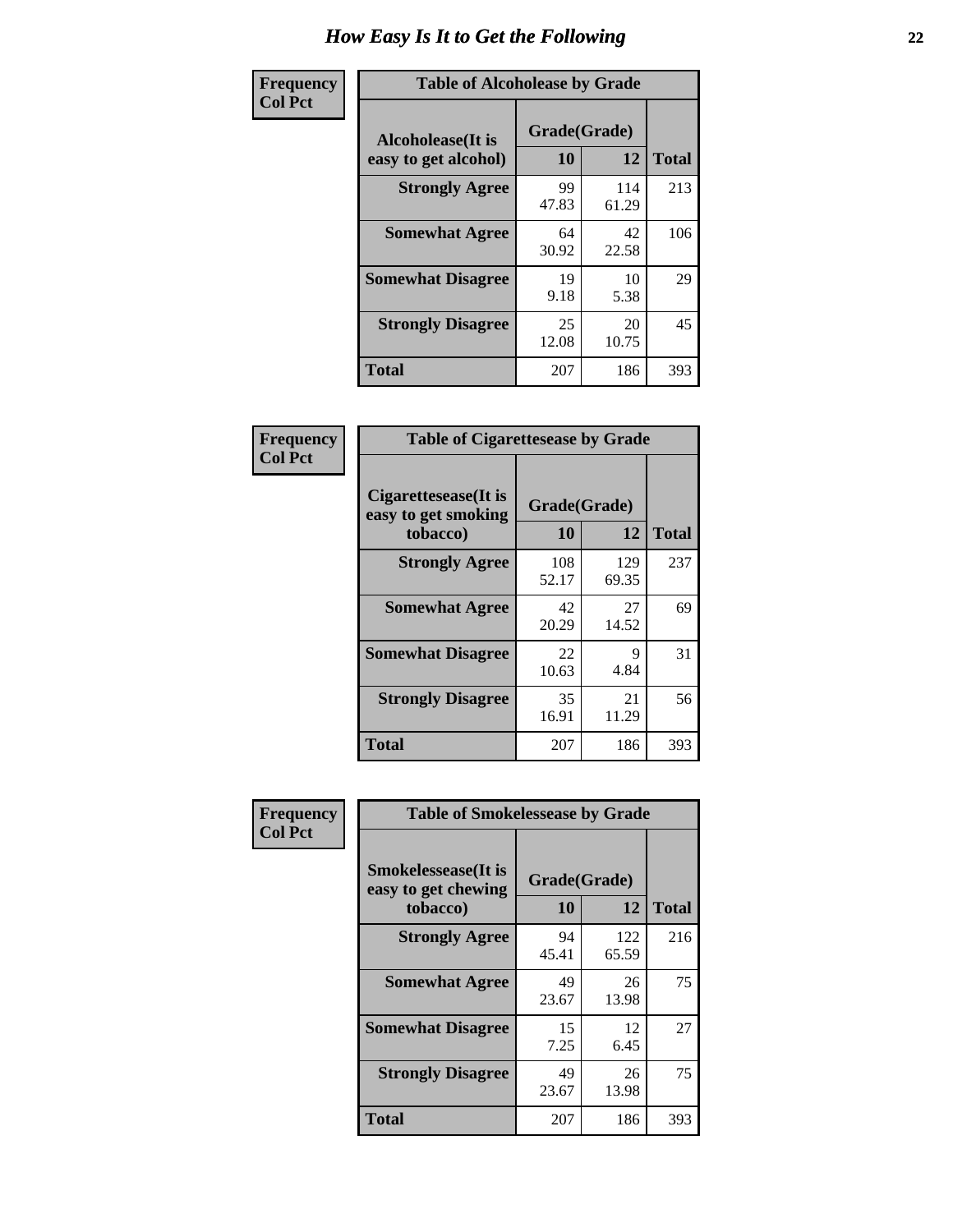# How Easy Is It to Get the Following

**Frequency**
**Col Pct**

| Table of Alcoholease by Grade | | | |
|---|---|---|---|
| **Alcoholease(It is easy to get alcohol)** | **Grade(Grade)** | | **Total** |
| | **10** | **12** | |
| **Strongly Agree** | 99<br>47.83 | 114<br>61.29 | 213 |
| **Somewhat Agree** | 64<br>30.92 | 42<br>22.58 | 106 |
| **Somewhat Disagree** | 19<br>9.18 | 10<br>5.38 | 29 |
| **Strongly Disagree** | 25<br>12.08 | 20<br>10.75 | 45 |
| **Total** | 207 | 186 | 393 |

**Frequency**
**Col Pct**

| Table of Cigarettesease by Grade | | | |
|---|---|---|---|
| **Cigarettesease(It is easy to get smoking tobacco)** | **Grade(Grade)** | | **Total** |
| | **10** | **12** | |
| **Strongly Agree** | 108<br>52.17 | 129<br>69.35 | 237 |
| **Somewhat Agree** | 42<br>20.29 | 27<br>14.52 | 69 |
| **Somewhat Disagree** | 22<br>10.63 | 9<br>4.84 | 31 |
| **Strongly Disagree** | 35<br>16.91 | 21<br>11.29 | 56 |
| **Total** | 207 | 186 | 393 |

**Frequency**
**Col Pct**

| Table of Smokelessease by Grade | | | |
|---|---|---|---|
| **Smokelessease(It is easy to get chewing tobacco)** | **Grade(Grade)** | | **Total** |
| | **10** | **12** | |
| **Strongly Agree** | 94<br>45.41 | 122<br>65.59 | 216 |
| **Somewhat Agree** | 49<br>23.67 | 26<br>13.98 | 75 |
| **Somewhat Disagree** | 15<br>7.25 | 12<br>6.45 | 27 |
| **Strongly Disagree** | 49<br>23.67 | 26<br>13.98 | 75 |
| **Total** | 207 | 186 | 393 |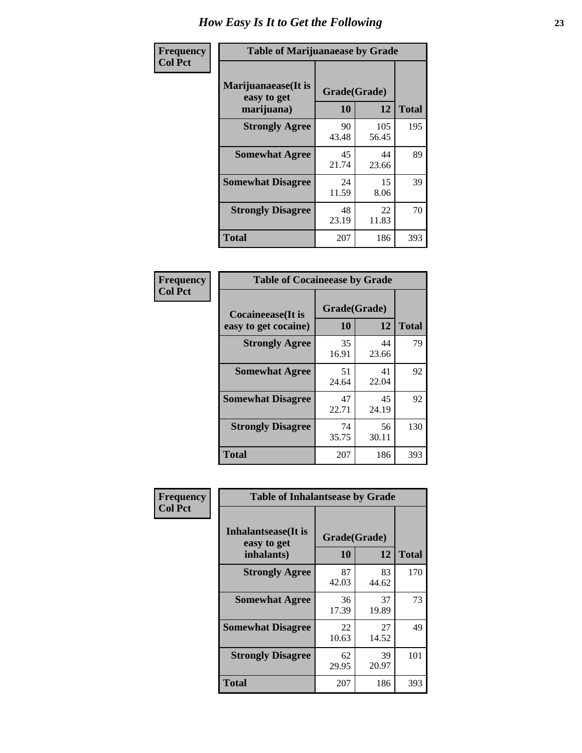# How Easy Is It to Get the Following

**Frequency Col Pct**

**Table of Marijuanaease by Grade**

| Marijuanaease(It is easy to get marijuana) | Grade(Grade) | | Total |
|---|---|---|---|
| | 10 | 12 | |
| **Strongly Agree** | 90<br>43.48 | 105<br>56.45 | 195 |
| **Somewhat Agree** | 45<br>21.74 | 44<br>23.66 | 89 |
| **Somewhat Disagree** | 24<br>11.59 | 15<br>8.06 | 39 |
| **Strongly Disagree** | 48<br>23.19 | 22<br>11.83 | 70 |
| **Total** | 207 | 186 | 393 |

**Frequency Col Pct**

**Table of Cocaineease by Grade**

| Cocaineease(It is easy to get cocaine) | Grade(Grade) | | Total |
|---|---|---|---|
| | 10 | 12 | |
| **Strongly Agree** | 35<br>16.91 | 44<br>23.66 | 79 |
| **Somewhat Agree** | 51<br>24.64 | 41<br>22.04 | 92 |
| **Somewhat Disagree** | 47<br>22.71 | 45<br>24.19 | 92 |
| **Strongly Disagree** | 74<br>35.75 | 56<br>30.11 | 130 |
| **Total** | 207 | 186 | 393 |

**Frequency Col Pct**

**Table of Inhalantsease by Grade**

| Inhalantsease(It is easy to get inhalants) | Grade(Grade) | | Total |
|---|---|---|---|
| | 10 | 12 | |
| **Strongly Agree** | 87<br>42.03 | 83<br>44.62 | 170 |
| **Somewhat Agree** | 36<br>17.39 | 37<br>19.89 | 73 |
| **Somewhat Disagree** | 22<br>10.63 | 27<br>14.52 | 49 |
| **Strongly Disagree** | 62<br>29.95 | 39<br>20.97 | 101 |
| **Total** | 207 | 186 | 393 |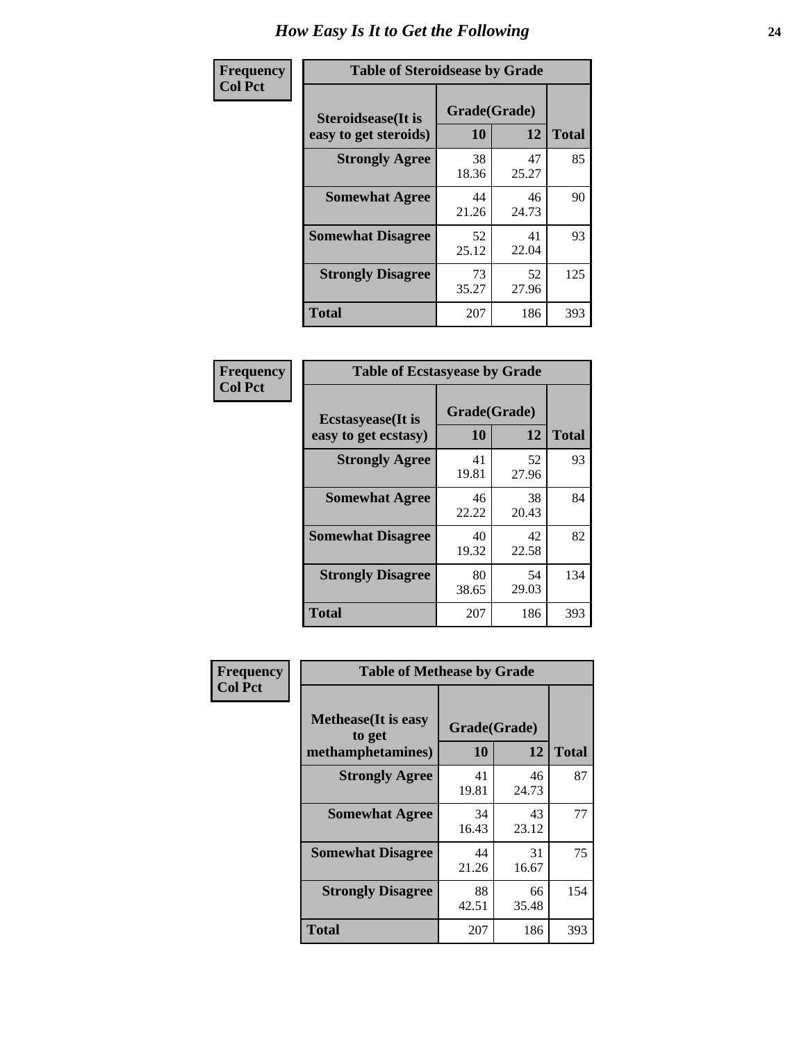# How Easy Is It to Get the Following

**Frequency**
**Col Pct**

**Table of Steroidsease by Grade**

| Steroidsease(It is easy to get steroids) | Grade(Grade) 10 | 12 | Total |
|---|---|---|---|
| **Strongly Agree** | 38<br>18.36 | 47<br>25.27 | 85 |
| **Somewhat Agree** | 44<br>21.26 | 46<br>24.73 | 90 |
| **Somewhat Disagree** | 52<br>25.12 | 41<br>22.04 | 93 |
| **Strongly Disagree** | 73<br>35.27 | 52<br>27.96 | 125 |
| **Total** | 207 | 186 | 393 |

**Frequency**
**Col Pct**

**Table of Ecstasyease by Grade**

| Ecstasyease(It is easy to get ecstasy) | Grade(Grade) 10 | 12 | Total |
|---|---|---|---|
| **Strongly Agree** | 41<br>19.81 | 52<br>27.96 | 93 |
| **Somewhat Agree** | 46<br>22.22 | 38<br>20.43 | 84 |
| **Somewhat Disagree** | 40<br>19.32 | 42<br>22.58 | 82 |
| **Strongly Disagree** | 80<br>38.65 | 54<br>29.03 | 134 |
| **Total** | 207 | 186 | 393 |

**Frequency**
**Col Pct**

**Table of Methease by Grade**

| Methease(It is easy to get methamphetamines) | Grade(Grade) 10 | 12 | Total |
|---|---|---|---|
| **Strongly Agree** | 41<br>19.81 | 46<br>24.73 | 87 |
| **Somewhat Agree** | 34<br>16.43 | 43<br>23.12 | 77 |
| **Somewhat Disagree** | 44<br>21.26 | 31<br>16.67 | 75 |
| **Strongly Disagree** | 88<br>42.51 | 66<br>35.48 | 154 |
| **Total** | 207 | 186 | 393 |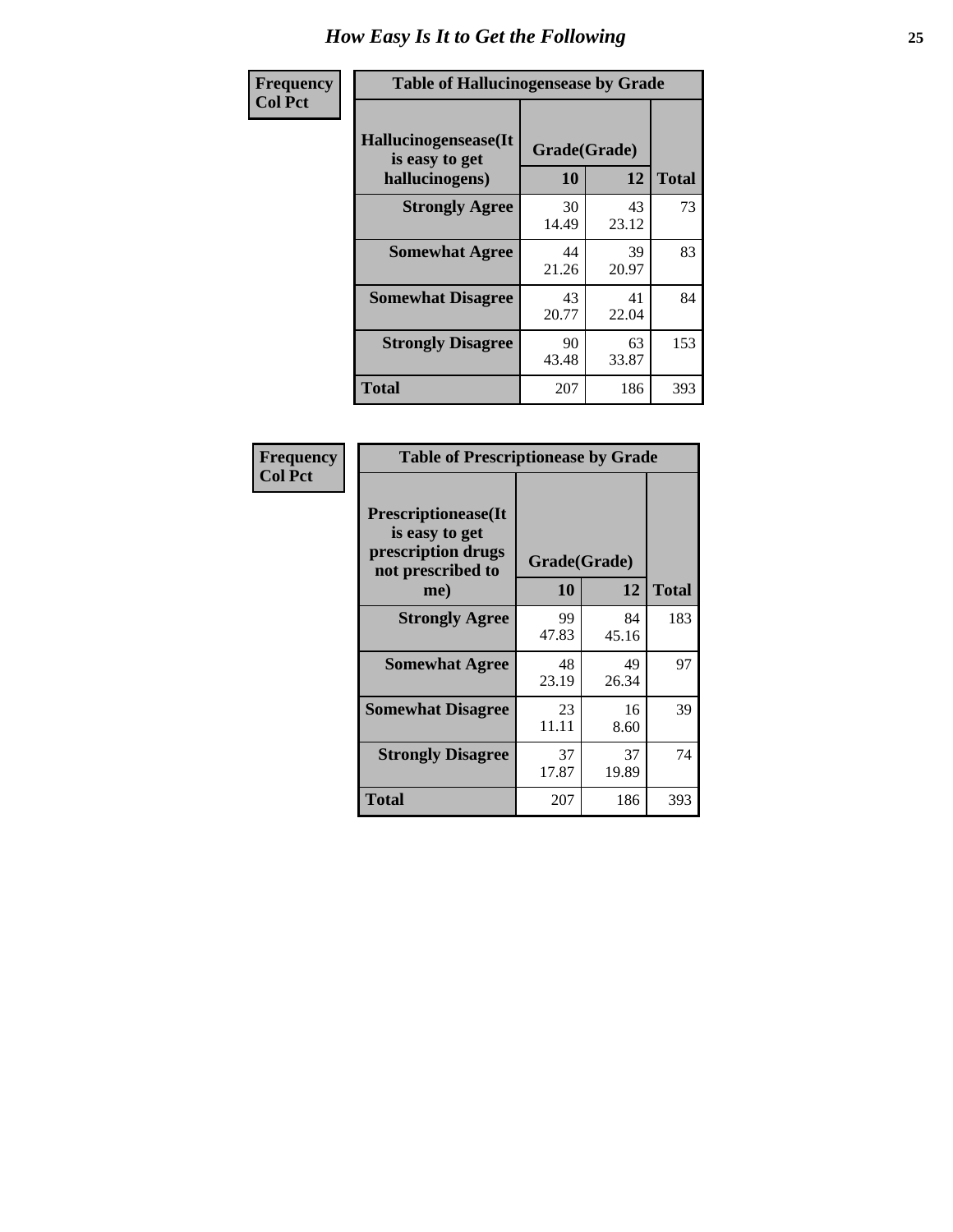# How Easy Is It to Get the Following

**Frequency**
**Col Pct**

| Table of Hallucinogensease by Grade | | | |
|---|---|---|---|
| **Hallucinogensease(It is easy to get hallucinogens)** | **Grade(Grade)** | | |
| | **10** | **12** | **Total** |
| **Strongly Agree** | 30<br>14.49 | 43<br>23.12 | 73 |
| **Somewhat Agree** | 44<br>21.26 | 39<br>20.97 | 83 |
| **Somewhat Disagree** | 43<br>20.77 | 41<br>22.04 | 84 |
| **Strongly Disagree** | 90<br>43.48 | 63<br>33.87 | 153 |
| **Total** | 207 | 186 | 393 |

**Frequency**
**Col Pct**

| Table of Prescriptionease by Grade | | | |
|---|---|---|---|
| **Prescriptionease(It is easy to get prescription drugs not prescribed to me)** | **Grade(Grade)** | | |
| | **10** | **12** | **Total** |
| **Strongly Agree** | 99<br>47.83 | 84<br>45.16 | 183 |
| **Somewhat Agree** | 48<br>23.19 | 49<br>26.34 | 97 |
| **Somewhat Disagree** | 23<br>11.11 | 16<br>8.60 | 39 |
| **Strongly Disagree** | 37<br>17.87 | 37<br>19.89 | 74 |
| **Total** | 207 | 186 | 393 |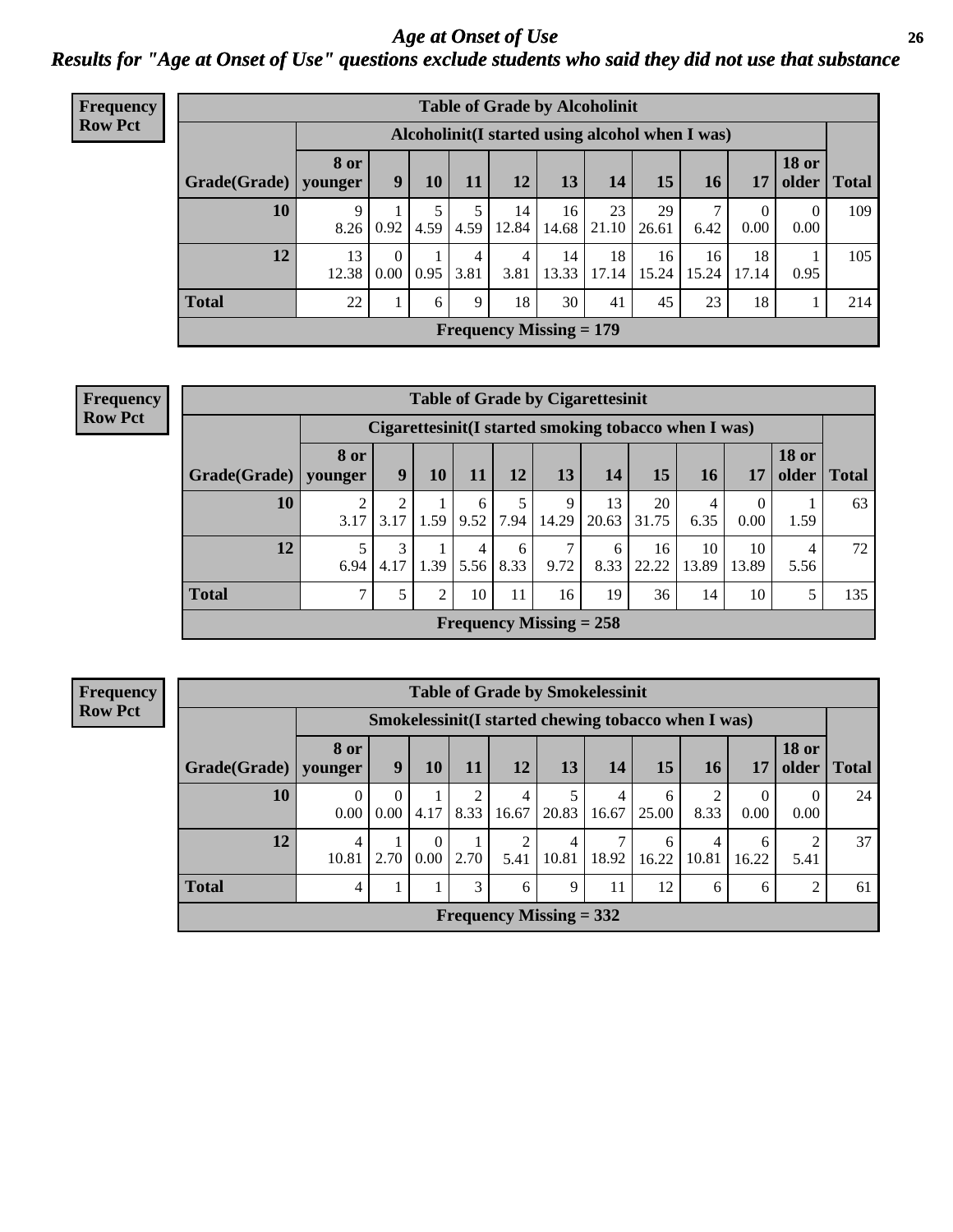# Age at Onset of Use

## Results for "Age at Onset of Use" questions exclude students who said they did not use that substance

**Frequency**
**Row Pct**

**Table of Grade by Alcoholinit**

| | Alcoholinit(I started using alcohol when I was) | | | | | | | | | | | |
|---|---|---|---|---|---|---|---|---|---|---|---|---|
| **Grade(Grade)** | **8 or younger** | **9** | **10** | **11** | **12** | **13** | **14** | **15** | **16** | **17** | **18 or older** | **Total** |
| **10** | 9<br>8.26 | 1<br>0.92 | 5<br>4.59 | 5<br>4.59 | 14<br>12.84 | 16<br>14.68 | 23<br>21.10 | 29<br>26.61 | 7<br>6.42 | 0<br>0.00 | 0<br>0.00 | 109 |
| **12** | 13<br>12.38 | 0<br>0.00 | 1<br>0.95 | 4<br>3.81 | 4<br>3.81 | 14<br>13.33 | 18<br>17.14 | 16<br>15.24 | 16<br>15.24 | 18<br>17.14 | 1<br>0.95 | 105 |
| **Total** | 22 | 1 | 6 | 9 | 18 | 30 | 41 | 45 | 23 | 18 | 1 | 214 |

**Frequency Missing = 179**

**Frequency**
**Row Pct**

**Table of Grade by Cigarettesinit**

| | Cigarettesinit(I started smoking tobacco when I was) | | | | | | | | | | | |
|---|---|---|---|---|---|---|---|---|---|---|---|---|
| **Grade(Grade)** | **8 or younger** | **9** | **10** | **11** | **12** | **13** | **14** | **15** | **16** | **17** | **18 or older** | **Total** |
| **10** | 2<br>3.17 | 2<br>3.17 | 1<br>1.59 | 6<br>9.52 | 5<br>7.94 | 9<br>14.29 | 13<br>20.63 | 20<br>31.75 | 4<br>6.35 | 0<br>0.00 | 1<br>1.59 | 63 |
| **12** | 5<br>6.94 | 3<br>4.17 | 1<br>1.39 | 4<br>5.56 | 6<br>8.33 | 7<br>9.72 | 6<br>8.33 | 16<br>22.22 | 10<br>13.89 | 10<br>13.89 | 4<br>5.56 | 72 |
| **Total** | 7 | 5 | 2 | 10 | 11 | 16 | 19 | 36 | 14 | 10 | 5 | 135 |

**Frequency Missing = 258**

**Frequency**
**Row Pct**

**Table of Grade by Smokelessinit**

| | Smokelessinit(I started chewing tobacco when I was) | | | | | | | | | | | |
|---|---|---|---|---|---|---|---|---|---|---|---|---|
| **Grade(Grade)** | **8 or younger** | **9** | **10** | **11** | **12** | **13** | **14** | **15** | **16** | **17** | **18 or older** | **Total** |
| **10** | 0<br>0.00 | 0<br>0.00 | 1<br>4.17 | 2<br>8.33 | 4<br>16.67 | 5<br>20.83 | 4<br>16.67 | 6<br>25.00 | 2<br>8.33 | 0<br>0.00 | 0<br>0.00 | 24 |
| **12** | 4<br>10.81 | 1<br>2.70 | 0<br>0.00 | 1<br>2.70 | 2<br>5.41 | 4<br>10.81 | 7<br>18.92 | 6<br>16.22 | 4<br>10.81 | 6<br>16.22 | 2<br>5.41 | 37 |
| **Total** | 4 | 1 | 1 | 3 | 6 | 9 | 11 | 12 | 6 | 6 | 2 | 61 |

**Frequency Missing = 332**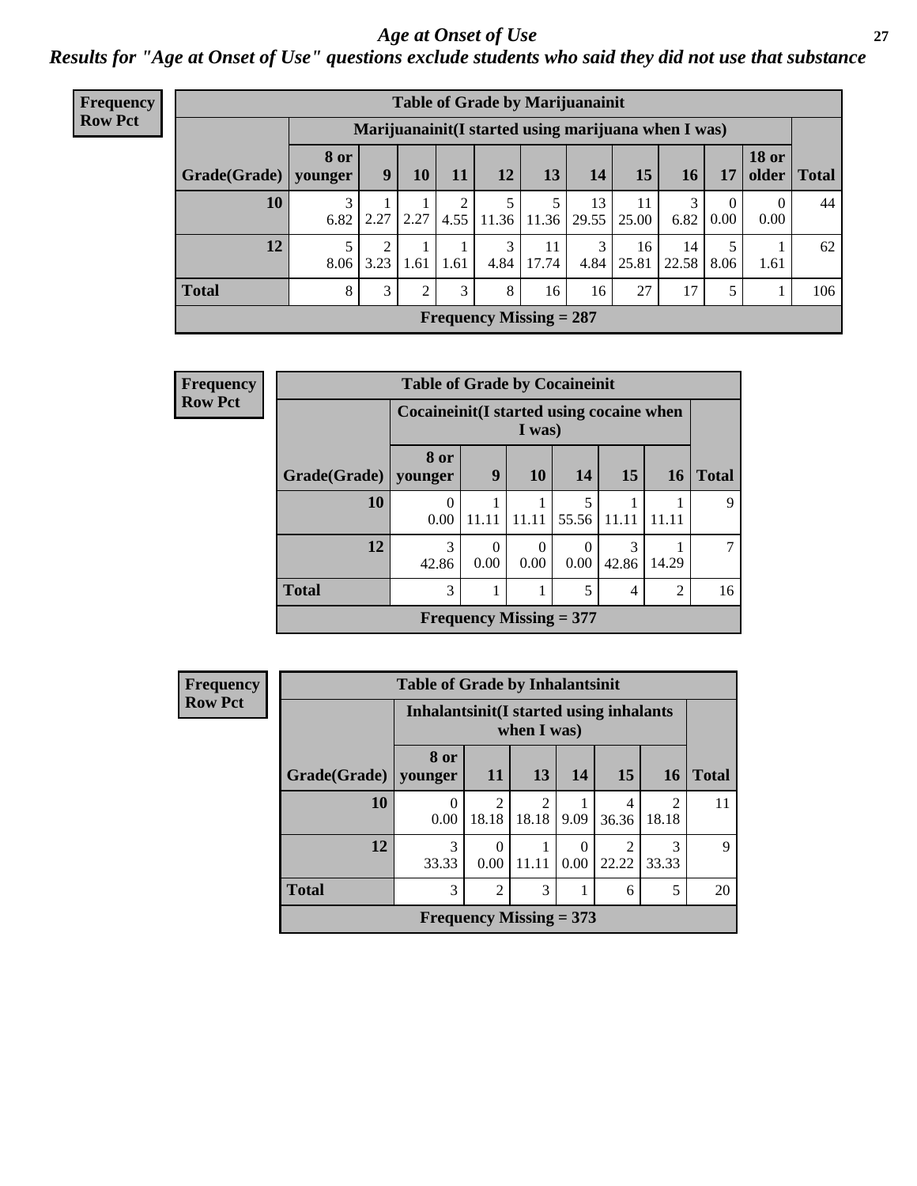# *Age at Onset of Use*

***Results for "Age at Onset of Use" questions exclude students who said they did not use that substance***

**Frequency Row Pct**

| Table of Grade by Marijuanainit | | | | | | | | | | | | |
|---|---|---|---|---|---|---|---|---|---|---|---|---|
| | Marijuanainit(I started using marijuana when I was) | | | | | | | | | | | |
| Grade(Grade) | 8 or younger | 9 | 10 | 11 | 12 | 13 | 14 | 15 | 16 | 17 | 18 or older | Total |
| 10 | 3<br>6.82 | 1<br>2.27 | 1<br>2.27 | 2<br>4.55 | 5<br>11.36 | 5<br>11.36 | 13<br>29.55 | 11<br>25.00 | 3<br>6.82 | 0<br>0.00 | 0<br>0.00 | 44 |
| 12 | 5<br>8.06 | 2<br>3.23 | 1<br>1.61 | 1<br>1.61 | 3<br>4.84 | 11<br>17.74 | 3<br>4.84 | 16<br>25.81 | 14<br>22.58 | 5<br>8.06 | 1<br>1.61 | 62 |
| Total | 8 | 3 | 2 | 3 | 8 | 16 | 16 | 27 | 17 | 5 | 1 | 106 |
| Frequency Missing = 287 | | | | | | | | | | | | |

**Frequency Row Pct**

| Table of Grade by Cocaineinit | | | | | | | |
|---|---|---|---|---|---|---|---|
| | Cocaineinit(I started using cocaine when I was) | | | | | | |
| Grade(Grade) | 8 or younger | 9 | 10 | 14 | 15 | 16 | Total |
| 10 | 0<br>0.00 | 1<br>11.11 | 1<br>11.11 | 5<br>55.56 | 1<br>11.11 | 1<br>11.11 | 9 |
| 12 | 3<br>42.86 | 0<br>0.00 | 0<br>0.00 | 0<br>0.00 | 3<br>42.86 | 1<br>14.29 | 7 |
| Total | 3 | 1 | 1 | 5 | 4 | 2 | 16 |
| Frequency Missing = 377 | | | | | | | |

**Frequency Row Pct**

| Table of Grade by Inhalantsinit | | | | | | | |
|---|---|---|---|---|---|---|---|
| | Inhalantsinit(I started using inhalants when I was) | | | | | | |
| Grade(Grade) | 8 or younger | 11 | 13 | 14 | 15 | 16 | Total |
| 10 | 0<br>0.00 | 2<br>18.18 | 2<br>18.18 | 1<br>9.09 | 4<br>36.36 | 2<br>18.18 | 11 |
| 12 | 3<br>33.33 | 0<br>0.00 | 1<br>11.11 | 0<br>0.00 | 2<br>22.22 | 3<br>33.33 | 9 |
| Total | 3 | 2 | 3 | 1 | 6 | 5 | 20 |
| Frequency Missing = 373 | | | | | | | |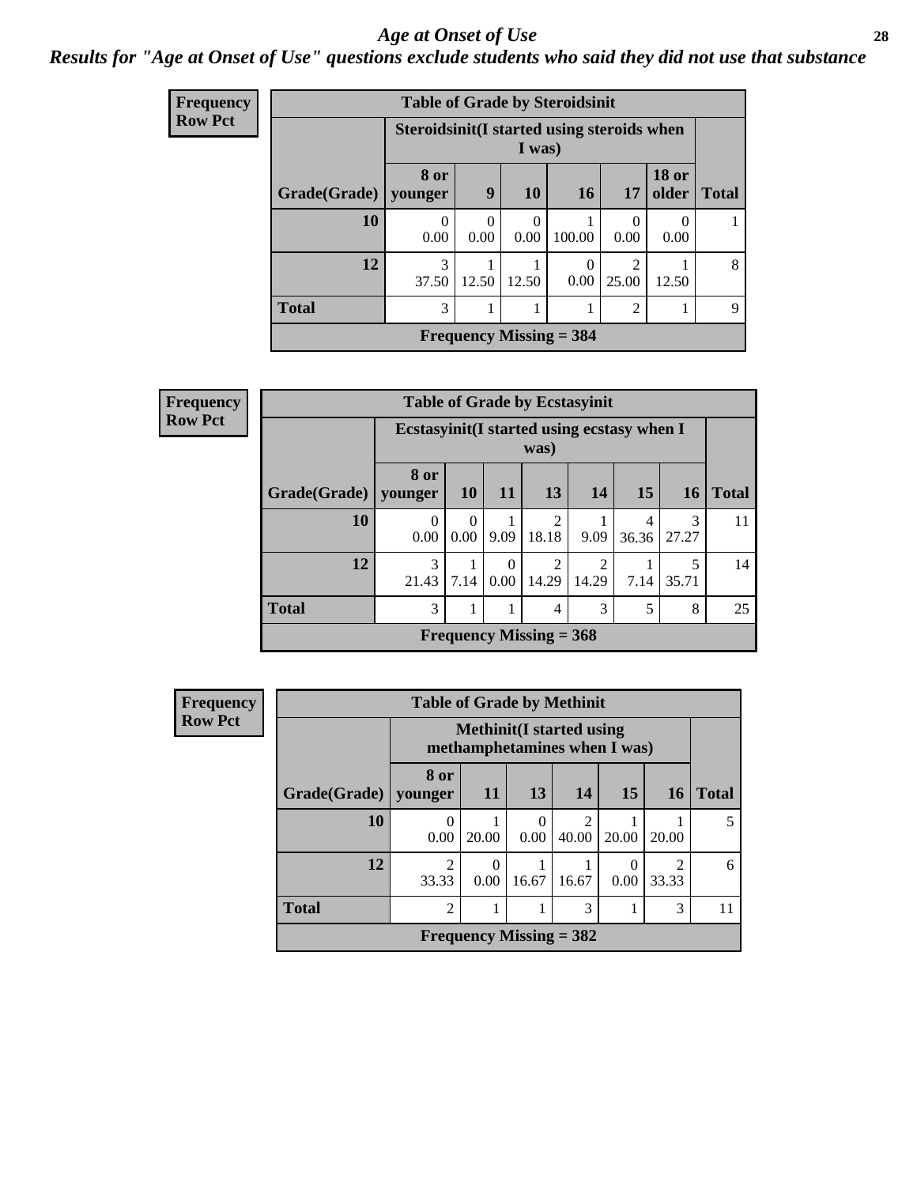# Age at Onset of Use

*Results for "Age at Onset of Use" questions exclude students who said they did not use that substance*

**Frequency**
**Row Pct**

| Table of Grade by Steroidsinit | | | | | | | |
|---|---|---|---|---|---|---|---|
| | Steroidsinit(I started using steroids when I was) | | | | | | |
| Grade(Grade) | 8 or younger | 9 | 10 | 16 | 17 | 18 or older | Total |
| 10 | 0<br>0.00 | 0<br>0.00 | 0<br>0.00 | 1<br>100.00 | 0<br>0.00 | 0<br>0.00 | 1 |
| 12 | 3<br>37.50 | 1<br>12.50 | 1<br>12.50 | 0<br>0.00 | 2<br>25.00 | 1<br>12.50 | 8 |
| Total | 3 | 1 | 1 | 1 | 2 | 1 | 9 |
| Frequency Missing = 384 | | | | | | | |

**Frequency**
**Row Pct**

| Table of Grade by Ecstasyinit | | | | | | | | |
|---|---|---|---|---|---|---|---|---|
| | Ecstasyinit(I started using ecstasy when I was) | | | | | | | |
| Grade(Grade) | 8 or younger | 10 | 11 | 13 | 14 | 15 | 16 | Total |
| 10 | 0<br>0.00 | 0<br>0.00 | 1<br>9.09 | 2<br>18.18 | 1<br>9.09 | 4<br>36.36 | 3<br>27.27 | 11 |
| 12 | 3<br>21.43 | 1<br>7.14 | 0<br>0.00 | 2<br>14.29 | 2<br>14.29 | 1<br>7.14 | 5<br>35.71 | 14 |
| Total | 3 | 1 | 1 | 4 | 3 | 5 | 8 | 25 |
| Frequency Missing = 368 | | | | | | | | |

**Frequency**
**Row Pct**

| Table of Grade by Methinit | | | | | | | |
|---|---|---|---|---|---|---|---|
| | Methinit(I started using methamphetamines when I was) | | | | | | |
| Grade(Grade) | 8 or younger | 11 | 13 | 14 | 15 | 16 | Total |
| 10 | 0<br>0.00 | 1<br>20.00 | 0<br>0.00 | 2<br>40.00 | 1<br>20.00 | 1<br>20.00 | 5 |
| 12 | 2<br>33.33 | 0<br>0.00 | 1<br>16.67 | 1<br>16.67 | 0<br>0.00 | 2<br>33.33 | 6 |
| Total | 2 | 1 | 1 | 3 | 1 | 3 | 11 |
| Frequency Missing = 382 | | | | | | | |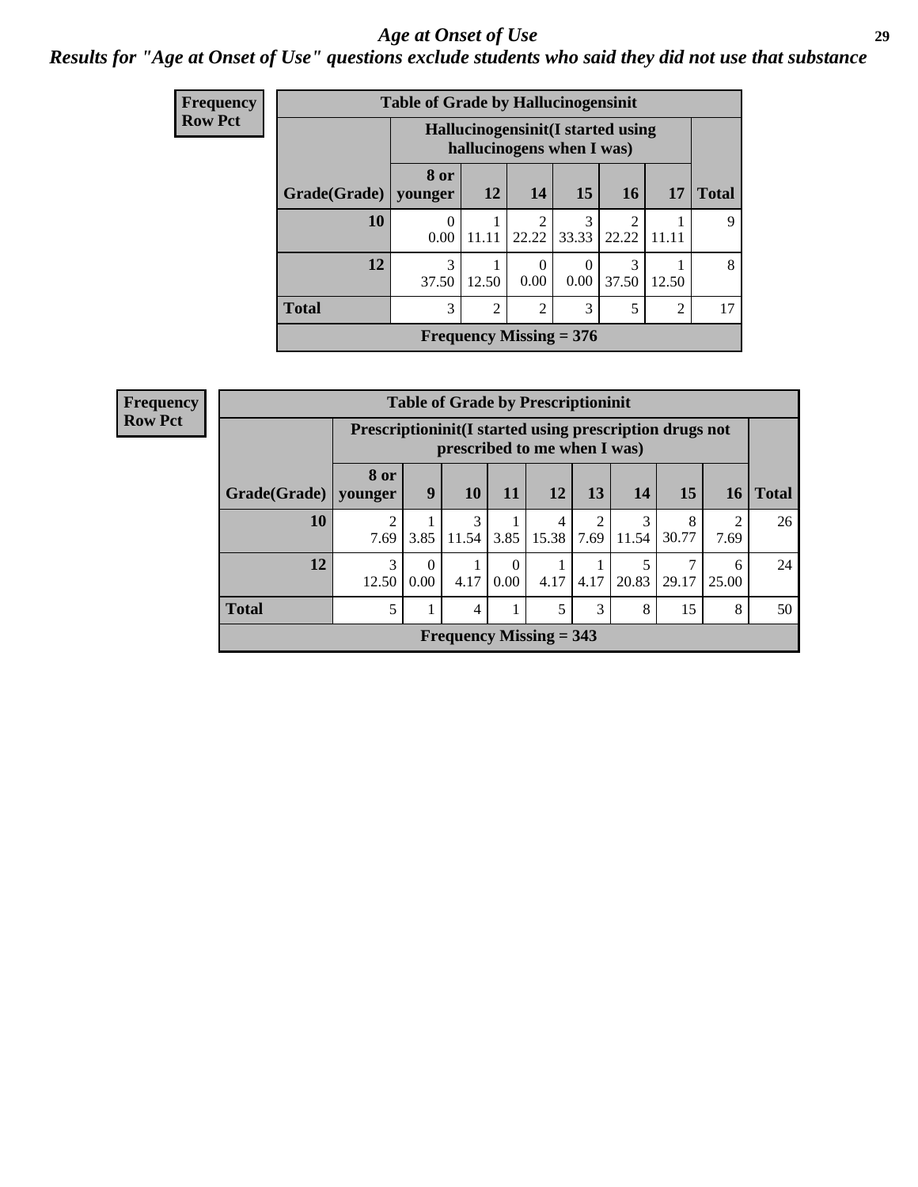# Age at Onset of Use

## Results for "Age at Onset of Use" questions exclude students who said they did not use that substance

**Frequency**
**Row Pct**

**Table of Grade by Hallucinogensinit**

| Grade(Grade) | Hallucinogensinit(I started using hallucinogens when I was) 8 or younger | 12 | 14 | 15 | 16 | 17 | Total |
|---|---|---|---|---|---|---|---|
| 10 | 0<br>0.00 | 1<br>11.11 | 2<br>22.22 | 3<br>33.33 | 2<br>22.22 | 1<br>11.11 | 9 |
| 12 | 3<br>37.50 | 1<br>12.50 | 0<br>0.00 | 0<br>0.00 | 3<br>37.50 | 1<br>12.50 | 8 |
| Total | 3 | 2 | 2 | 3 | 5 | 2 | 17 |
| Frequency Missing = 376 | | | | | | | |

**Frequency**
**Row Pct**

**Table of Grade by Prescriptioninit**

| Grade(Grade) | Prescriptioninit(I started using prescription drugs not prescribed to me when I was) 8 or younger | 9 | 10 | 11 | 12 | 13 | 14 | 15 | 16 | Total |
|---|---|---|---|---|---|---|---|---|---|---|
| 10 | 2<br>7.69 | 1<br>3.85 | 3<br>11.54 | 1<br>3.85 | 4<br>15.38 | 2<br>7.69 | 3<br>11.54 | 8<br>30.77 | 2<br>7.69 | 26 |
| 12 | 3<br>12.50 | 0<br>0.00 | 1<br>4.17 | 0<br>0.00 | 1<br>4.17 | 1<br>4.17 | 5<br>20.83 | 7<br>29.17 | 6<br>25.00 | 24 |
| Total | 5 | 1 | 4 | 1 | 5 | 3 | 8 | 15 | 8 | 50 |
| Frequency Missing = 343 | | | | | | | | | | |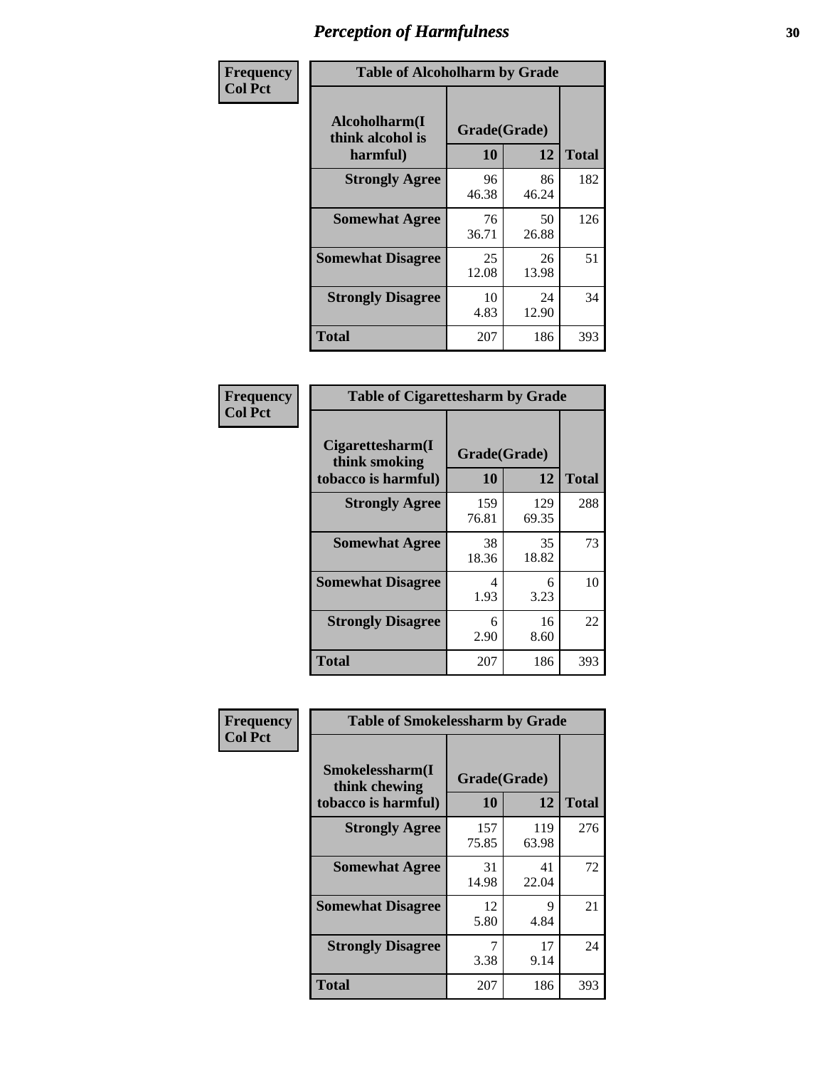# Perception of Harmfulness

**Frequency Col Pct**

**Table of Alcoholharm by Grade**

| Alcoholharm(I think alcohol is harmful) | Grade(Grade) 10 | 12 | Total |
|---|---|---|---|
| **Strongly Agree** | 96<br>46.38 | 86<br>46.24 | 182 |
| **Somewhat Agree** | 76<br>36.71 | 50<br>26.88 | 126 |
| **Somewhat Disagree** | 25<br>12.08 | 26<br>13.98 | 51 |
| **Strongly Disagree** | 10<br>4.83 | 24<br>12.90 | 34 |
| **Total** | 207 | 186 | 393 |

**Frequency Col Pct**

**Table of Cigarettesharm by Grade**

| Cigarettesharm(I think smoking tobacco is harmful) | Grade(Grade) 10 | 12 | Total |
|---|---|---|---|
| **Strongly Agree** | 159<br>76.81 | 129<br>69.35 | 288 |
| **Somewhat Agree** | 38<br>18.36 | 35<br>18.82 | 73 |
| **Somewhat Disagree** | 4<br>1.93 | 6<br>3.23 | 10 |
| **Strongly Disagree** | 6<br>2.90 | 16<br>8.60 | 22 |
| **Total** | 207 | 186 | 393 |

**Frequency Col Pct**

**Table of Smokelessharm by Grade**

| Smokelessharm(I think chewing tobacco is harmful) | Grade(Grade) 10 | 12 | Total |
|---|---|---|---|
| **Strongly Agree** | 157<br>75.85 | 119<br>63.98 | 276 |
| **Somewhat Agree** | 31<br>14.98 | 41<br>22.04 | 72 |
| **Somewhat Disagree** | 12<br>5.80 | 9<br>4.84 | 21 |
| **Strongly Disagree** | 7<br>3.38 | 17<br>9.14 | 24 |
| **Total** | 207 | 186 | 393 |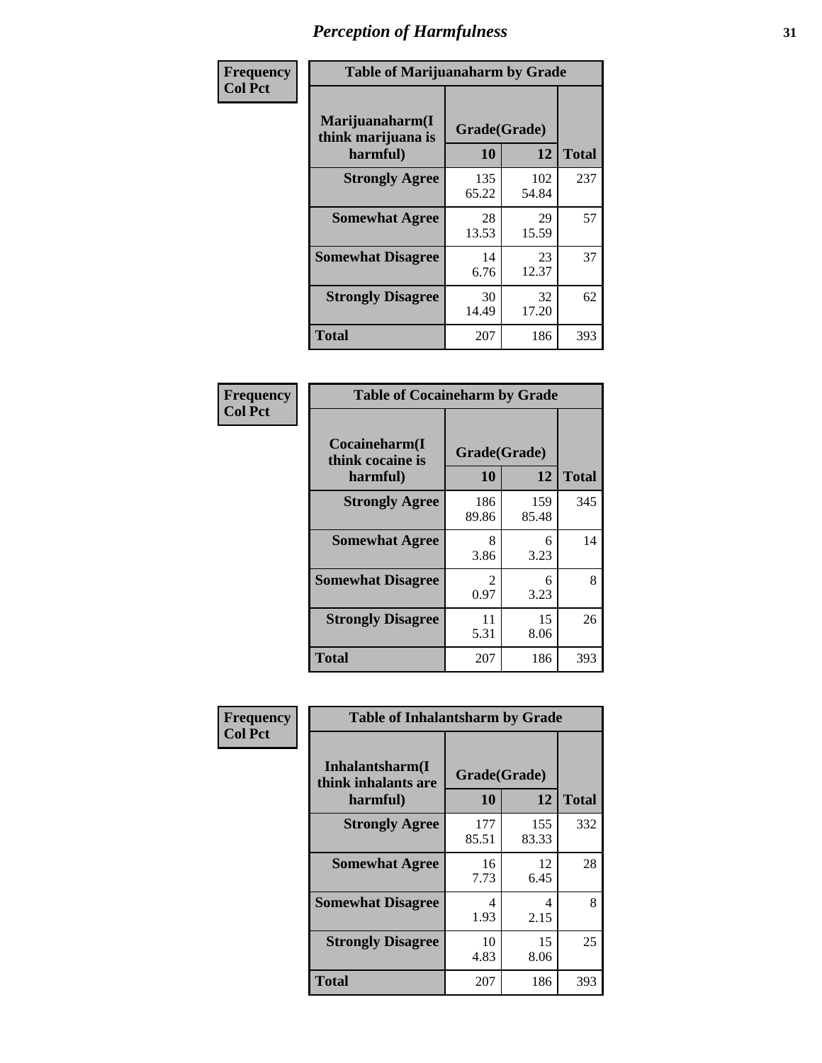# Perception of Harmfulness

**Frequency**
**Col Pct**

| Table of Marijuanaharm by Grade | | | |
|---|---|---|---|
| Marijuanaharm(I think marijuana is harmful) | Grade(Grade) | | Total |
| | 10 | 12 | |
| **Strongly Agree** | 135<br>65.22 | 102<br>54.84 | 237 |
| **Somewhat Agree** | 28<br>13.53 | 29<br>15.59 | 57 |
| **Somewhat Disagree** | 14<br>6.76 | 23<br>12.37 | 37 |
| **Strongly Disagree** | 30<br>14.49 | 32<br>17.20 | 62 |
| **Total** | 207 | 186 | 393 |

**Frequency**
**Col Pct**

| Table of Cocaineharm by Grade | | | |
|---|---|---|---|
| Cocaineharm(I think cocaine is harmful) | Grade(Grade) | | Total |
| | 10 | 12 | |
| **Strongly Agree** | 186<br>89.86 | 159<br>85.48 | 345 |
| **Somewhat Agree** | 8<br>3.86 | 6<br>3.23 | 14 |
| **Somewhat Disagree** | 2<br>0.97 | 6<br>3.23 | 8 |
| **Strongly Disagree** | 11<br>5.31 | 15<br>8.06 | 26 |
| **Total** | 207 | 186 | 393 |

**Frequency**
**Col Pct**

| Table of Inhalantsharm by Grade | | | |
|---|---|---|---|
| Inhalantsharm(I think inhalants are harmful) | Grade(Grade) | | Total |
| | 10 | 12 | |
| **Strongly Agree** | 177<br>85.51 | 155<br>83.33 | 332 |
| **Somewhat Agree** | 16<br>7.73 | 12<br>6.45 | 28 |
| **Somewhat Disagree** | 4<br>1.93 | 4<br>2.15 | 8 |
| **Strongly Disagree** | 10<br>4.83 | 15<br>8.06 | 25 |
| **Total** | 207 | 186 | 393 |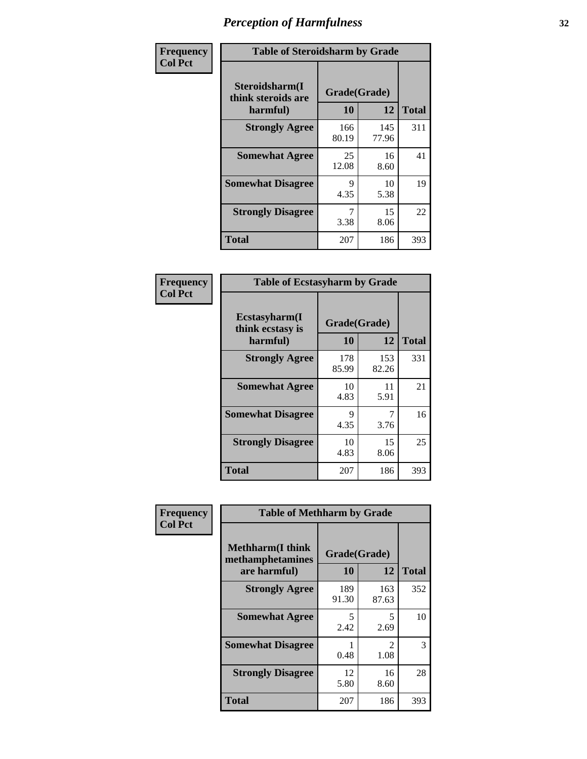# Perception of Harmfulness

| Frequency<br>Col Pct | Table of Steroidsharm by Grade | | |
|---|---|---|---|
| Steroidsharm(I think steroids are harmful) | Grade(Grade) | | |
| | 10 | 12 | Total |
| Strongly Agree | 166<br>80.19 | 145<br>77.96 | 311 |
| Somewhat Agree | 25<br>12.08 | 16<br>8.60 | 41 |
| Somewhat Disagree | 9<br>4.35 | 10<br>5.38 | 19 |
| Strongly Disagree | 7<br>3.38 | 15<br>8.06 | 22 |
| Total | 207 | 186 | 393 |

| Frequency<br>Col Pct | Table of Ecstasyharm by Grade | | |
|---|---|---|---|
| Ecstasyharm(I think ecstasy is harmful) | Grade(Grade) | | |
| | 10 | 12 | Total |
| Strongly Agree | 178<br>85.99 | 153<br>82.26 | 331 |
| Somewhat Agree | 10<br>4.83 | 11<br>5.91 | 21 |
| Somewhat Disagree | 9<br>4.35 | 7<br>3.76 | 16 |
| Strongly Disagree | 10<br>4.83 | 15<br>8.06 | 25 |
| Total | 207 | 186 | 393 |

| Frequency<br>Col Pct | Table of Methharm by Grade | | |
|---|---|---|---|
| Methharm(I think methamphetamines are harmful) | Grade(Grade) | | |
| | 10 | 12 | Total |
| Strongly Agree | 189<br>91.30 | 163<br>87.63 | 352 |
| Somewhat Agree | 5<br>2.42 | 5<br>2.69 | 10 |
| Somewhat Disagree | 1<br>0.48 | 2<br>1.08 | 3 |
| Strongly Disagree | 12<br>5.80 | 16<br>8.60 | 28 |
| Total | 207 | 186 | 393 |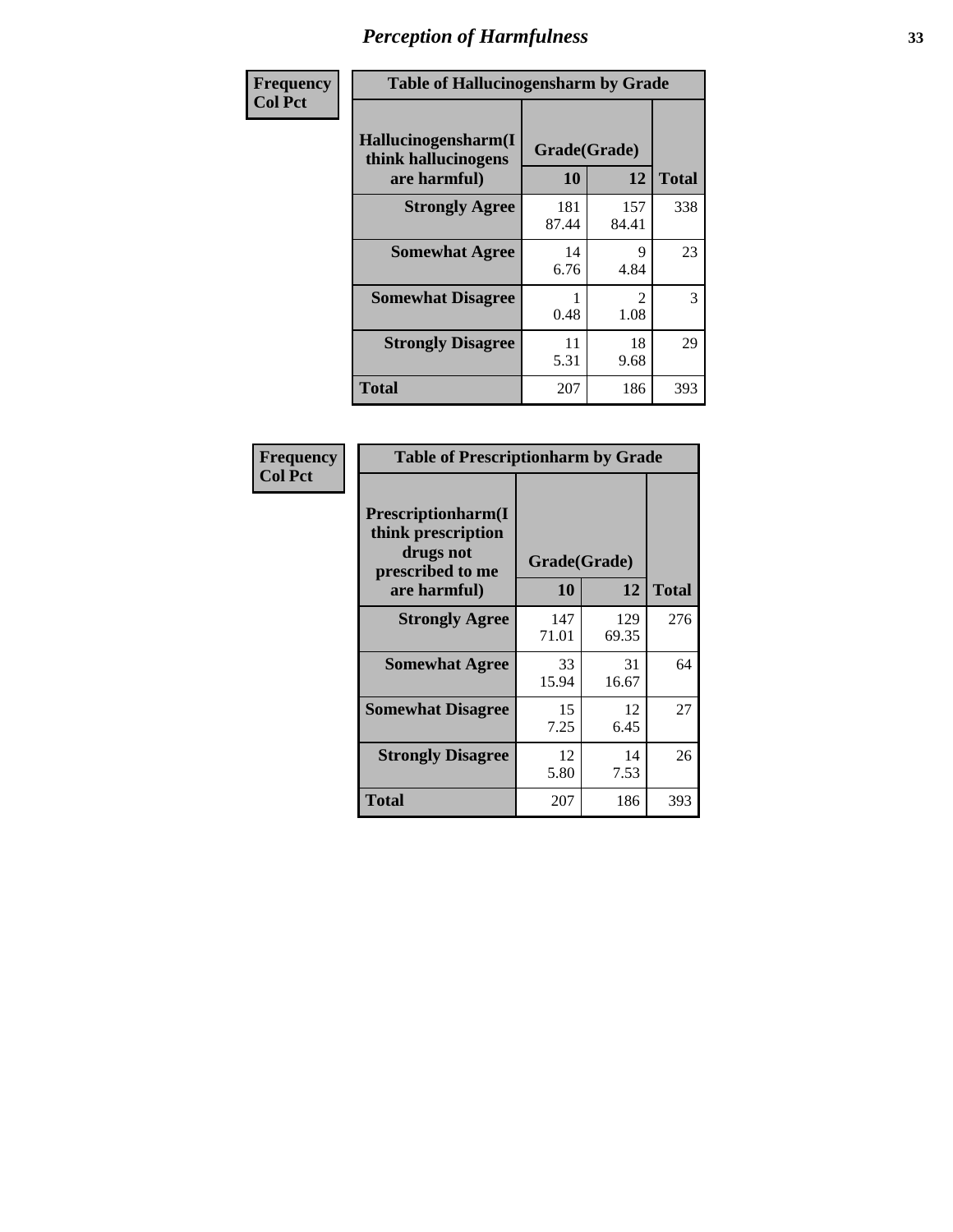# Perception of Harmfulness

| Frequency Col Pct | Table of Hallucinogensharm by Grade | | |
|---|---|---|---|
| Hallucinogensharm(I think hallucinogens are harmful) | Grade(Grade) | | |
| | 10 | 12 | Total |
| Strongly Agree | 181<br>87.44 | 157<br>84.41 | 338 |
| Somewhat Agree | 14<br>6.76 | 9<br>4.84 | 23 |
| Somewhat Disagree | 1<br>0.48 | 2<br>1.08 | 3 |
| Strongly Disagree | 11<br>5.31 | 18<br>9.68 | 29 |
| Total | 207 | 186 | 393 |

| Frequency Col Pct | Table of Prescriptionharm by Grade | | |
|---|---|---|---|
| Prescriptionharm(I think prescription drugs not prescribed to me are harmful) | Grade(Grade) | | |
| | 10 | 12 | Total |
| Strongly Agree | 147<br>71.01 | 129<br>69.35 | 276 |
| Somewhat Agree | 33<br>15.94 | 31<br>16.67 | 64 |
| Somewhat Disagree | 15<br>7.25 | 12<br>6.45 | 27 |
| Strongly Disagree | 12<br>5.80 | 14<br>7.53 | 26 |
| Total | 207 | 186 | 393 |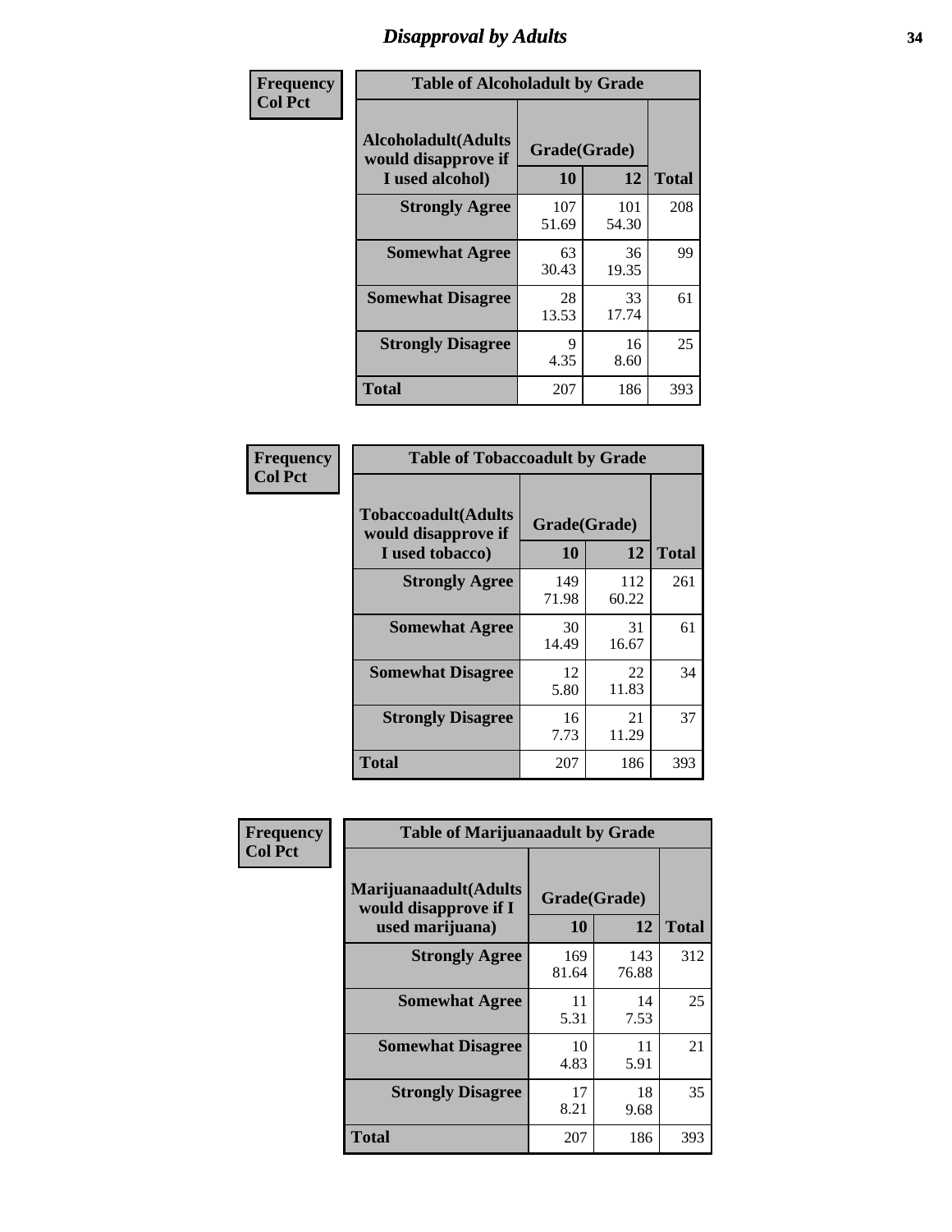# Disapproval by Adults

| Frequency Col Pct | | | |
|---|---|---|---|

**Table of Alcoholadult by Grade**

| Alcoholadult(Adults would disapprove if I used alcohol) | Grade(Grade) 10 | 12 | Total |
|---|---|---|---|
| Strongly Agree | 107<br>51.69 | 101<br>54.30 | 208 |
| Somewhat Agree | 63<br>30.43 | 36<br>19.35 | 99 |
| Somewhat Disagree | 28<br>13.53 | 33<br>17.74 | 61 |
| Strongly Disagree | 9<br>4.35 | 16<br>8.60 | 25 |
| Total | 207 | 186 | 393 |

| Frequency Col Pct | | | |
|---|---|---|---|

**Table of Tobaccoadult by Grade**

| Tobaccoadult(Adults would disapprove if I used tobacco) | Grade(Grade) 10 | 12 | Total |
|---|---|---|---|
| Strongly Agree | 149<br>71.98 | 112<br>60.22 | 261 |
| Somewhat Agree | 30<br>14.49 | 31<br>16.67 | 61 |
| Somewhat Disagree | 12<br>5.80 | 22<br>11.83 | 34 |
| Strongly Disagree | 16<br>7.73 | 21<br>11.29 | 37 |
| Total | 207 | 186 | 393 |

| Frequency Col Pct | | | |
|---|---|---|---|

**Table of Marijuanaadult by Grade**

| Marijuanaadult(Adults would disapprove if I used marijuana) | Grade(Grade) 10 | 12 | Total |
|---|---|---|---|
| Strongly Agree | 169<br>81.64 | 143<br>76.88 | 312 |
| Somewhat Agree | 11<br>5.31 | 14<br>7.53 | 25 |
| Somewhat Disagree | 10<br>4.83 | 11<br>5.91 | 21 |
| Strongly Disagree | 17<br>8.21 | 18<br>9.68 | 35 |
| Total | 207 | 186 | 393 |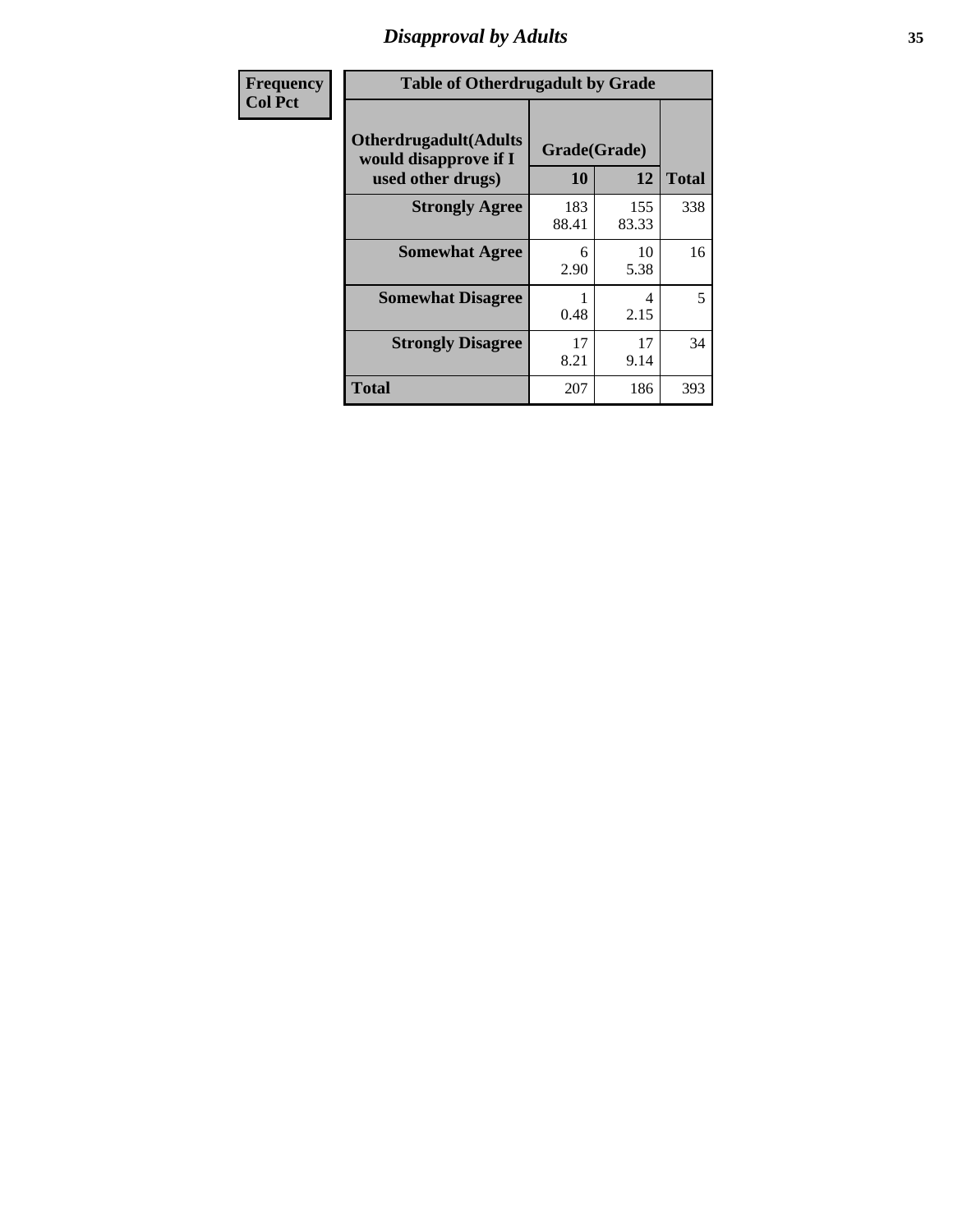# Disapproval by Adults

| Frequency<br>Col Pct | | | |
|---|---|---|---|

**Table of Otherdrugadult by Grade**

| Otherdrugadult(Adults would disapprove if I used other drugs) | Grade(Grade) | | |
|---|---|---|---|
| | 10 | 12 | Total |
| **Strongly Agree** | 183<br>88.41 | 155<br>83.33 | 338 |
| **Somewhat Agree** | 6<br>2.90 | 10<br>5.38 | 16 |
| **Somewhat Disagree** | 1<br>0.48 | 4<br>2.15 | 5 |
| **Strongly Disagree** | 17<br>8.21 | 17<br>9.14 | 34 |
| **Total** | 207 | 186 | 393 |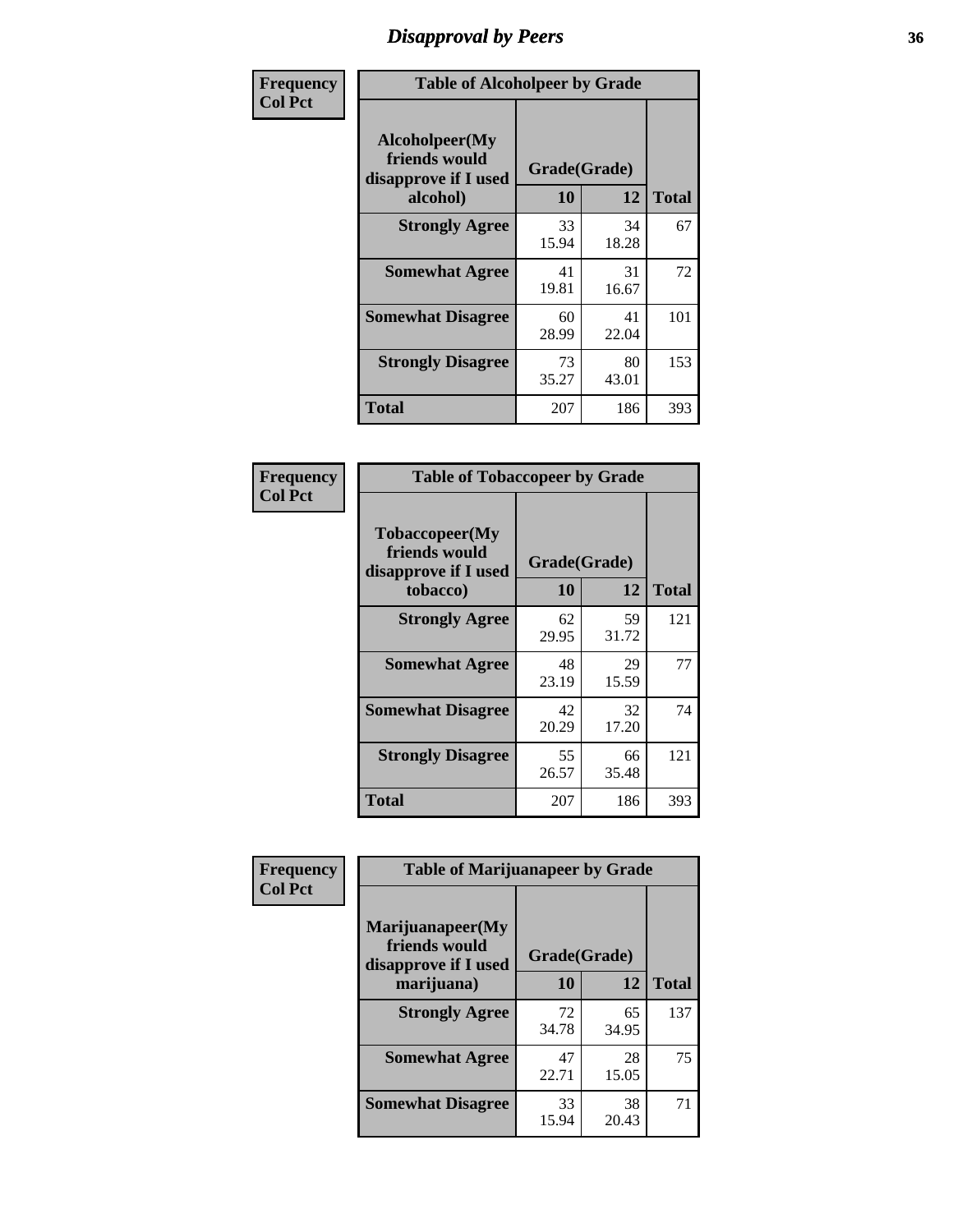# Disapproval by Peers

| Frequency<br>Col Pct |
|---|

**Table of Alcoholpeer by Grade**

| Alcoholpeer(My friends would disapprove if I used alcohol) | Grade(Grade) | | |
|---|---|---|---|
| | 10 | 12 | Total |
| Strongly Agree | 33<br>15.94 | 34<br>18.28 | 67 |
| Somewhat Agree | 41<br>19.81 | 31<br>16.67 | 72 |
| Somewhat Disagree | 60<br>28.99 | 41<br>22.04 | 101 |
| Strongly Disagree | 73<br>35.27 | 80<br>43.01 | 153 |
| Total | 207 | 186 | 393 |

| Frequency<br>Col Pct |
|---|

**Table of Tobaccopeer by Grade**

| Tobaccopeer(My friends would disapprove if I used tobacco) | Grade(Grade) | | |
|---|---|---|---|
| | 10 | 12 | Total |
| Strongly Agree | 62<br>29.95 | 59<br>31.72 | 121 |
| Somewhat Agree | 48<br>23.19 | 29<br>15.59 | 77 |
| Somewhat Disagree | 42<br>20.29 | 32<br>17.20 | 74 |
| Strongly Disagree | 55<br>26.57 | 66<br>35.48 | 121 |
| Total | 207 | 186 | 393 |

| Frequency<br>Col Pct |
|---|

**Table of Marijuanapeer by Grade**

| Marijuanapeer(My friends would disapprove if I used marijuana) | Grade(Grade) | | |
|---|---|---|---|
| | 10 | 12 | Total |
| Strongly Agree | 72<br>34.78 | 65<br>34.95 | 137 |
| Somewhat Agree | 47<br>22.71 | 28<br>15.05 | 75 |
| Somewhat Disagree | 33<br>15.94 | 38<br>20.43 | 71 |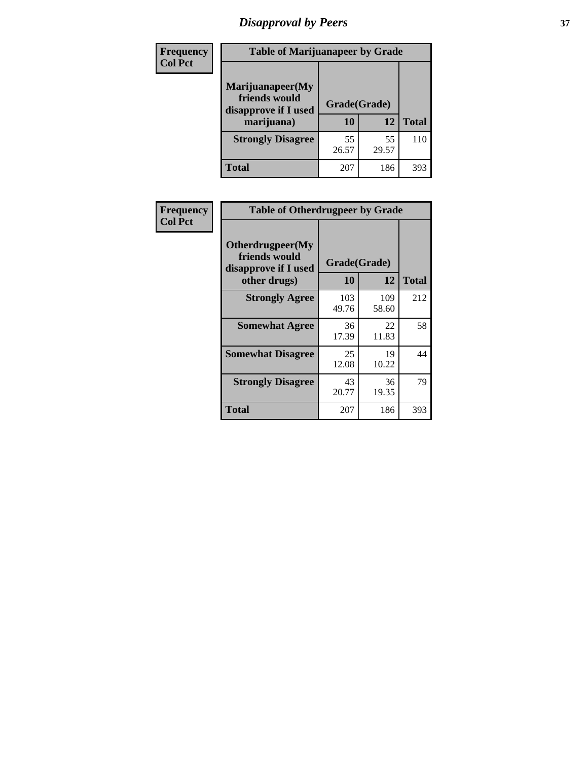# Disapproval by Peers

| Frequency<br>Col Pct | Table of Marijuanapeer by Grade | | |
|---|---|---|---|
| Marijuanapeer(My friends would disapprove if I used marijuana) | Grade(Grade) | | |
| | 10 | 12 | Total |
| Strongly Disagree | 55<br>26.57 | 55<br>29.57 | 110 |
| Total | 207 | 186 | 393 |

| Frequency<br>Col Pct | Table of Otherdrugpeer by Grade | | |
|---|---|---|---|
| Otherdrugpeer(My friends would disapprove if I used other drugs) | Grade(Grade) | | |
| | 10 | 12 | Total |
| Strongly Agree | 103<br>49.76 | 109<br>58.60 | 212 |
| Somewhat Agree | 36<br>17.39 | 22<br>11.83 | 58 |
| Somewhat Disagree | 25<br>12.08 | 19<br>10.22 | 44 |
| Strongly Disagree | 43<br>20.77 | 36<br>19.35 | 79 |
| Total | 207 | 186 | 393 |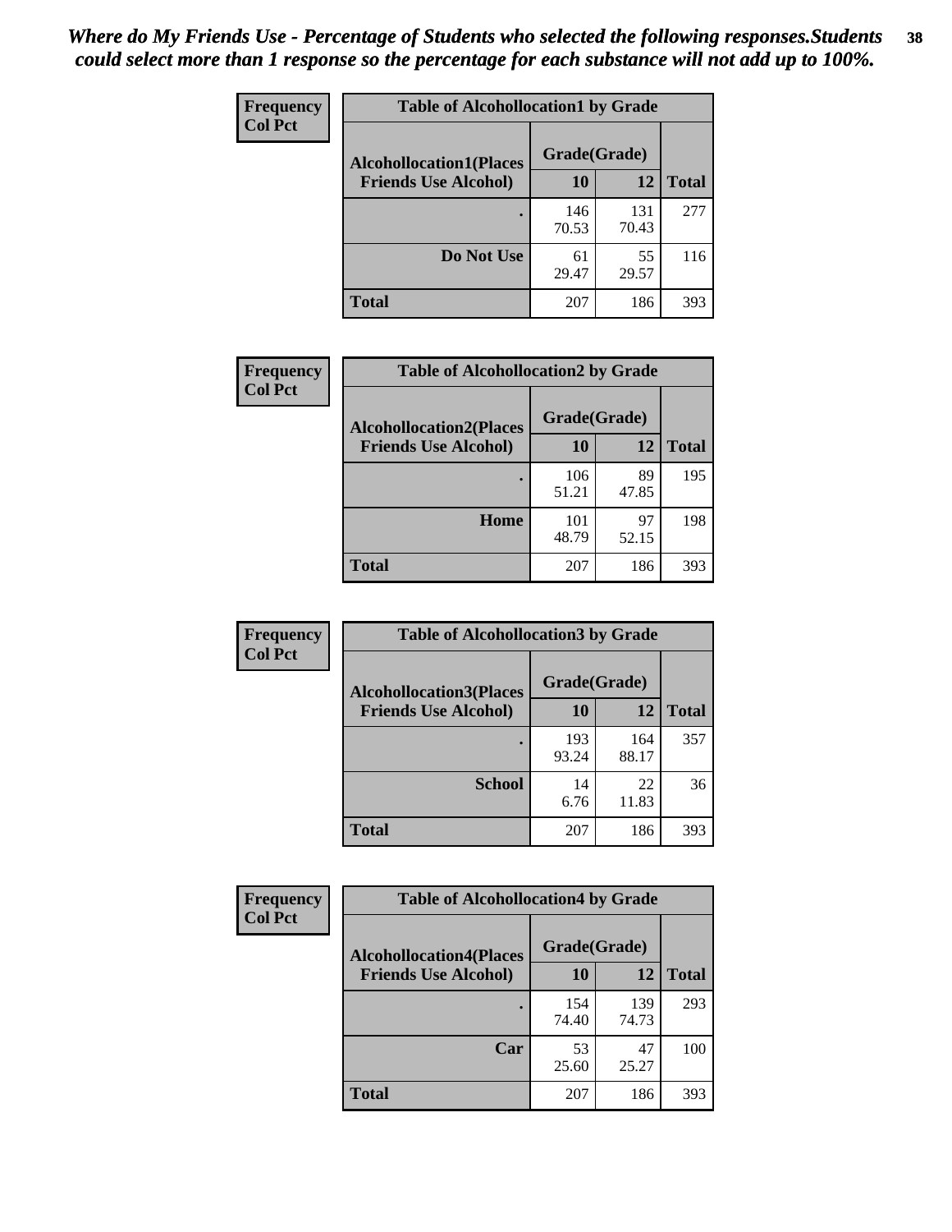*Where do My Friends Use - Percentage of Students who selected the following responses.Students could select more than 1 response so the percentage for each substance will not add up to 100%.*

**Frequency**
**Col Pct**

| Table of Alcohollocation1 by Grade | | | |
|---|---|---|---|
| Alcohollocation1(Places Friends Use Alcohol) | Grade(Grade) | | Total |
| | 10 | 12 | |
| . | 146<br>70.53 | 131<br>70.43 | 277 |
| Do Not Use | 61<br>29.47 | 55<br>29.57 | 116 |
| Total | 207 | 186 | 393 |

**Frequency**
**Col Pct**

| Table of Alcohollocation2 by Grade | | | |
|---|---|---|---|
| Alcohollocation2(Places Friends Use Alcohol) | Grade(Grade) | | Total |
| | 10 | 12 | |
| . | 106<br>51.21 | 89<br>47.85 | 195 |
| Home | 101<br>48.79 | 97<br>52.15 | 198 |
| Total | 207 | 186 | 393 |

**Frequency**
**Col Pct**

| Table of Alcohollocation3 by Grade | | | |
|---|---|---|---|
| Alcohollocation3(Places Friends Use Alcohol) | Grade(Grade) | | Total |
| | 10 | 12 | |
| . | 193<br>93.24 | 164<br>88.17 | 357 |
| School | 14<br>6.76 | 22<br>11.83 | 36 |
| Total | 207 | 186 | 393 |

**Frequency**
**Col Pct**

| Table of Alcohollocation4 by Grade | | | |
|---|---|---|---|
| Alcohollocation4(Places Friends Use Alcohol) | Grade(Grade) | | Total |
| | 10 | 12 | |
| . | 154<br>74.40 | 139<br>74.73 | 293 |
| Car | 53<br>25.60 | 47<br>25.27 | 100 |
| Total | 207 | 186 | 393 |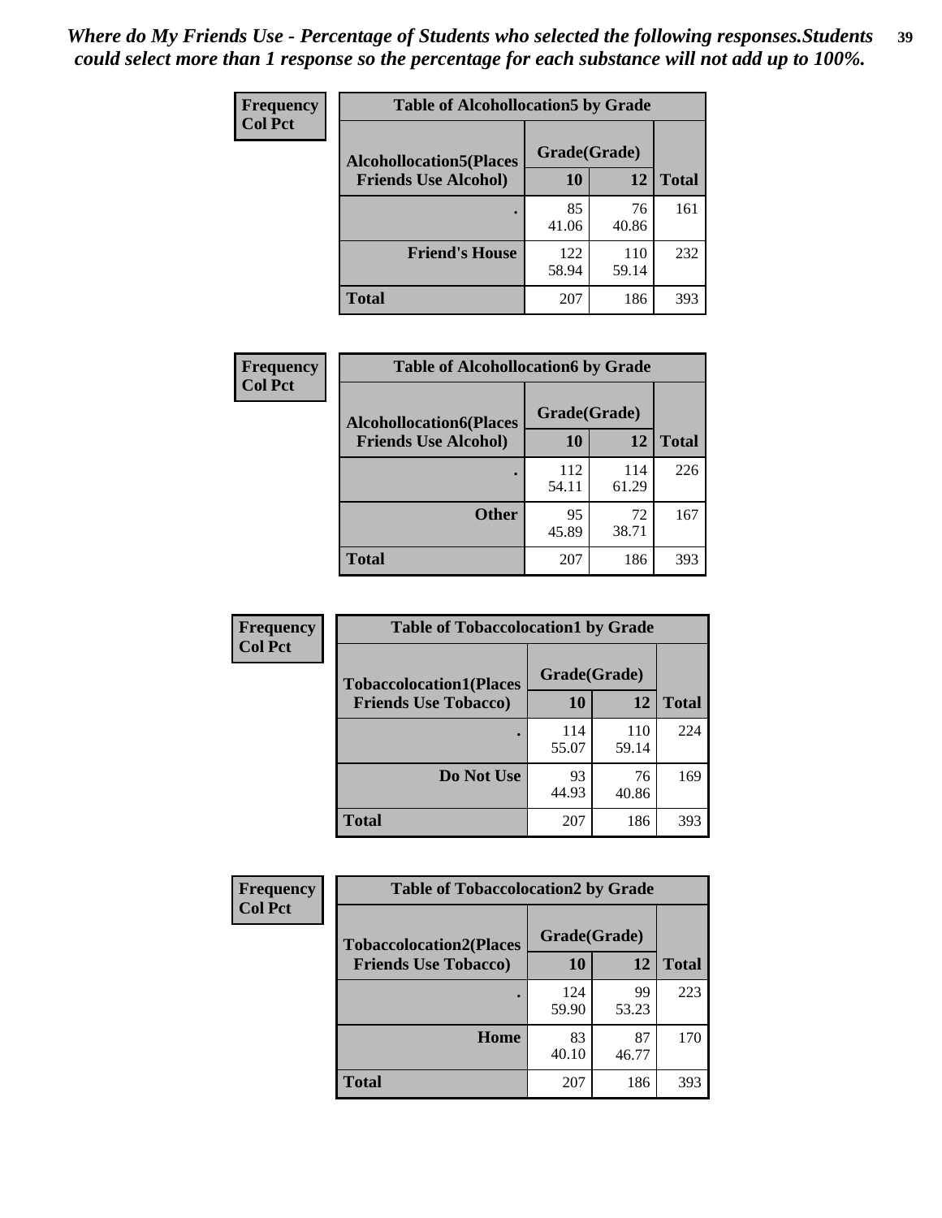*Where do My Friends Use - Percentage of Students who selected the following responses.Students could select more than 1 response so the percentage for each substance will not add up to 100%.*

**Frequency**
**Col Pct**

| Table of Alcohollocation5 by Grade | | | |
|---|---|---|---|
| **Alcohollocation5(Places Friends Use Alcohol)** | **Grade(Grade)** | | |
| | **10** | **12** | **Total** |
| . | 85<br>41.06 | 76<br>40.86 | 161 |
| **Friend's House** | 122<br>58.94 | 110<br>59.14 | 232 |
| **Total** | 207 | 186 | 393 |

**Frequency**
**Col Pct**

| Table of Alcohollocation6 by Grade | | | |
|---|---|---|---|
| **Alcohollocation6(Places Friends Use Alcohol)** | **Grade(Grade)** | | |
| | **10** | **12** | **Total** |
| . | 112<br>54.11 | 114<br>61.29 | 226 |
| **Other** | 95<br>45.89 | 72<br>38.71 | 167 |
| **Total** | 207 | 186 | 393 |

**Frequency**
**Col Pct**

| Table of Tobaccolocation1 by Grade | | | |
|---|---|---|---|
| **Tobaccolocation1(Places Friends Use Tobacco)** | **Grade(Grade)** | | |
| | **10** | **12** | **Total** |
| . | 114<br>55.07 | 110<br>59.14 | 224 |
| **Do Not Use** | 93<br>44.93 | 76<br>40.86 | 169 |
| **Total** | 207 | 186 | 393 |

**Frequency**
**Col Pct**

| Table of Tobaccolocation2 by Grade | | | |
|---|---|---|---|
| **Tobaccolocation2(Places Friends Use Tobacco)** | **Grade(Grade)** | | |
| | **10** | **12** | **Total** |
| . | 124<br>59.90 | 99<br>53.23 | 223 |
| **Home** | 83<br>40.10 | 87<br>46.77 | 170 |
| **Total** | 207 | 186 | 393 |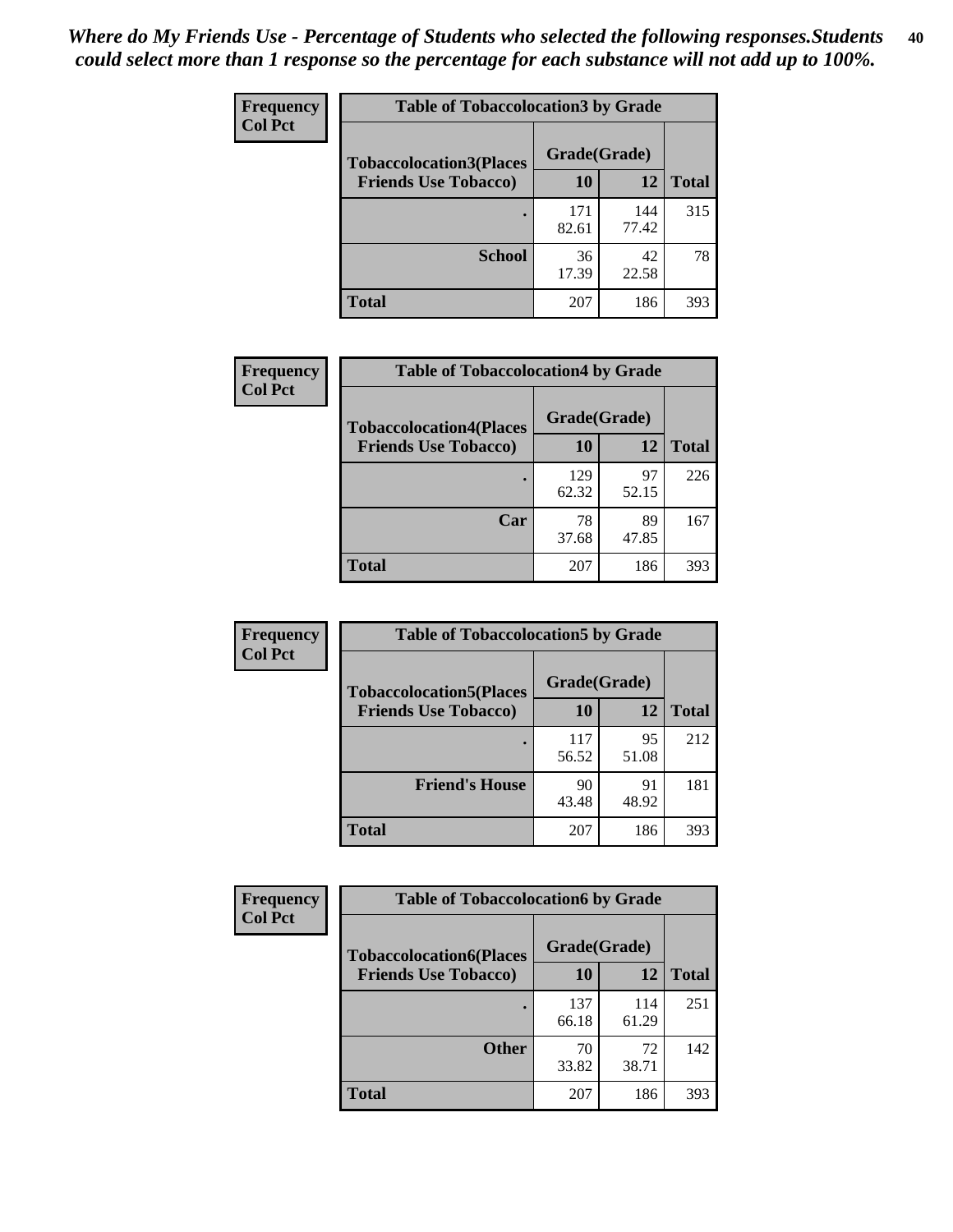*Where do My Friends Use - Percentage of Students who selected the following responses.Students could select more than 1 response so the percentage for each substance will not add up to 100%.*

**Frequency**
**Col Pct**

| Table of Tobaccolocation3 by Grade | | | |
|---|---|---|---|
| **Tobaccolocation3(Places Friends Use Tobacco)** | **Grade(Grade)** | | **Total** |
| | **10** | **12** | |
| **.** | 171<br>82.61 | 144<br>77.42 | 315 |
| **School** | 36<br>17.39 | 42<br>22.58 | 78 |
| **Total** | 207 | 186 | 393 |

**Frequency**
**Col Pct**

| Table of Tobaccolocation4 by Grade | | | |
|---|---|---|---|
| **Tobaccolocation4(Places Friends Use Tobacco)** | **Grade(Grade)** | | **Total** |
| | **10** | **12** | |
| **.** | 129<br>62.32 | 97<br>52.15 | 226 |
| **Car** | 78<br>37.68 | 89<br>47.85 | 167 |
| **Total** | 207 | 186 | 393 |

**Frequency**
**Col Pct**

| Table of Tobaccolocation5 by Grade | | | |
|---|---|---|---|
| **Tobaccolocation5(Places Friends Use Tobacco)** | **Grade(Grade)** | | **Total** |
| | **10** | **12** | |
| **.** | 117<br>56.52 | 95<br>51.08 | 212 |
| **Friend's House** | 90<br>43.48 | 91<br>48.92 | 181 |
| **Total** | 207 | 186 | 393 |

**Frequency**
**Col Pct**

| Table of Tobaccolocation6 by Grade | | | |
|---|---|---|---|
| **Tobaccolocation6(Places Friends Use Tobacco)** | **Grade(Grade)** | | **Total** |
| | **10** | **12** | |
| **.** | 137<br>66.18 | 114<br>61.29 | 251 |
| **Other** | 70<br>33.82 | 72<br>38.71 | 142 |
| **Total** | 207 | 186 | 393 |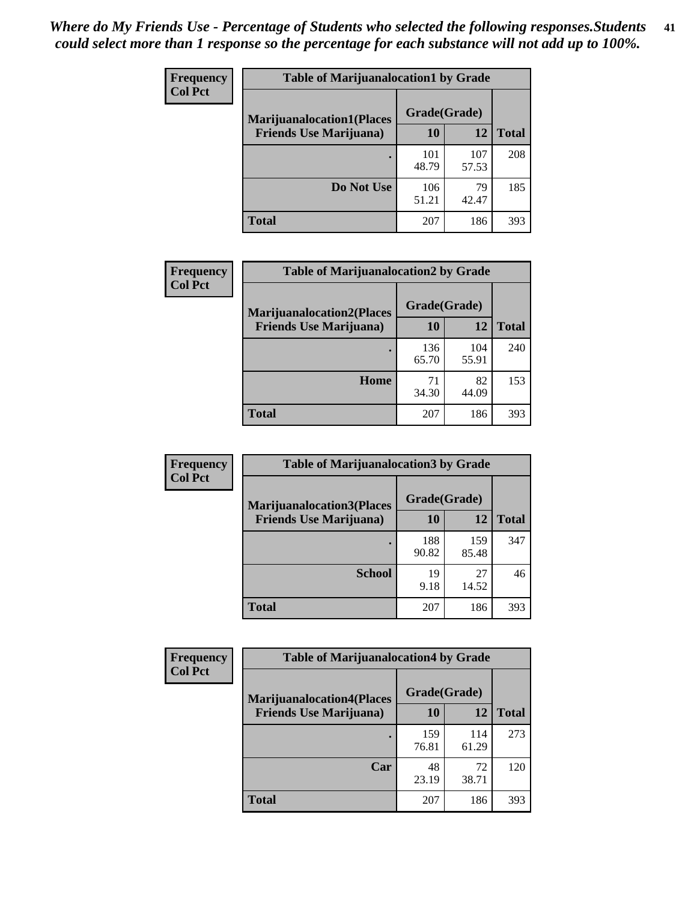*Where do My Friends Use - Percentage of Students who selected the following responses.Students could select more than 1 response so the percentage for each substance will not add up to 100%.*

| Frequency Col Pct | Table of Marijuanalocation1 by Grade | | |
|---|---|---|---|
| Marijuanalocation1(Places Friends Use Marijuana) | Grade(Grade) | | |
| | 10 | 12 | Total |
| . | 101<br>48.79 | 107<br>57.53 | 208 |
| Do Not Use | 106<br>51.21 | 79<br>42.47 | 185 |
| Total | 207 | 186 | 393 |

| Frequency Col Pct | Table of Marijuanalocation2 by Grade | | |
|---|---|---|---|
| Marijuanalocation2(Places Friends Use Marijuana) | Grade(Grade) | | |
| | 10 | 12 | Total |
| . | 136<br>65.70 | 104<br>55.91 | 240 |
| Home | 71<br>34.30 | 82<br>44.09 | 153 |
| Total | 207 | 186 | 393 |

| Frequency Col Pct | Table of Marijuanalocation3 by Grade | | |
|---|---|---|---|
| Marijuanalocation3(Places Friends Use Marijuana) | Grade(Grade) | | |
| | 10 | 12 | Total |
| . | 188<br>90.82 | 159<br>85.48 | 347 |
| School | 19<br>9.18 | 27<br>14.52 | 46 |
| Total | 207 | 186 | 393 |

| Frequency Col Pct | Table of Marijuanalocation4 by Grade | | |
|---|---|---|---|
| Marijuanalocation4(Places Friends Use Marijuana) | Grade(Grade) | | |
| | 10 | 12 | Total |
| . | 159<br>76.81 | 114<br>61.29 | 273 |
| Car | 48<br>23.19 | 72<br>38.71 | 120 |
| Total | 207 | 186 | 393 |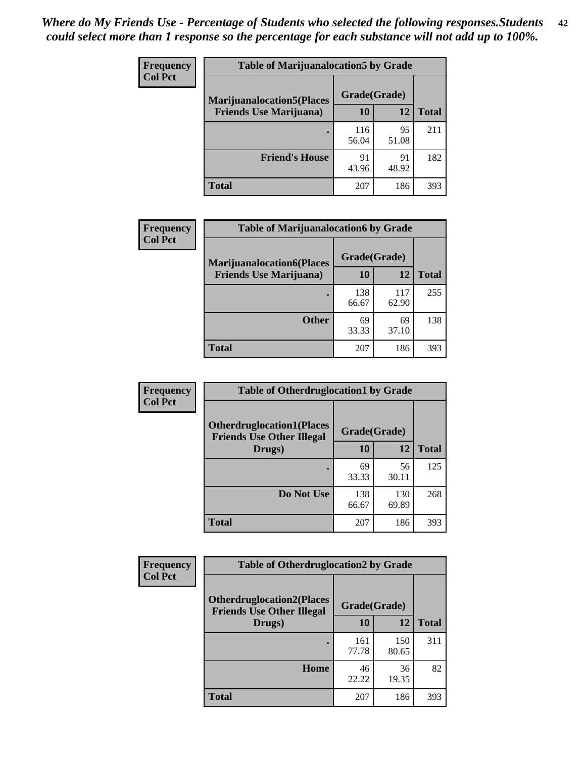*Where do My Friends Use - Percentage of Students who selected the following responses.Students could select more than 1 response so the percentage for each substance will not add up to 100%.*

**Frequency**
**Col Pct**

| Table of Marijuanalocation5 by Grade | | | |
|---|---|---|---|
| **Marijuanalocation5(Places Friends Use Marijuana)** | **Grade(Grade)** | | |
| | **10** | **12** | **Total** |
| . | 116<br>56.04 | 95<br>51.08 | 211 |
| **Friend's House** | 91<br>43.96 | 91<br>48.92 | 182 |
| **Total** | 207 | 186 | 393 |

**Frequency**
**Col Pct**

| Table of Marijuanalocation6 by Grade | | | |
|---|---|---|---|
| **Marijuanalocation6(Places Friends Use Marijuana)** | **Grade(Grade)** | | |
| | **10** | **12** | **Total** |
| . | 138<br>66.67 | 117<br>62.90 | 255 |
| **Other** | 69<br>33.33 | 69<br>37.10 | 138 |
| **Total** | 207 | 186 | 393 |

**Frequency**
**Col Pct**

| Table of Otherdruglocation1 by Grade | | | |
|---|---|---|---|
| **Otherdruglocation1(Places Friends Use Other Illegal Drugs)** | **Grade(Grade)** | | |
| | **10** | **12** | **Total** |
| . | 69<br>33.33 | 56<br>30.11 | 125 |
| **Do Not Use** | 138<br>66.67 | 130<br>69.89 | 268 |
| **Total** | 207 | 186 | 393 |

**Frequency**
**Col Pct**

| Table of Otherdruglocation2 by Grade | | | |
|---|---|---|---|
| **Otherdruglocation2(Places Friends Use Other Illegal Drugs)** | **Grade(Grade)** | | |
| | **10** | **12** | **Total** |
| . | 161<br>77.78 | 150<br>80.65 | 311 |
| **Home** | 46<br>22.22 | 36<br>19.35 | 82 |
| **Total** | 207 | 186 | 393 |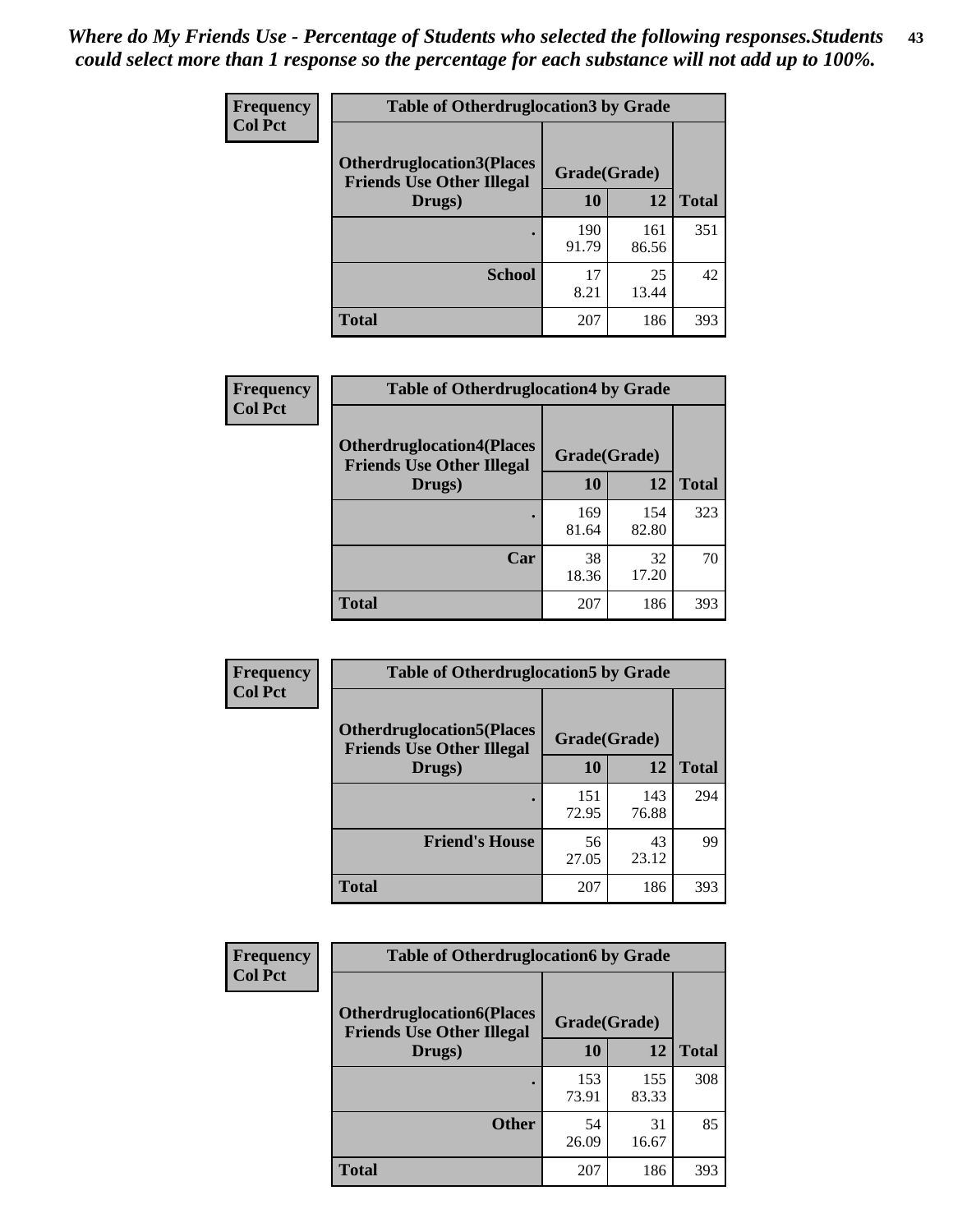*Where do My Friends Use - Percentage of Students who selected the following responses.Students could select more than 1 response so the percentage for each substance will not add up to 100%.*

**Frequency**
**Col Pct**

| Table of Otherdruglocation3 by Grade | | | |
|---|---|---|---|
| **Otherdruglocation3(Places Friends Use Other Illegal Drugs)** | **Grade(Grade)** | | |
| | **10** | **12** | **Total** |
| **.** | 190<br>91.79 | 161<br>86.56 | 351 |
| **School** | 17<br>8.21 | 25<br>13.44 | 42 |
| **Total** | 207 | 186 | 393 |

**Frequency**
**Col Pct**

| Table of Otherdruglocation4 by Grade | | | |
|---|---|---|---|
| **Otherdruglocation4(Places Friends Use Other Illegal Drugs)** | **Grade(Grade)** | | |
| | **10** | **12** | **Total** |
| **.** | 169<br>81.64 | 154<br>82.80 | 323 |
| **Car** | 38<br>18.36 | 32<br>17.20 | 70 |
| **Total** | 207 | 186 | 393 |

**Frequency**
**Col Pct**

| Table of Otherdruglocation5 by Grade | | | |
|---|---|---|---|
| **Otherdruglocation5(Places Friends Use Other Illegal Drugs)** | **Grade(Grade)** | | |
| | **10** | **12** | **Total** |
| **.** | 151<br>72.95 | 143<br>76.88 | 294 |
| **Friend's House** | 56<br>27.05 | 43<br>23.12 | 99 |
| **Total** | 207 | 186 | 393 |

**Frequency**
**Col Pct**

| Table of Otherdruglocation6 by Grade | | | |
|---|---|---|---|
| **Otherdruglocation6(Places Friends Use Other Illegal Drugs)** | **Grade(Grade)** | | |
| | **10** | **12** | **Total** |
| **.** | 153<br>73.91 | 155<br>83.33 | 308 |
| **Other** | 54<br>26.09 | 31<br>16.67 | 85 |
| **Total** | 207 | 186 | 393 |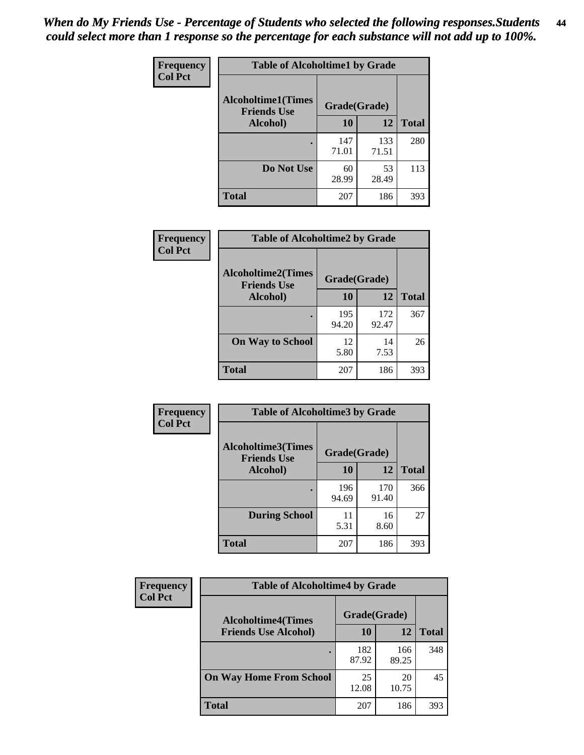*When do My Friends Use - Percentage of Students who selected the following responses.Students could select more than 1 response so the percentage for each substance will not add up to 100%.*

**Frequency**
**Col Pct**

| Table of Alcoholtime1 by Grade | | | |
|---|---|---|---|
| Alcoholtime1(Times Friends Use Alcohol) | Grade(Grade) | | |
| | 10 | 12 | Total |
| . | 147<br>71.01 | 133<br>71.51 | 280 |
| Do Not Use | 60<br>28.99 | 53<br>28.49 | 113 |
| Total | 207 | 186 | 393 |

**Frequency**
**Col Pct**

| Table of Alcoholtime2 by Grade | | | |
|---|---|---|---|
| Alcoholtime2(Times Friends Use Alcohol) | Grade(Grade) | | |
| | 10 | 12 | Total |
| . | 195<br>94.20 | 172<br>92.47 | 367 |
| On Way to School | 12<br>5.80 | 14<br>7.53 | 26 |
| Total | 207 | 186 | 393 |

**Frequency**
**Col Pct**

| Table of Alcoholtime3 by Grade | | | |
|---|---|---|---|
| Alcoholtime3(Times Friends Use Alcohol) | Grade(Grade) | | |
| | 10 | 12 | Total |
| . | 196<br>94.69 | 170<br>91.40 | 366 |
| During School | 11<br>5.31 | 16<br>8.60 | 27 |
| Total | 207 | 186 | 393 |

**Frequency**
**Col Pct**

| Table of Alcoholtime4 by Grade | | | |
|---|---|---|---|
| Alcoholtime4(Times Friends Use Alcohol) | Grade(Grade) | | |
| | 10 | 12 | Total |
| . | 182<br>87.92 | 166<br>89.25 | 348 |
| On Way Home From School | 25<br>12.08 | 20<br>10.75 | 45 |
| Total | 207 | 186 | 393 |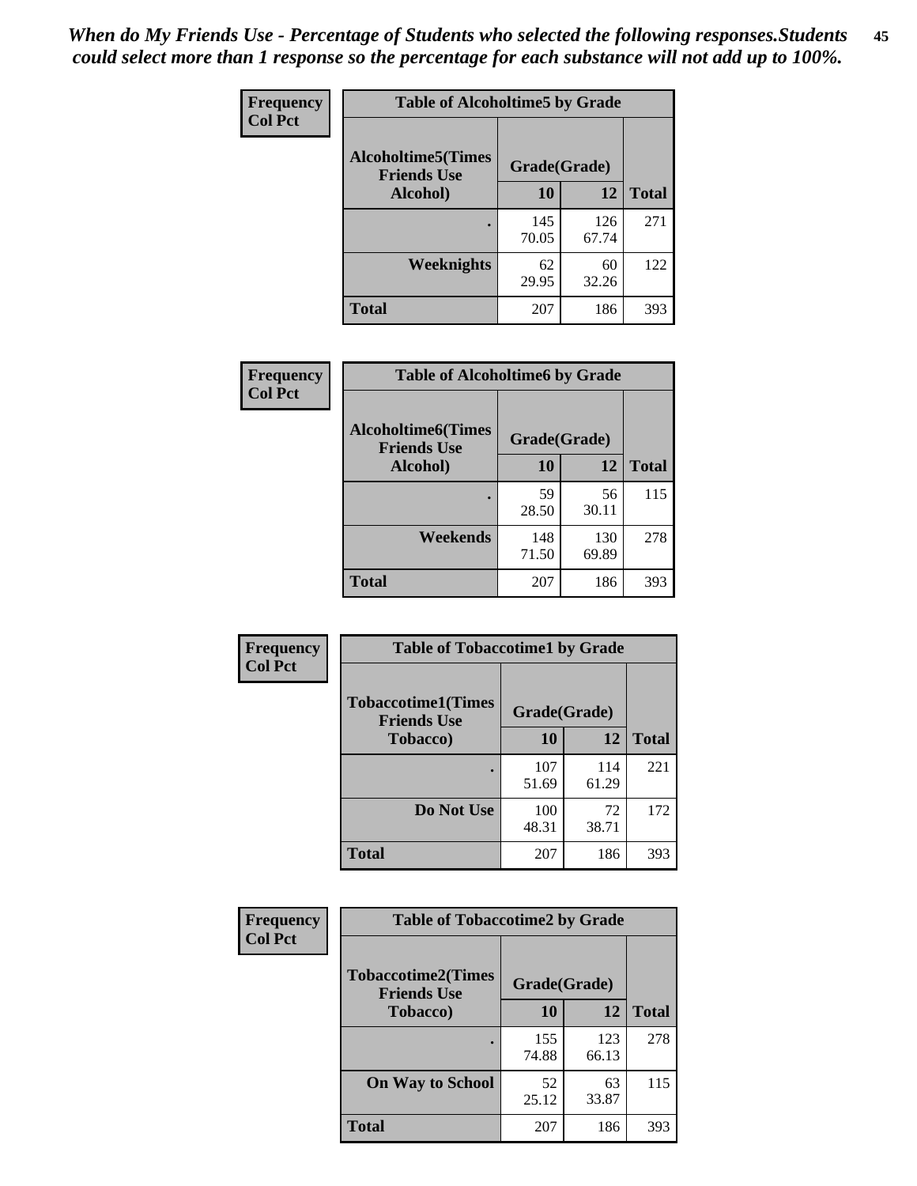*When do My Friends Use - Percentage of Students who selected the following responses.Students could select more than 1 response so the percentage for each substance will not add up to 100%.*

**Frequency**
**Col Pct**

| Table of Alcoholtime5 by Grade | | | |
|---|---|---|---|
| **Alcoholtime5(Times Friends Use Alcohol)** | **Grade(Grade)** | | **Total** |
| | **10** | **12** | |
| **.** | 145<br>70.05 | 126<br>67.74 | 271 |
| **Weeknights** | 62<br>29.95 | 60<br>32.26 | 122 |
| **Total** | 207 | 186 | 393 |

**Frequency**
**Col Pct**

| Table of Alcoholtime6 by Grade | | | |
|---|---|---|---|
| **Alcoholtime6(Times Friends Use Alcohol)** | **Grade(Grade)** | | **Total** |
| | **10** | **12** | |
| **.** | 59<br>28.50 | 56<br>30.11 | 115 |
| **Weekends** | 148<br>71.50 | 130<br>69.89 | 278 |
| **Total** | 207 | 186 | 393 |

**Frequency**
**Col Pct**

| Table of Tobaccotime1 by Grade | | | |
|---|---|---|---|
| **Tobaccotime1(Times Friends Use Tobacco)** | **Grade(Grade)** | | **Total** |
| | **10** | **12** | |
| **.** | 107<br>51.69 | 114<br>61.29 | 221 |
| **Do Not Use** | 100<br>48.31 | 72<br>38.71 | 172 |
| **Total** | 207 | 186 | 393 |

**Frequency**
**Col Pct**

| Table of Tobaccotime2 by Grade | | | |
|---|---|---|---|
| **Tobaccotime2(Times Friends Use Tobacco)** | **Grade(Grade)** | | **Total** |
| | **10** | **12** | |
| **.** | 155<br>74.88 | 123<br>66.13 | 278 |
| **On Way to School** | 52<br>25.12 | 63<br>33.87 | 115 |
| **Total** | 207 | 186 | 393 |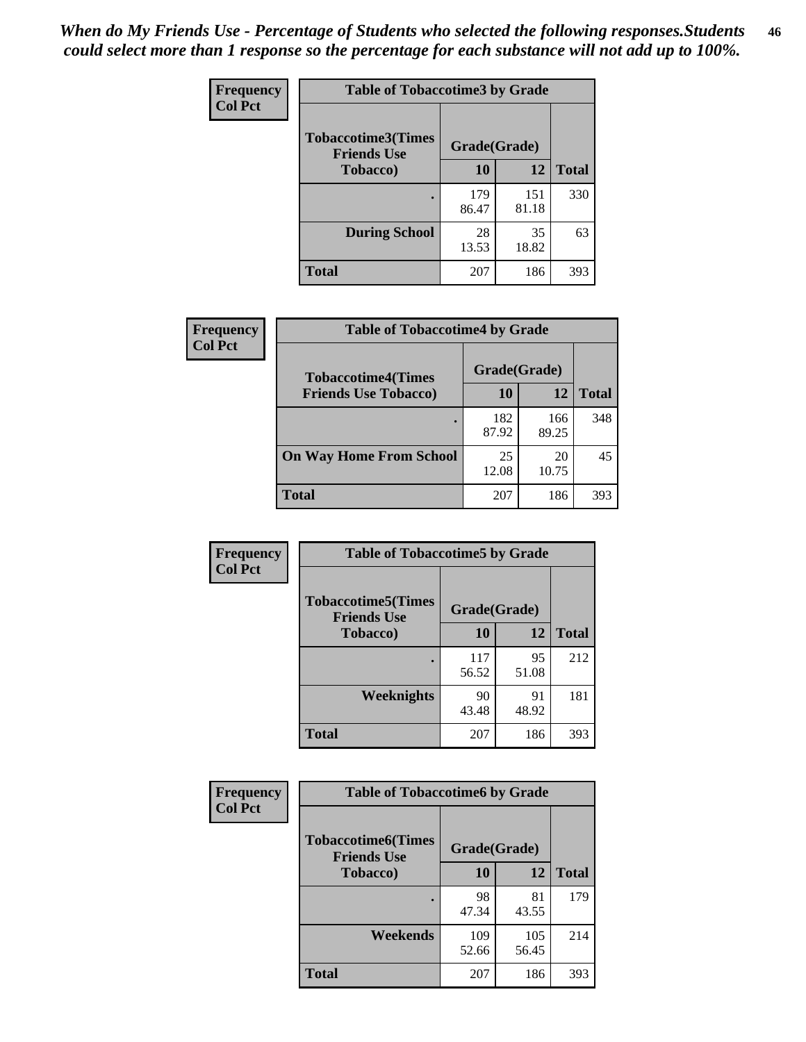*When do My Friends Use - Percentage of Students who selected the following responses.Students could select more than 1 response so the percentage for each substance will not add up to 100%.*

**Frequency**
**Col Pct**

**Table of Tobaccotime3 by Grade**

| Tobaccotime3(Times Friends Use Tobacco) | Grade(Grade) | | Total |
|---|---|---|---|
| | 10 | 12 | |
| . | 179<br>86.47 | 151<br>81.18 | 330 |
| During School | 28<br>13.53 | 35<br>18.82 | 63 |
| Total | 207 | 186 | 393 |

**Frequency**
**Col Pct**

**Table of Tobaccotime4 by Grade**

| Tobaccotime4(Times Friends Use Tobacco) | Grade(Grade) | | Total |
|---|---|---|---|
| | 10 | 12 | |
| . | 182<br>87.92 | 166<br>89.25 | 348 |
| On Way Home From School | 25<br>12.08 | 20<br>10.75 | 45 |
| Total | 207 | 186 | 393 |

**Frequency**
**Col Pct**

**Table of Tobaccotime5 by Grade**

| Tobaccotime5(Times Friends Use Tobacco) | Grade(Grade) | | Total |
|---|---|---|---|
| | 10 | 12 | |
| . | 117<br>56.52 | 95<br>51.08 | 212 |
| Weeknights | 90<br>43.48 | 91<br>48.92 | 181 |
| Total | 207 | 186 | 393 |

**Frequency**
**Col Pct**

**Table of Tobaccotime6 by Grade**

| Tobaccotime6(Times Friends Use Tobacco) | Grade(Grade) | | Total |
|---|---|---|---|
| | 10 | 12 | |
| . | 98<br>47.34 | 81<br>43.55 | 179 |
| Weekends | 109<br>52.66 | 105<br>56.45 | 214 |
| Total | 207 | 186 | 393 |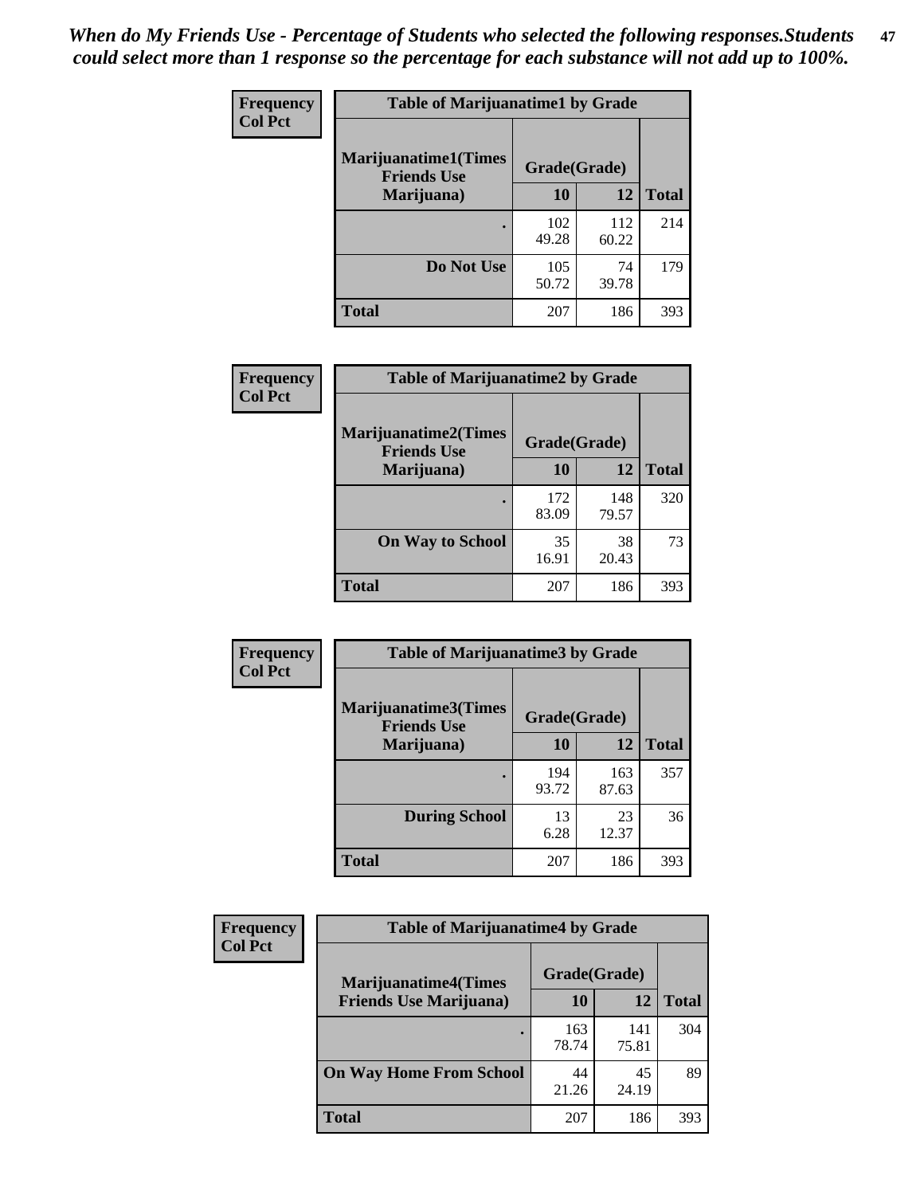*When do My Friends Use - Percentage of Students who selected the following responses.Students could select more than 1 response so the percentage for each substance will not add up to 100%.*

**Frequency**
**Col Pct**

| Table of Marijuanatime1 by Grade | | | |
|---|---|---|---|
| **Marijuanatime1(Times Friends Use Marijuana)** | **Grade(Grade)** | | **Total** |
| | **10** | **12** | |
| **.** | 102<br>49.28 | 112<br>60.22 | 214 |
| **Do Not Use** | 105<br>50.72 | 74<br>39.78 | 179 |
| **Total** | 207 | 186 | 393 |

**Frequency**
**Col Pct**

| Table of Marijuanatime2 by Grade | | | |
|---|---|---|---|
| **Marijuanatime2(Times Friends Use Marijuana)** | **Grade(Grade)** | | **Total** |
| | **10** | **12** | |
| **.** | 172<br>83.09 | 148<br>79.57 | 320 |
| **On Way to School** | 35<br>16.91 | 38<br>20.43 | 73 |
| **Total** | 207 | 186 | 393 |

**Frequency**
**Col Pct**

| Table of Marijuanatime3 by Grade | | | |
|---|---|---|---|
| **Marijuanatime3(Times Friends Use Marijuana)** | **Grade(Grade)** | | **Total** |
| | **10** | **12** | |
| **.** | 194<br>93.72 | 163<br>87.63 | 357 |
| **During School** | 13<br>6.28 | 23<br>12.37 | 36 |
| **Total** | 207 | 186 | 393 |

**Frequency**
**Col Pct**

| Table of Marijuanatime4 by Grade | | | |
|---|---|---|---|
| **Marijuanatime4(Times Friends Use Marijuana)** | **Grade(Grade)** | | **Total** |
| | **10** | **12** | |
| **.** | 163<br>78.74 | 141<br>75.81 | 304 |
| **On Way Home From School** | 44<br>21.26 | 45<br>24.19 | 89 |
| **Total** | 207 | 186 | 393 |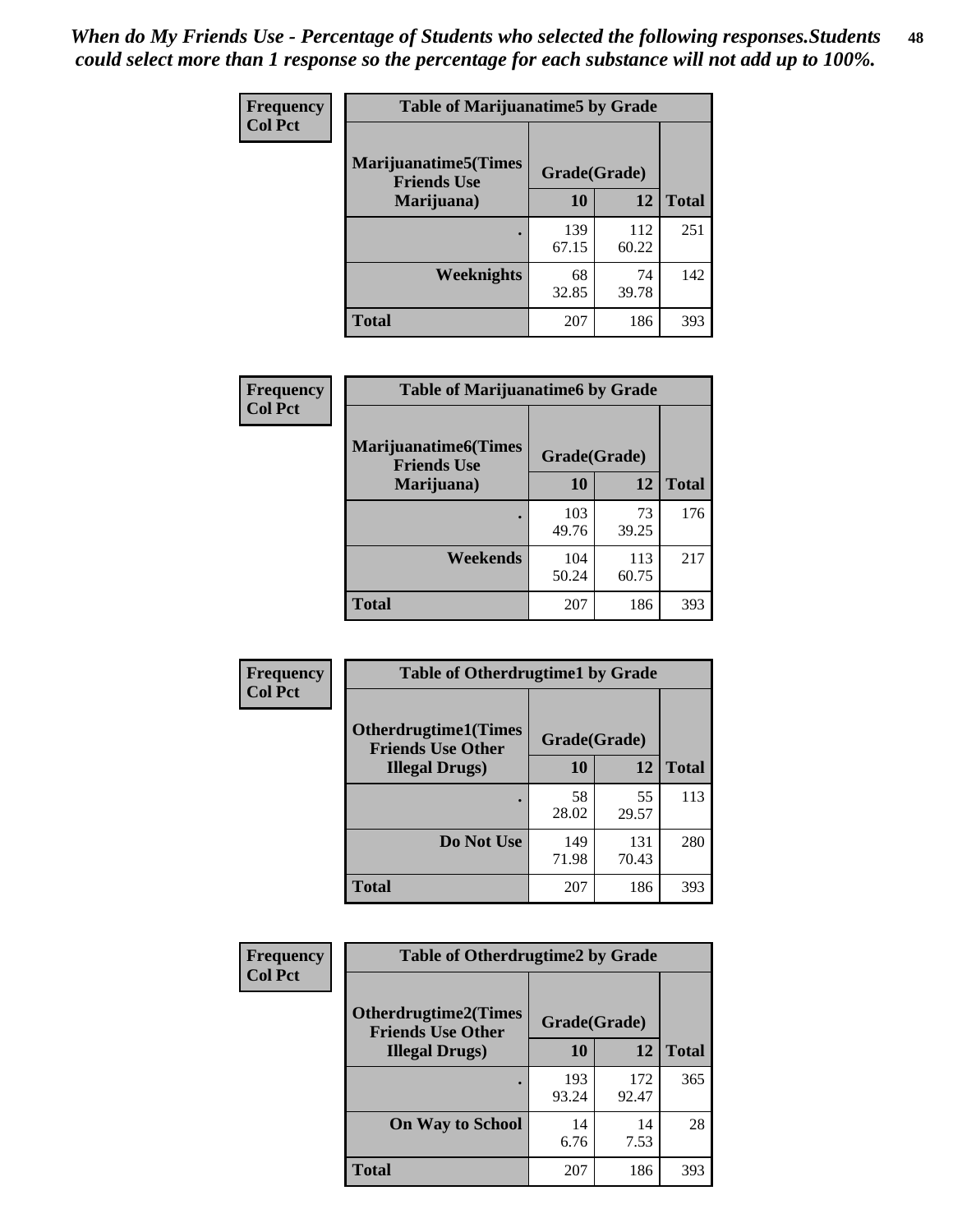*When do My Friends Use - Percentage of Students who selected the following responses.Students could select more than 1 response so the percentage for each substance will not add up to 100%.*

**Frequency**
**Col Pct**

**Table of Marijuanatime5 by Grade**

| Marijuanatime5(Times Friends Use Marijuana) | Grade(Grade) | | Total |
|---|---|---|---|
| | 10 | 12 | |
| . | 139<br>67.15 | 112<br>60.22 | 251 |
| Weeknights | 68<br>32.85 | 74<br>39.78 | 142 |
| Total | 207 | 186 | 393 |

**Frequency**
**Col Pct**

**Table of Marijuanatime6 by Grade**

| Marijuanatime6(Times Friends Use Marijuana) | Grade(Grade) | | Total |
|---|---|---|---|
| | 10 | 12 | |
| . | 103<br>49.76 | 73<br>39.25 | 176 |
| Weekends | 104<br>50.24 | 113<br>60.75 | 217 |
| Total | 207 | 186 | 393 |

**Frequency**
**Col Pct**

**Table of Otherdrugtime1 by Grade**

| Otherdrugtime1(Times Friends Use Other Illegal Drugs) | Grade(Grade) | | Total |
|---|---|---|---|
| | 10 | 12 | |
| . | 58<br>28.02 | 55<br>29.57 | 113 |
| Do Not Use | 149<br>71.98 | 131<br>70.43 | 280 |
| Total | 207 | 186 | 393 |

**Frequency**
**Col Pct**

**Table of Otherdrugtime2 by Grade**

| Otherdrugtime2(Times Friends Use Other Illegal Drugs) | Grade(Grade) | | Total |
|---|---|---|---|
| | 10 | 12 | |
| . | 193<br>93.24 | 172<br>92.47 | 365 |
| On Way to School | 14<br>6.76 | 14<br>7.53 | 28 |
| Total | 207 | 186 | 393 |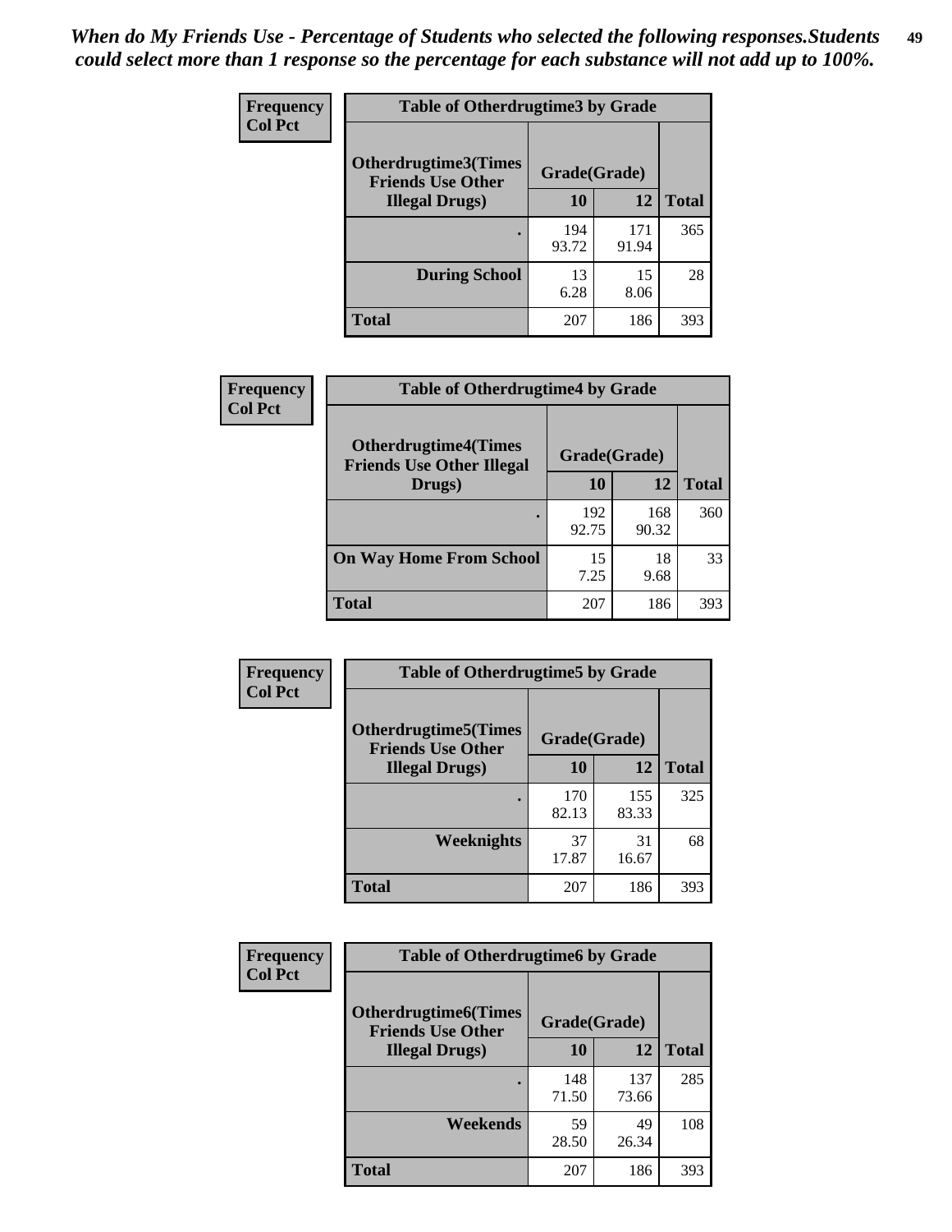*When do My Friends Use - Percentage of Students who selected the following responses.Students could select more than 1 response so the percentage for each substance will not add up to 100%.*

**Frequency**
**Col Pct**

| Table of Otherdrugtime3 by Grade | | | |
|---|---|---|---|
| **Otherdrugtime3(Times Friends Use Other Illegal Drugs)** | **Grade(Grade)** | | **Total** |
| | **10** | **12** | |
| . | 194<br>93.72 | 171<br>91.94 | 365 |
| **During School** | 13<br>6.28 | 15<br>8.06 | 28 |
| **Total** | 207 | 186 | 393 |

**Frequency**
**Col Pct**

| Table of Otherdrugtime4 by Grade | | | |
|---|---|---|---|
| **Otherdrugtime4(Times Friends Use Other Illegal Drugs)** | **Grade(Grade)** | | **Total** |
| | **10** | **12** | |
| . | 192<br>92.75 | 168<br>90.32 | 360 |
| **On Way Home From School** | 15<br>7.25 | 18<br>9.68 | 33 |
| **Total** | 207 | 186 | 393 |

**Frequency**
**Col Pct**

| Table of Otherdrugtime5 by Grade | | | |
|---|---|---|---|
| **Otherdrugtime5(Times Friends Use Other Illegal Drugs)** | **Grade(Grade)** | | **Total** |
| | **10** | **12** | |
| . | 170<br>82.13 | 155<br>83.33 | 325 |
| **Weeknights** | 37<br>17.87 | 31<br>16.67 | 68 |
| **Total** | 207 | 186 | 393 |

**Frequency**
**Col Pct**

| Table of Otherdrugtime6 by Grade | | | |
|---|---|---|---|
| **Otherdrugtime6(Times Friends Use Other Illegal Drugs)** | **Grade(Grade)** | | **Total** |
| | **10** | **12** | |
| . | 148<br>71.50 | 137<br>73.66 | 285 |
| **Weekends** | 59<br>28.50 | 49<br>26.34 | 108 |
| **Total** | 207 | 186 | 393 |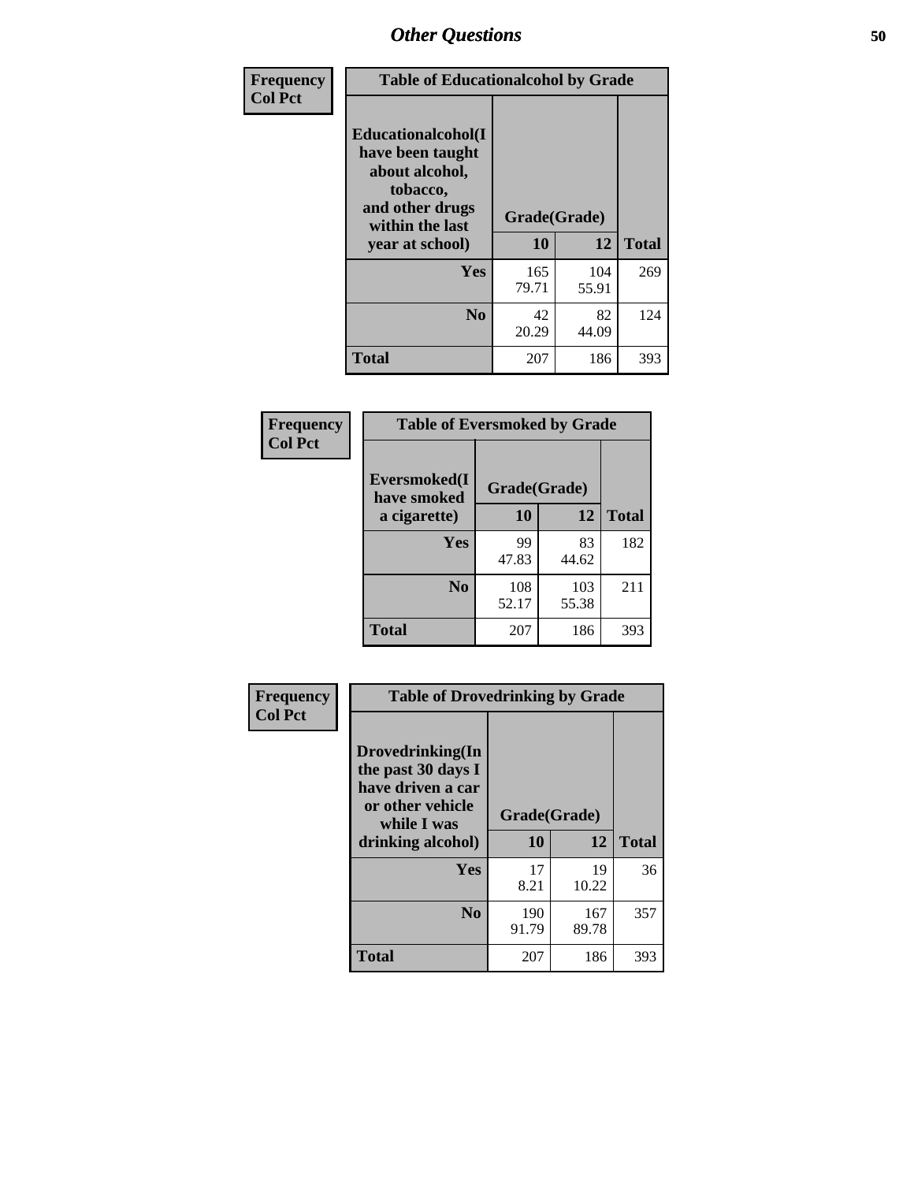| Frequency Col Pct | Table of Educationalalcohol by Grade | | |
|---|---|---|---|
| Educationalalcohol(I have been taught about alcohol, tobacco, and other drugs within the last year at school) | Grade(Grade) | | |
| | 10 | 12 | Total |
| Yes | 165<br>79.71 | 104<br>55.91 | 269 |
| No | 42<br>20.29 | 82<br>44.09 | 124 |
| Total | 207 | 186 | 393 |

| Frequency Col Pct | Table of Eversmoked by Grade | | |
|---|---|---|---|
| Eversmoked(I have smoked a cigarette) | Grade(Grade) | | |
| | 10 | 12 | Total |
| Yes | 99<br>47.83 | 83<br>44.62 | 182 |
| No | 108<br>52.17 | 103<br>55.38 | 211 |
| Total | 207 | 186 | 393 |

| Frequency Col Pct | Table of Drovedrinking by Grade | | |
|---|---|---|---|
| Drovedrinking(In the past 30 days I have driven a car or other vehicle while I was drinking alcohol) | Grade(Grade) | | |
| | 10 | 12 | Total |
| Yes | 17<br>8.21 | 19<br>10.22 | 36 |
| No | 190<br>91.79 | 167<br>89.78 | 357 |
| Total | 207 | 186 | 393 |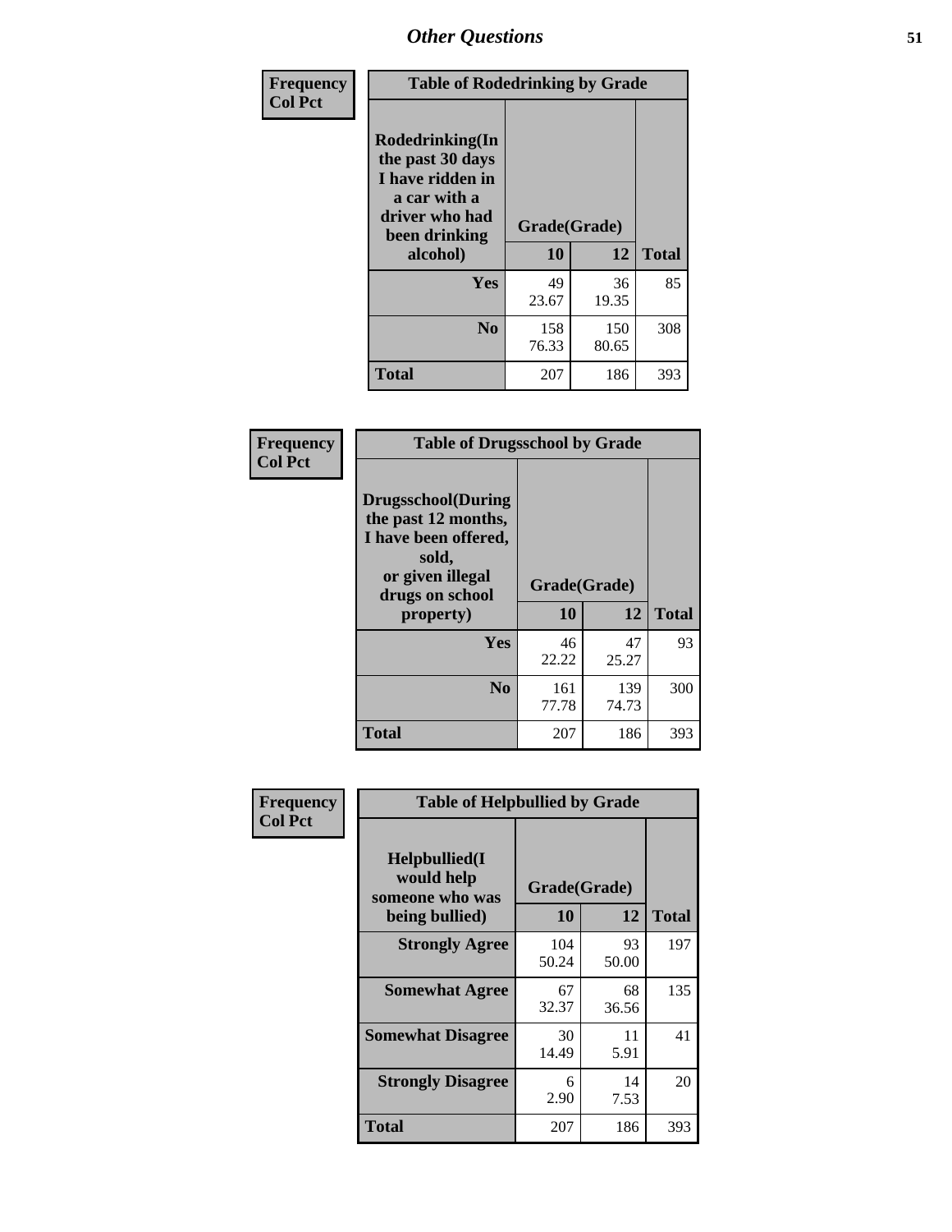## Other Questions

Frequency
Col Pct

| Table of Rodedrinking by Grade | | | |
|---|---|---|---|
| Rodedrinking(In the past 30 days I have ridden in a car with a driver who had been drinking alcohol) | Grade(Grade) | | |
| | 10 | 12 | Total |
| Yes | 49<br>23.67 | 36<br>19.35 | 85 |
| No | 158<br>76.33 | 150<br>80.65 | 308 |
| Total | 207 | 186 | 393 |

Frequency
Col Pct

| Table of Drugsschool by Grade | | | |
|---|---|---|---|
| Drugsschool(During the past 12 months, I have been offered, sold, or given illegal drugs on school property) | Grade(Grade) | | |
| | 10 | 12 | Total |
| Yes | 46<br>22.22 | 47<br>25.27 | 93 |
| No | 161<br>77.78 | 139<br>74.73 | 300 |
| Total | 207 | 186 | 393 |

Frequency
Col Pct

| Table of Helpbullied by Grade | | | |
|---|---|---|---|
| Helpbullied(I would help someone who was being bullied) | Grade(Grade) | | |
| | 10 | 12 | Total |
| Strongly Agree | 104<br>50.24 | 93<br>50.00 | 197 |
| Somewhat Agree | 67<br>32.37 | 68<br>36.56 | 135 |
| Somewhat Disagree | 30<br>14.49 | 11<br>5.91 | 41 |
| Strongly Disagree | 6<br>2.90 | 14<br>7.53 | 20 |
| Total | 207 | 186 | 393 |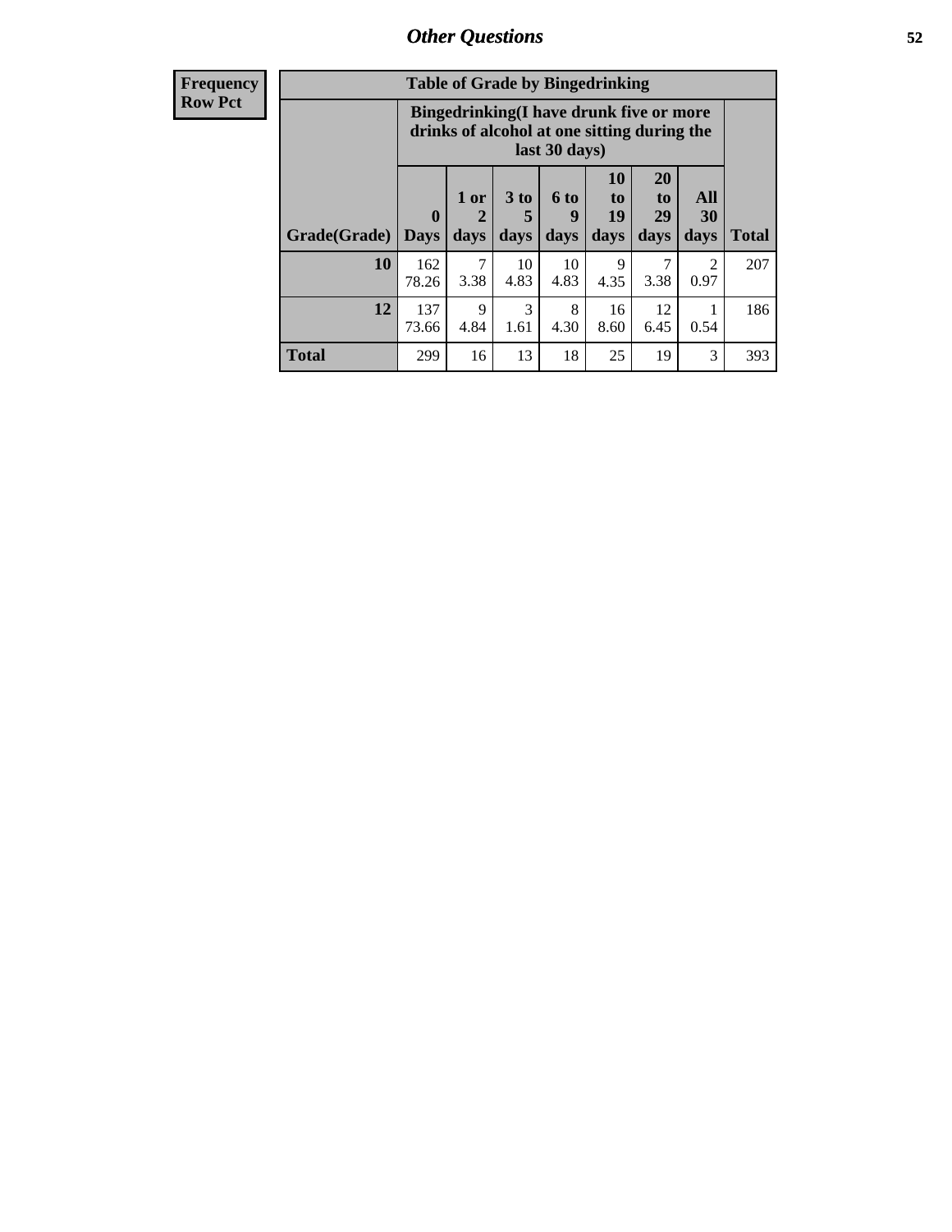# Other Questions

**Frequency**
**Row Pct**

**Table of Grade by Bingedrinking**

| Grade(Grade) | Bingedrinking(I have drunk five or more drinks of alcohol at one sitting during the last 30 days) | | | | | | | Total |
|---|---|---|---|---|---|---|---|---|
| | 0 Days | 1 or 2 days | 3 to 5 days | 6 to 9 days | 10 to 19 days | 20 to 29 days | All 30 days | |
| **10** | 162<br>78.26 | 7<br>3.38 | 10<br>4.83 | 10<br>4.83 | 9<br>4.35 | 7<br>3.38 | 2<br>0.97 | 207 |
| **12** | 137<br>73.66 | 9<br>4.84 | 3<br>1.61 | 8<br>4.30 | 16<br>8.60 | 12<br>6.45 | 1<br>0.54 | 186 |
| **Total** | 299 | 16 | 13 | 18 | 25 | 19 | 3 | 393 |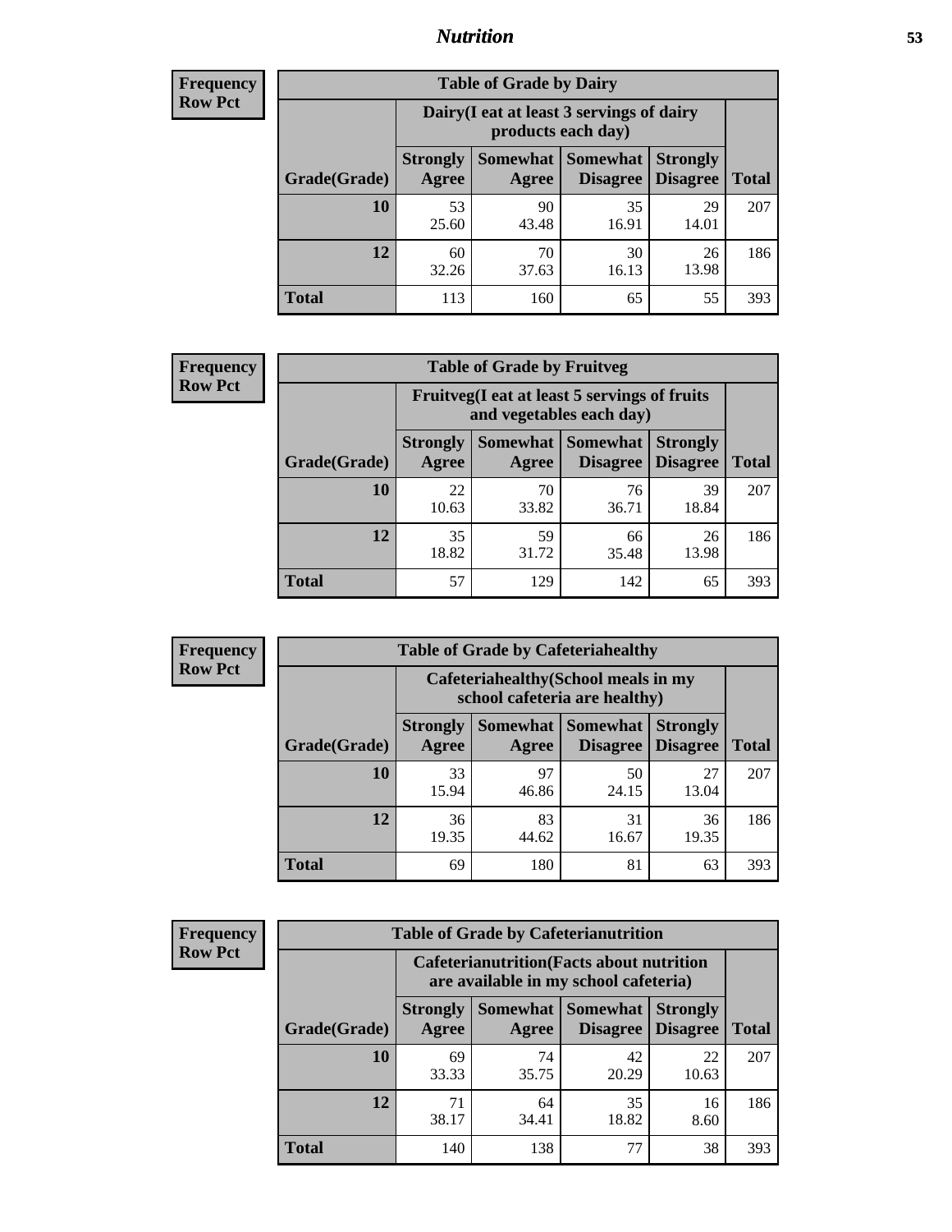## Nutrition

**Frequency**
**Row Pct**

| Table of Grade by Dairy | | | | | |
|---|---|---|---|---|---|
| | Dairy(I eat at least 3 servings of dairy products each day) | | | | |
| Grade(Grade) | Strongly Agree | Somewhat Agree | Somewhat Disagree | Strongly Disagree | Total |
| **10** | 53<br>25.60 | 90<br>43.48 | 35<br>16.91 | 29<br>14.01 | 207 |
| **12** | 60<br>32.26 | 70<br>37.63 | 30<br>16.13 | 26<br>13.98 | 186 |
| **Total** | 113 | 160 | 65 | 55 | 393 |

**Frequency**
**Row Pct**

| Table of Grade by Fruitveg | | | | | |
|---|---|---|---|---|---|
| | Fruitveg(I eat at least 5 servings of fruits and vegetables each day) | | | | |
| Grade(Grade) | Strongly Agree | Somewhat Agree | Somewhat Disagree | Strongly Disagree | Total |
| **10** | 22<br>10.63 | 70<br>33.82 | 76<br>36.71 | 39<br>18.84 | 207 |
| **12** | 35<br>18.82 | 59<br>31.72 | 66<br>35.48 | 26<br>13.98 | 186 |
| **Total** | 57 | 129 | 142 | 65 | 393 |

**Frequency**
**Row Pct**

| Table of Grade by Cafeteriahealthy | | | | | |
|---|---|---|---|---|---|
| | Cafeteriahealthy(School meals in my school cafeteria are healthy) | | | | |
| Grade(Grade) | Strongly Agree | Somewhat Agree | Somewhat Disagree | Strongly Disagree | Total |
| **10** | 33<br>15.94 | 97<br>46.86 | 50<br>24.15 | 27<br>13.04 | 207 |
| **12** | 36<br>19.35 | 83<br>44.62 | 31<br>16.67 | 36<br>19.35 | 186 |
| **Total** | 69 | 180 | 81 | 63 | 393 |

**Frequency**
**Row Pct**

| Table of Grade by Cafeterianutrition | | | | | |
|---|---|---|---|---|---|
| | Cafeterianutrition(Facts about nutrition are available in my school cafeteria) | | | | |
| Grade(Grade) | Strongly Agree | Somewhat Agree | Somewhat Disagree | Strongly Disagree | Total |
| **10** | 69<br>33.33 | 74<br>35.75 | 42<br>20.29 | 22<br>10.63 | 207 |
| **12** | 71<br>38.17 | 64<br>34.41 | 35<br>18.82 | 16<br>8.60 | 186 |
| **Total** | 140 | 138 | 77 | 38 | 393 |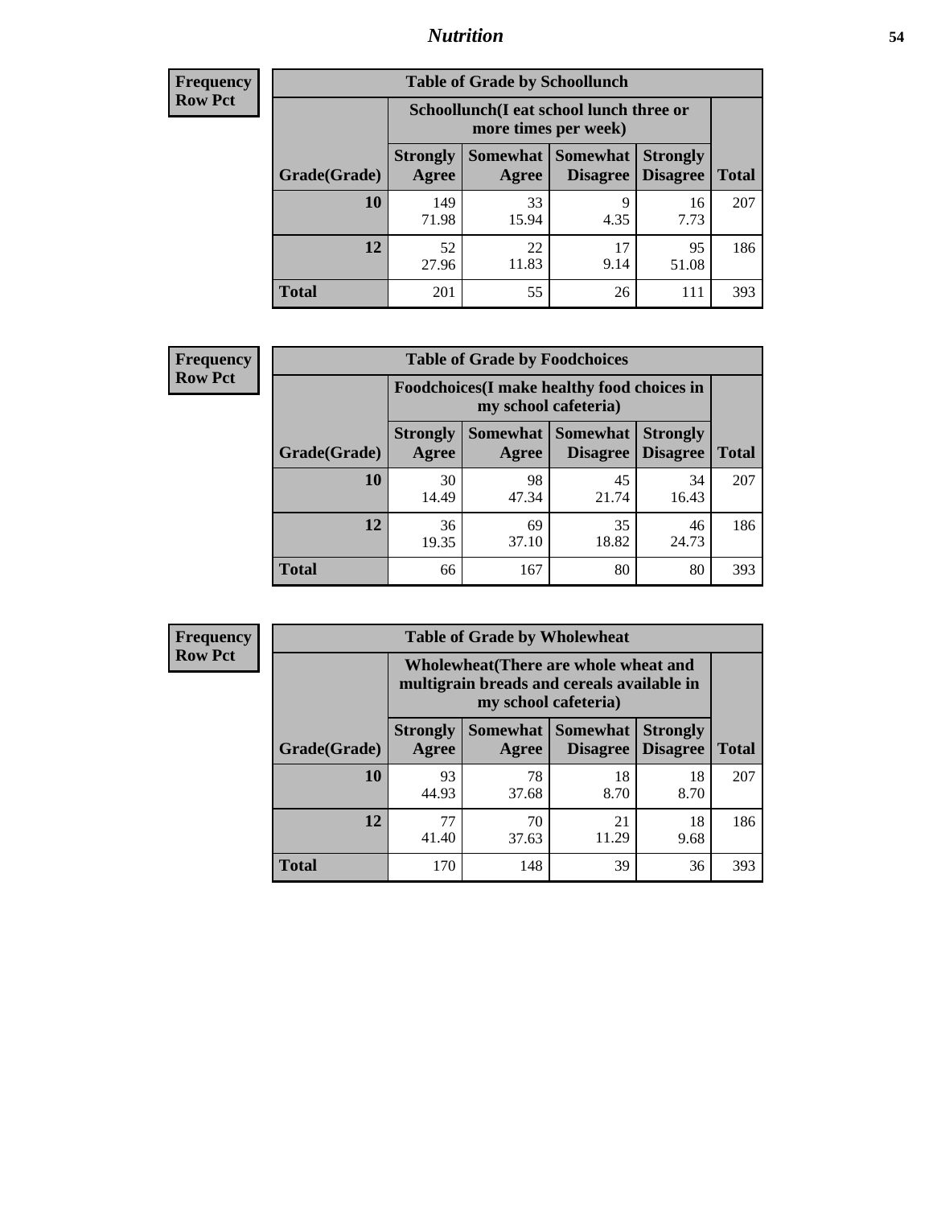| Frequency |
|---|
| Row Pct |

| Table of Grade by Schoollunch | | | | | |
|---|---|---|---|---|---|
| | Schoollunch(I eat school lunch three or more times per week) | | | | |
| Grade(Grade) | Strongly Agree | Somewhat Agree | Somewhat Disagree | Strongly Disagree | Total |
| 10 | 149<br>71.98 | 33<br>15.94 | 9<br>4.35 | 16<br>7.73 | 207 |
| 12 | 52<br>27.96 | 22<br>11.83 | 17<br>9.14 | 95<br>51.08 | 186 |
| Total | 201 | 55 | 26 | 111 | 393 |

| Frequency |
|---|
| Row Pct |

| Table of Grade by Foodchoices | | | | | |
|---|---|---|---|---|---|
| | Foodchoices(I make healthy food choices in my school cafeteria) | | | | |
| Grade(Grade) | Strongly Agree | Somewhat Agree | Somewhat Disagree | Strongly Disagree | Total |
| 10 | 30<br>14.49 | 98<br>47.34 | 45<br>21.74 | 34<br>16.43 | 207 |
| 12 | 36<br>19.35 | 69<br>37.10 | 35<br>18.82 | 46<br>24.73 | 186 |
| Total | 66 | 167 | 80 | 80 | 393 |

| Frequency |
|---|
| Row Pct |

| Table of Grade by Wholewheat | | | | | |
|---|---|---|---|---|---|
| | Wholewheat(There are whole wheat and multigrain breads and cereals available in my school cafeteria) | | | | |
| Grade(Grade) | Strongly Agree | Somewhat Agree | Somewhat Disagree | Strongly Disagree | Total |
| 10 | 93<br>44.93 | 78<br>37.68 | 18<br>8.70 | 18<br>8.70 | 207 |
| 12 | 77<br>41.40 | 70<br>37.63 | 21<br>11.29 | 18<br>9.68 | 186 |
| Total | 170 | 148 | 39 | 36 | 393 |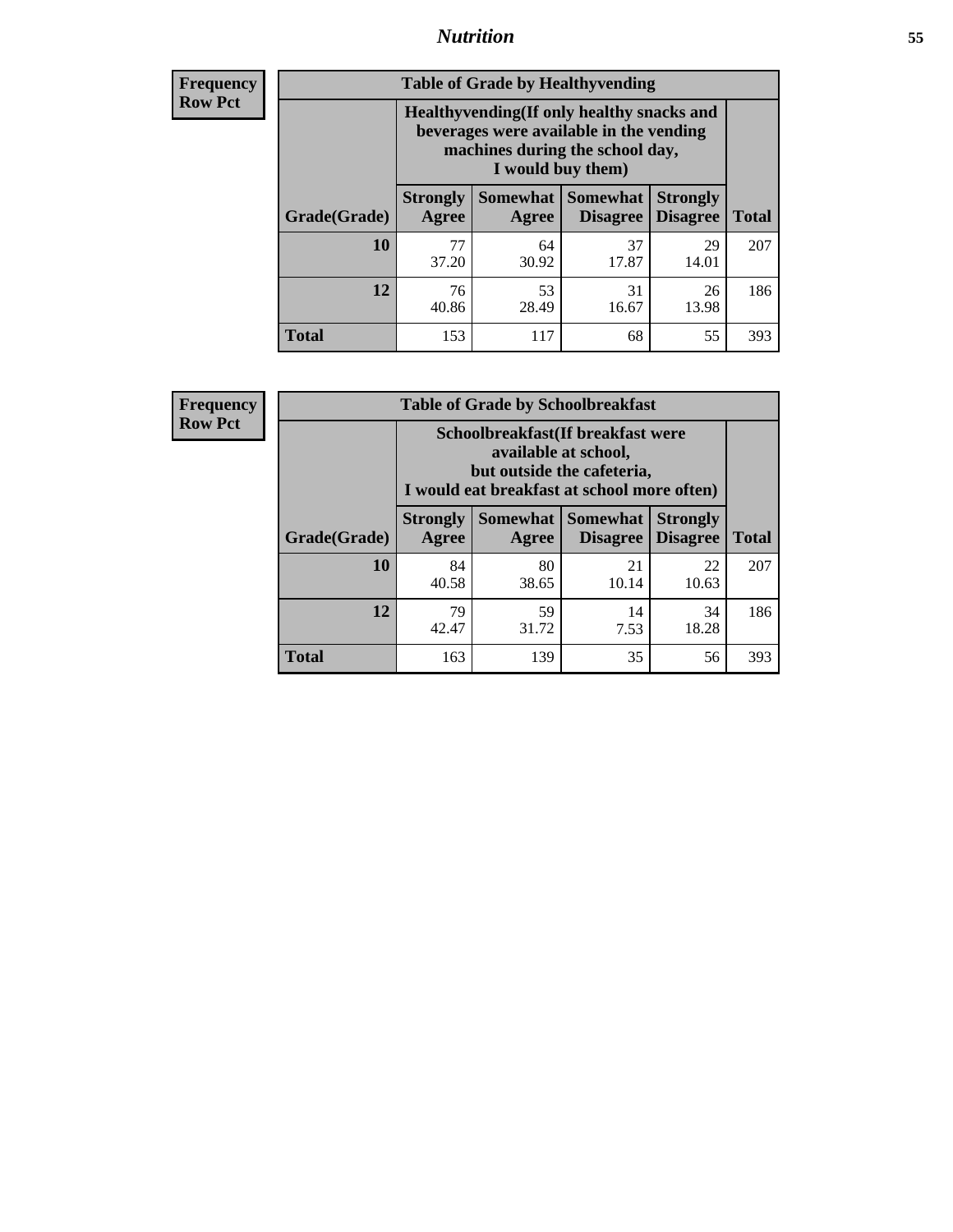**Frequency**
**Row Pct**

| Table of Grade by Healthyvending | | | | | |
|---|---|---|---|---|---|
| | Healthyvending(If only healthy snacks and beverages were available in the vending machines during the school day, I would buy them) | | | | |
| Grade(Grade) | Strongly Agree | Somewhat Agree | Somewhat Disagree | Strongly Disagree | Total |
| **10** | 77<br>37.20 | 64<br>30.92 | 37<br>17.87 | 29<br>14.01 | 207 |
| **12** | 76<br>40.86 | 53<br>28.49 | 31<br>16.67 | 26<br>13.98 | 186 |
| **Total** | 153 | 117 | 68 | 55 | 393 |

**Frequency**
**Row Pct**

| Table of Grade by Schoolbreakfast | | | | | |
|---|---|---|---|---|---|
| | Schoolbreakfast(If breakfast were available at school, but outside the cafeteria, I would eat breakfast at school more often) | | | | |
| Grade(Grade) | Strongly Agree | Somewhat Agree | Somewhat Disagree | Strongly Disagree | Total |
| **10** | 84<br>40.58 | 80<br>38.65 | 21<br>10.14 | 22<br>10.63 | 207 |
| **12** | 79<br>42.47 | 59<br>31.72 | 14<br>7.53 | 34<br>18.28 | 186 |
| **Total** | 163 | 139 | 35 | 56 | 393 |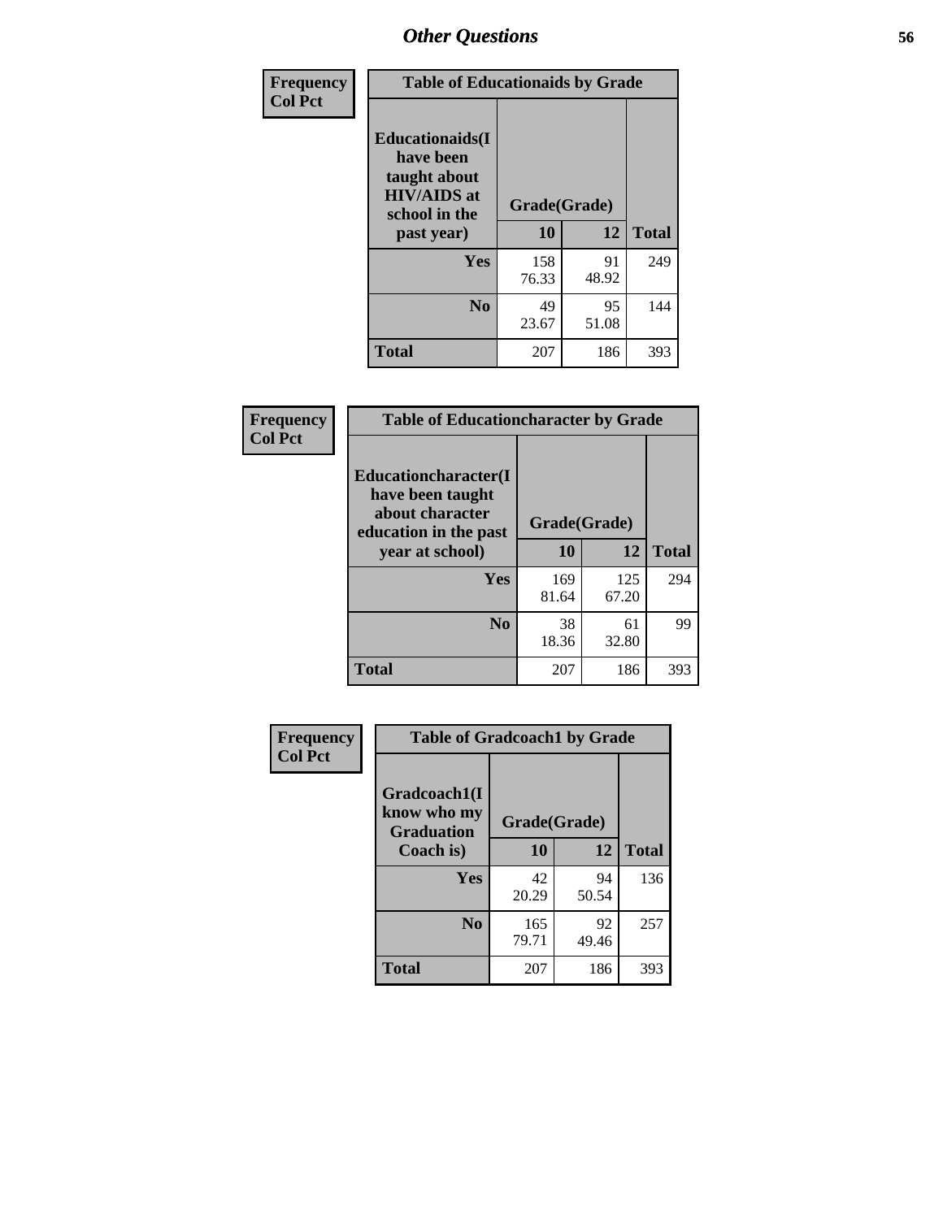# Other Questions

**Frequency**
**Col Pct**

| Table of Educationaids by Grade | | | |
|---|---|---|---|
| **Educationaids(I have been taught about HIV/AIDS at school in the past year)** | **Grade(Grade)** | | |
| | **10** | **12** | **Total** |
| **Yes** | 158<br>76.33 | 91<br>48.92 | 249 |
| **No** | 49<br>23.67 | 95<br>51.08 | 144 |
| **Total** | 207 | 186 | 393 |

**Frequency**
**Col Pct**

| Table of Educationcharacter by Grade | | | |
|---|---|---|---|
| **Educationcharacter(I have been taught about character education in the past year at school)** | **Grade(Grade)** | | |
| | **10** | **12** | **Total** |
| **Yes** | 169<br>81.64 | 125<br>67.20 | 294 |
| **No** | 38<br>18.36 | 61<br>32.80 | 99 |
| **Total** | 207 | 186 | 393 |

**Frequency**
**Col Pct**

| Table of Gradcoach1 by Grade | | | |
|---|---|---|---|
| **Gradcoach1(I know who my Graduation Coach is)** | **Grade(Grade)** | | |
| | **10** | **12** | **Total** |
| **Yes** | 42<br>20.29 | 94<br>50.54 | 136 |
| **No** | 165<br>79.71 | 92<br>49.46 | 257 |
| **Total** | 207 | 186 | 393 |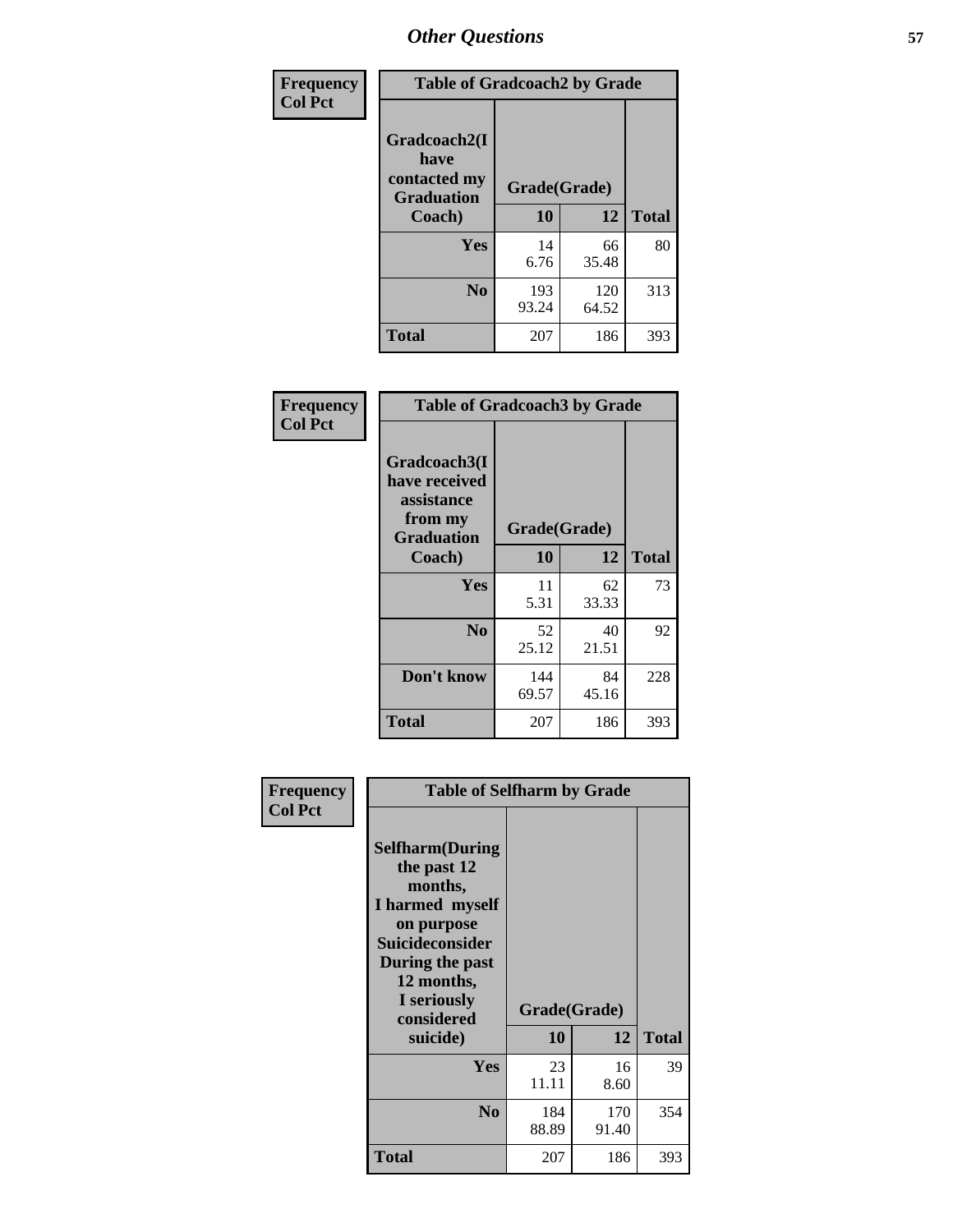# Other Questions

| Frequency Col Pct | Table of Gradcoach2 by Grade | | |
|---|---|---|---|
| Gradcoach2(I have contacted my Graduation Coach) | Grade(Grade) | | |
| | 10 | 12 | Total |
| Yes | 14<br>6.76 | 66<br>35.48 | 80 |
| No | 193<br>93.24 | 120<br>64.52 | 313 |
| Total | 207 | 186 | 393 |

| Frequency Col Pct | Table of Gradcoach3 by Grade | | |
|---|---|---|---|
| Gradcoach3(I have received assistance from my Graduation Coach) | Grade(Grade) | | |
| | 10 | 12 | Total |
| Yes | 11<br>5.31 | 62<br>33.33 | 73 |
| No | 52<br>25.12 | 40<br>21.51 | 92 |
| Don't know | 144<br>69.57 | 84<br>45.16 | 228 |
| Total | 207 | 186 | 393 |

| Frequency Col Pct | Table of Selfharm by Grade | | |
|---|---|---|---|
| Selfharm(During the past 12 months, I harmed myself on purpose Suicideconsider During the past 12 months, I seriously considered suicide) | Grade(Grade) | | |
| | 10 | 12 | Total |
| Yes | 23<br>11.11 | 16<br>8.60 | 39 |
| No | 184<br>88.89 | 170<br>91.40 | 354 |
| Total | 207 | 186 | 393 |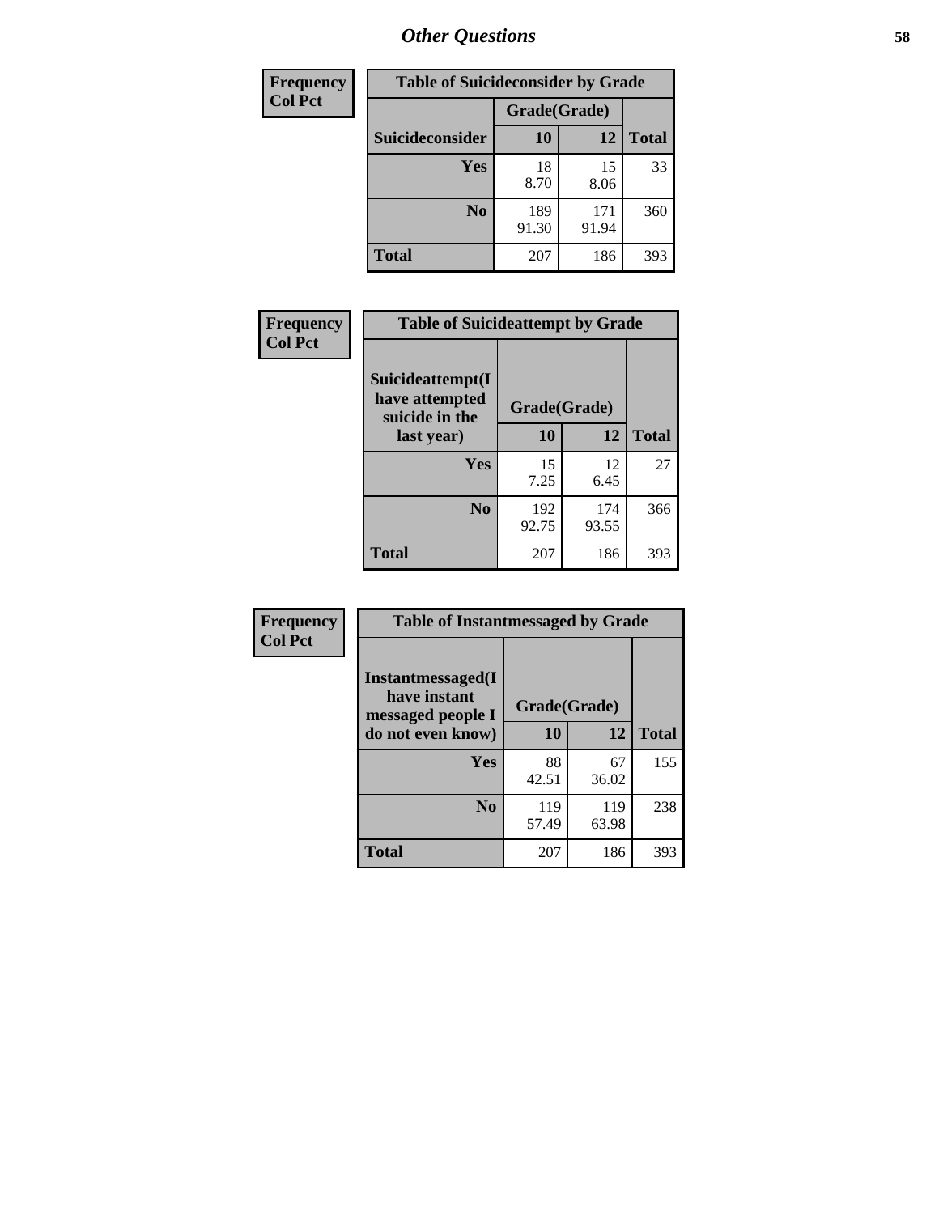# Other Questions

**Frequency**
**Col Pct**

| Table of Suicideconsider by Grade | | | |
|---|---|---|---|
| | Grade(Grade) | | |
| Suicideconsider | 10 | 12 | Total |
| Yes | 18<br>8.70 | 15<br>8.06 | 33 |
| No | 189<br>91.30 | 171<br>91.94 | 360 |
| Total | 207 | 186 | 393 |

**Frequency**
**Col Pct**

| Table of Suicideattempt by Grade | | | |
|---|---|---|---|
| Suicideattempt(I have attempted suicide in the last year) | Grade(Grade) | | |
| | 10 | 12 | Total |
| Yes | 15<br>7.25 | 12<br>6.45 | 27 |
| No | 192<br>92.75 | 174<br>93.55 | 366 |
| Total | 207 | 186 | 393 |

**Frequency**
**Col Pct**

| Table of Instantmessaged by Grade | | | |
|---|---|---|---|
| Instantmessaged(I have instant messaged people I do not even know) | Grade(Grade) | | |
| | 10 | 12 | Total |
| Yes | 88<br>42.51 | 67<br>36.02 | 155 |
| No | 119<br>57.49 | 119<br>63.98 | 238 |
| Total | 207 | 186 | 393 |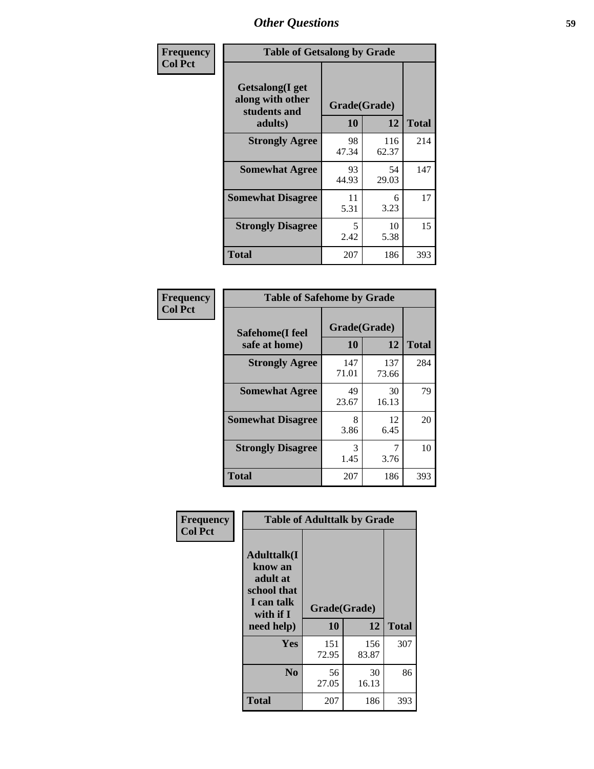| Frequency<br>Col Pct | Table of Getsalong by Grade | | |
|---|---|---|---|
| Getsalong(I get along with other students and adults) | Grade(Grade) | | |
| | 10 | 12 | Total |
| Strongly Agree | 98<br>47.34 | 116<br>62.37 | 214 |
| Somewhat Agree | 93<br>44.93 | 54<br>29.03 | 147 |
| Somewhat Disagree | 11<br>5.31 | 6<br>3.23 | 17 |
| Strongly Disagree | 5<br>2.42 | 10<br>5.38 | 15 |
| Total | 207 | 186 | 393 |

| Frequency<br>Col Pct | Table of Safehome by Grade | | |
|---|---|---|---|
| Safehome(I feel safe at home) | Grade(Grade) | | |
| | 10 | 12 | Total |
| Strongly Agree | 147<br>71.01 | 137<br>73.66 | 284 |
| Somewhat Agree | 49<br>23.67 | 30<br>16.13 | 79 |
| Somewhat Disagree | 8<br>3.86 | 12<br>6.45 | 20 |
| Strongly Disagree | 3<br>1.45 | 7<br>3.76 | 10 |
| Total | 207 | 186 | 393 |

| Frequency<br>Col Pct | Table of Adulttalk by Grade | | |
|---|---|---|---|
| Adulttalk(I know an adult at school that I can talk with if I need help) | Grade(Grade) | | |
| | 10 | 12 | Total |
| Yes | 151<br>72.95 | 156<br>83.87 | 307 |
| No | 56<br>27.05 | 30<br>16.13 | 86 |
| Total | 207 | 186 | 393 |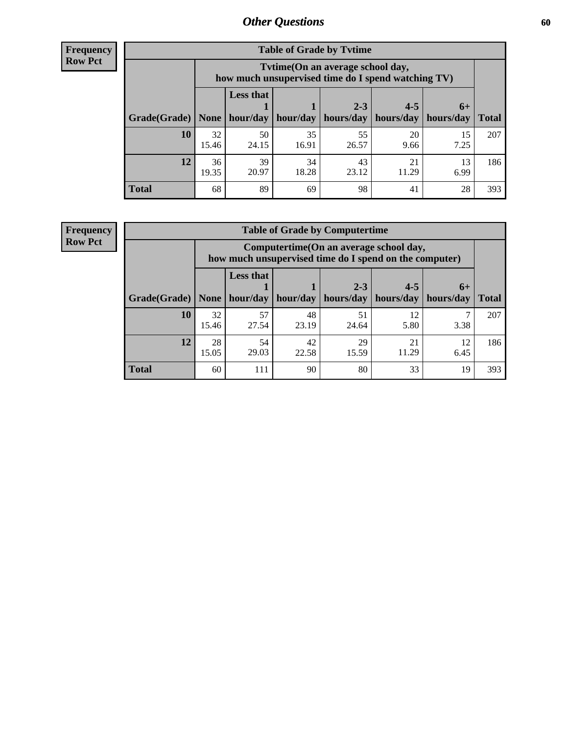## Other Questions

**Frequency**
**Row Pct**

**Table of Grade by Tvtime**

| Grade(Grade) | Tvtime(On an average school day, how much unsupervised time do I spend watching TV) None | Less that 1 hour/day | 1 hour/day | 2-3 hours/day | 4-5 hours/day | 6+ hours/day | Total |
|---|---|---|---|---|---|---|---|
| **10** | 32<br>15.46 | 50<br>24.15 | 35<br>16.91 | 55<br>26.57 | 20<br>9.66 | 15<br>7.25 | 207 |
| **12** | 36<br>19.35 | 39<br>20.97 | 34<br>18.28 | 43<br>23.12 | 21<br>11.29 | 13<br>6.99 | 186 |
| **Total** | 68 | 89 | 69 | 98 | 41 | 28 | 393 |

**Frequency**
**Row Pct**

**Table of Grade by Computertime**

| Grade(Grade) | Computertime(On an average school day, how much unsupervised time do I spend on the computer) None | Less that 1 hour/day | 1 hour/day | 2-3 hours/day | 4-5 hours/day | 6+ hours/day | Total |
|---|---|---|---|---|---|---|---|
| **10** | 32<br>15.46 | 57<br>27.54 | 48<br>23.19 | 51<br>24.64 | 12<br>5.80 | 7<br>3.38 | 207 |
| **12** | 28<br>15.05 | 54<br>29.03 | 42<br>22.58 | 29<br>15.59 | 21<br>11.29 | 12<br>6.45 | 186 |
| **Total** | 60 | 111 | 90 | 80 | 33 | 19 | 393 |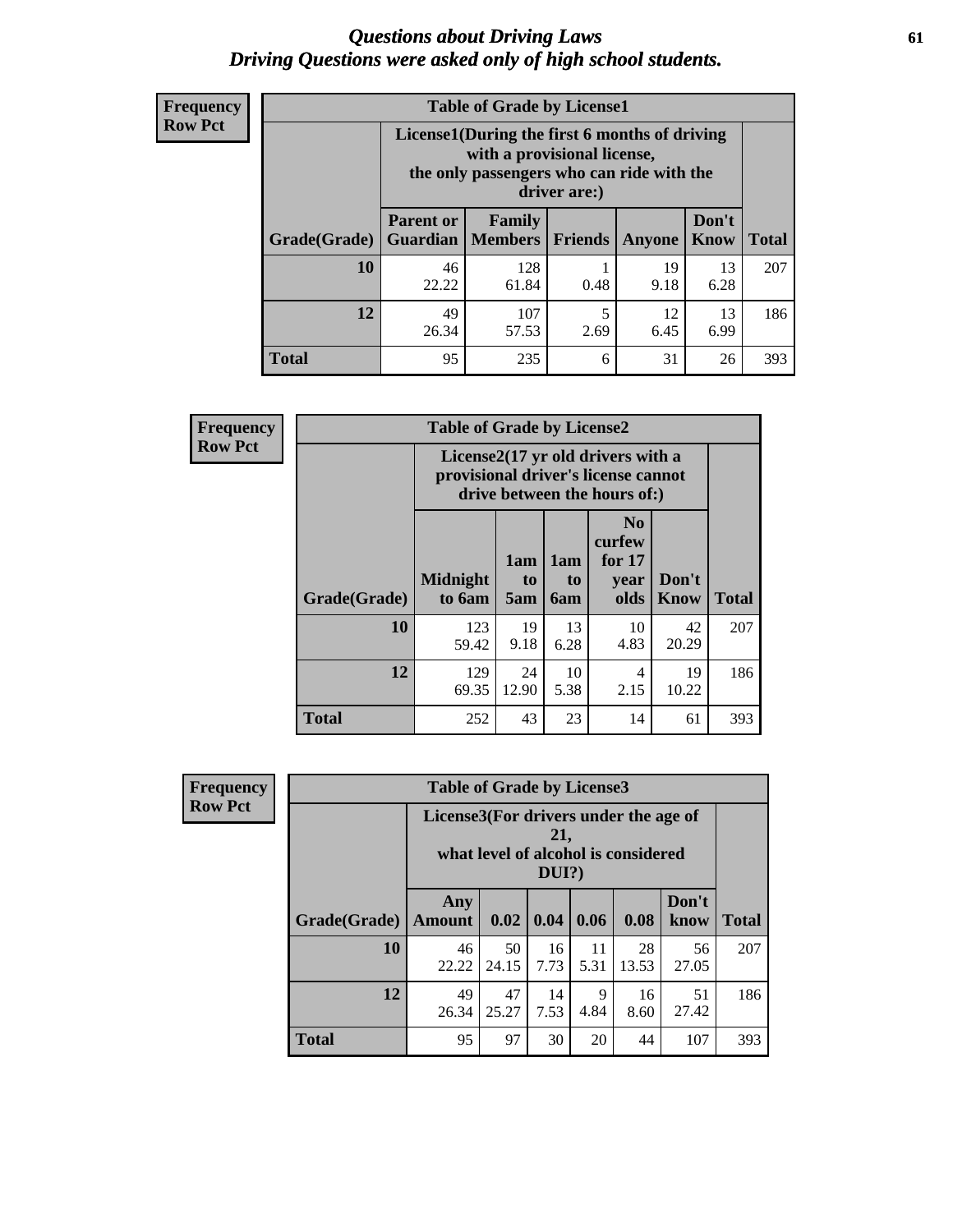# *Questions about Driving Laws*
# *Driving Questions were asked only of high school students.*

**Frequency**
**Row Pct**

**Table of Grade by License1**

| Grade(Grade) | License1(During the first 6 months of driving with a provisional license, the only passengers who can ride with the driver are:) | | | | | Total |
|---|---|---|---|---|---|---|
| | Parent or Guardian | Family Members | Friends | Anyone | Don't Know | |
| **10** | 46<br>22.22 | 128<br>61.84 | 1<br>0.48 | 19<br>9.18 | 13<br>6.28 | 207 |
| **12** | 49<br>26.34 | 107<br>57.53 | 5<br>2.69 | 12<br>6.45 | 13<br>6.99 | 186 |
| **Total** | 95 | 235 | 6 | 31 | 26 | 393 |

**Frequency**
**Row Pct**

**Table of Grade by License2**

| Grade(Grade) | License2(17 yr old drivers with a provisional driver's license cannot drive between the hours of:) | | | | | Total |
|---|---|---|---|---|---|---|
| | Midnight to 6am | 1am to 5am | 1am to 6am | No curfew for 17 year olds | Don't Know | |
| **10** | 123<br>59.42 | 19<br>9.18 | 13<br>6.28 | 10<br>4.83 | 42<br>20.29 | 207 |
| **12** | 129<br>69.35 | 24<br>12.90 | 10<br>5.38 | 4<br>2.15 | 19<br>10.22 | 186 |
| **Total** | 252 | 43 | 23 | 14 | 61 | 393 |

**Frequency**
**Row Pct**

**Table of Grade by License3**

| Grade(Grade) | License3(For drivers under the age of 21, what level of alcohol is considered DUI?) | | | | | | Total |
|---|---|---|---|---|---|---|---|
| | Any Amount | 0.02 | 0.04 | 0.06 | 0.08 | Don't know | |
| **10** | 46<br>22.22 | 50<br>24.15 | 16<br>7.73 | 11<br>5.31 | 28<br>13.53 | 56<br>27.05 | 207 |
| **12** | 49<br>26.34 | 47<br>25.27 | 14<br>7.53 | 9<br>4.84 | 16<br>8.60 | 51<br>27.42 | 186 |
| **Total** | 95 | 97 | 30 | 20 | 44 | 107 | 393 |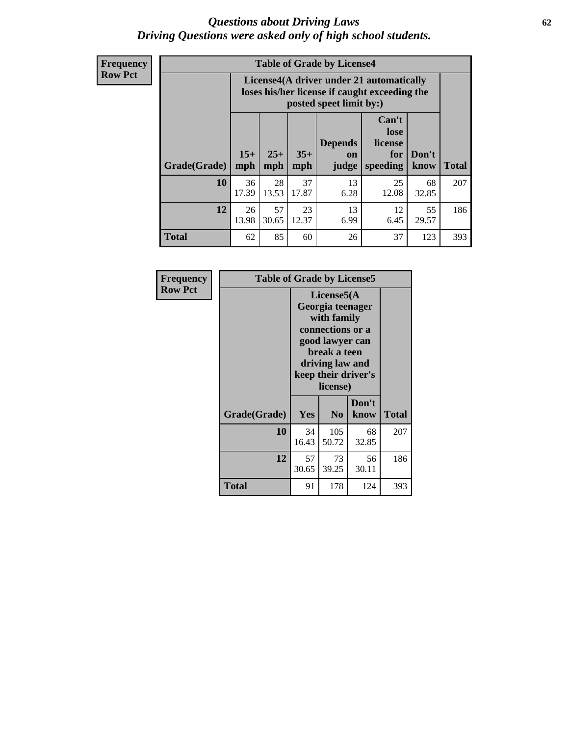# *Questions about Driving Laws*
# *Driving Questions were asked only of high school students.*

**Frequency**
**Row Pct**

| Table of Grade by License4 | | | | | | | |
|---|---|---|---|---|---|---|---|
| | License4(A driver under 21 automatically loses his/her license if caught exceeding the posted speet limit by:) | | | | | | |
| Grade(Grade) | 15+ mph | 25+ mph | 35+ mph | Depends on judge | Can't lose license for speeding | Don't know | Total |
| **10** | 36<br>17.39 | 28<br>13.53 | 37<br>17.87 | 13<br>6.28 | 25<br>12.08 | 68<br>32.85 | 207 |
| **12** | 26<br>13.98 | 57<br>30.65 | 23<br>12.37 | 13<br>6.99 | 12<br>6.45 | 55<br>29.57 | 186 |
| **Total** | 62 | 85 | 60 | 26 | 37 | 123 | 393 |

**Frequency**
**Row Pct**

| Table of Grade by License5 | | | | |
|---|---|---|---|---|
| | License5(A Georgia teenager with family connections or a good lawyer can break a teen driving law and keep their driver's license) | | | |
| Grade(Grade) | Yes | No | Don't know | Total |
| **10** | 34<br>16.43 | 105<br>50.72 | 68<br>32.85 | 207 |
| **12** | 57<br>30.65 | 73<br>39.25 | 56<br>30.11 | 186 |
| **Total** | 91 | 178 | 124 | 393 |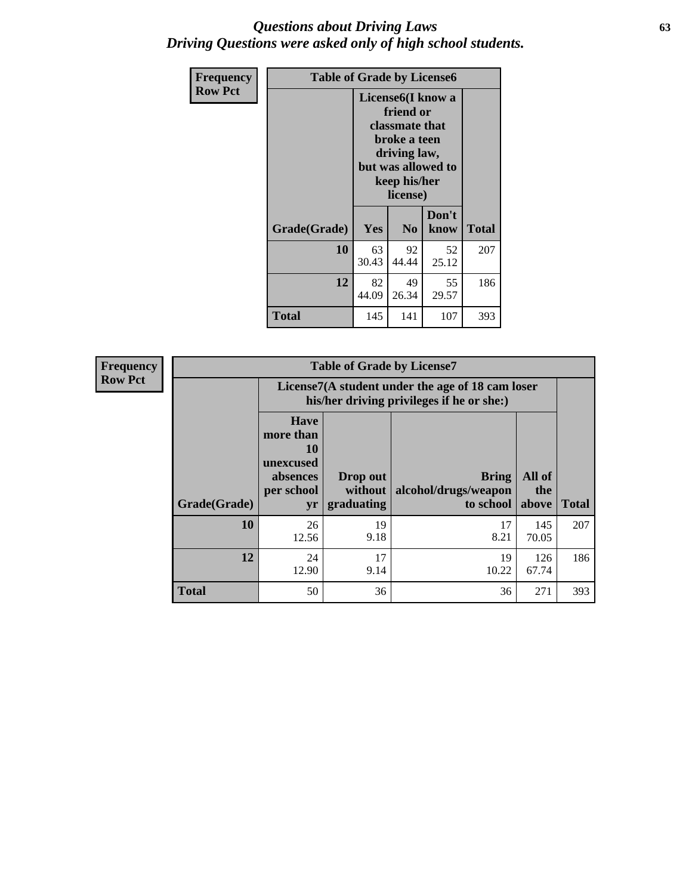# Questions about Driving Laws
## Driving Questions were asked only of high school students.

| Frequency Row Pct | Table of Grade by License6 | | | |
|---|---|---|---|---|
| | License6(I know a friend or classmate that broke a teen driving law, but was allowed to keep his/her license) | | | |
| Grade(Grade) | Yes | No | Don't know | Total |
| 10 | 63<br>30.43 | 92<br>44.44 | 52<br>25.12 | 207 |
| 12 | 82<br>44.09 | 49<br>26.34 | 55<br>29.57 | 186 |
| Total | 145 | 141 | 107 | 393 |

| Frequency Row Pct | Table of Grade by License7 | | | | |
|---|---|---|---|---|---|
| | License7(A student under the age of 18 cam loser his/her driving privileges if he or she:) | | | | |
| Grade(Grade) | Have more than 10 unexcused absences per school yr | Drop out without graduating | Bring alcohol/drugs/weapon to school | All of the above | Total |
| 10 | 26<br>12.56 | 19<br>9.18 | 17<br>8.21 | 145<br>70.05 | 207 |
| 12 | 24<br>12.90 | 17<br>9.14 | 19<br>10.22 | 126<br>67.74 | 186 |
| Total | 50 | 36 | 36 | 271 | 393 |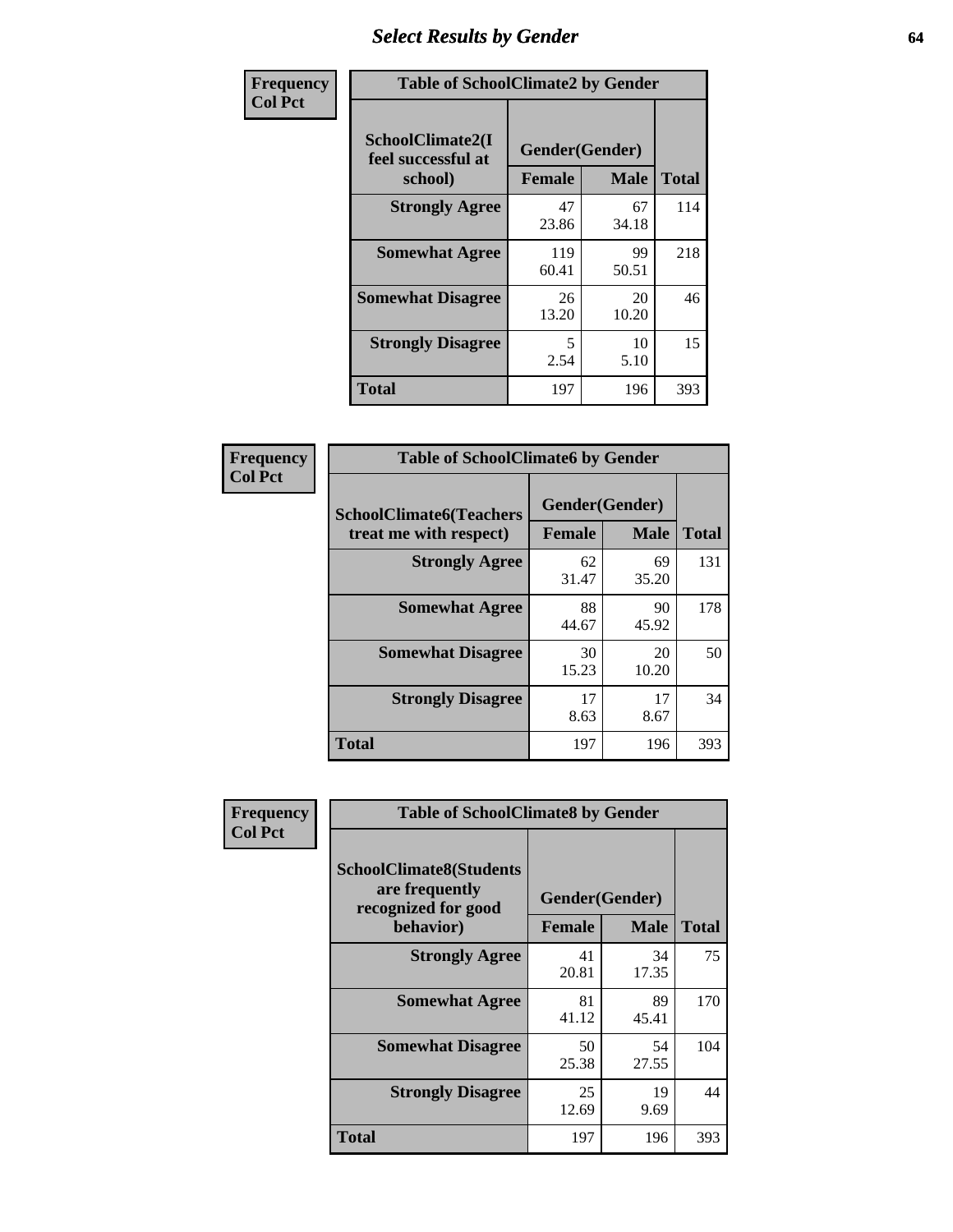# Select Results by Gender

**Frequency / Col Pct**

**Table of SchoolClimate2 by Gender**

| SchoolClimate2(I feel successful at school) | Gender(Gender) | | Total |
|---|---|---|---|
| | Female | Male | |
| Strongly Agree | 47<br>23.86 | 67<br>34.18 | 114 |
| Somewhat Agree | 119<br>60.41 | 99<br>50.51 | 218 |
| Somewhat Disagree | 26<br>13.20 | 20<br>10.20 | 46 |
| Strongly Disagree | 5<br>2.54 | 10<br>5.10 | 15 |
| Total | 197 | 196 | 393 |

**Frequency / Col Pct**

**Table of SchoolClimate6 by Gender**

| SchoolClimate6(Teachers treat me with respect) | Gender(Gender) | | Total |
|---|---|---|---|
| | Female | Male | |
| Strongly Agree | 62<br>31.47 | 69<br>35.20 | 131 |
| Somewhat Agree | 88<br>44.67 | 90<br>45.92 | 178 |
| Somewhat Disagree | 30<br>15.23 | 20<br>10.20 | 50 |
| Strongly Disagree | 17<br>8.63 | 17<br>8.67 | 34 |
| Total | 197 | 196 | 393 |

**Frequency / Col Pct**

**Table of SchoolClimate8 by Gender**

| SchoolClimate8(Students are frequently recognized for good behavior) | Gender(Gender) | | Total |
|---|---|---|---|
| | Female | Male | |
| Strongly Agree | 41<br>20.81 | 34<br>17.35 | 75 |
| Somewhat Agree | 81<br>41.12 | 89<br>45.41 | 170 |
| Somewhat Disagree | 50<br>25.38 | 54<br>27.55 | 104 |
| Strongly Disagree | 25<br>12.69 | 19<br>9.69 | 44 |
| Total | 197 | 196 | 393 |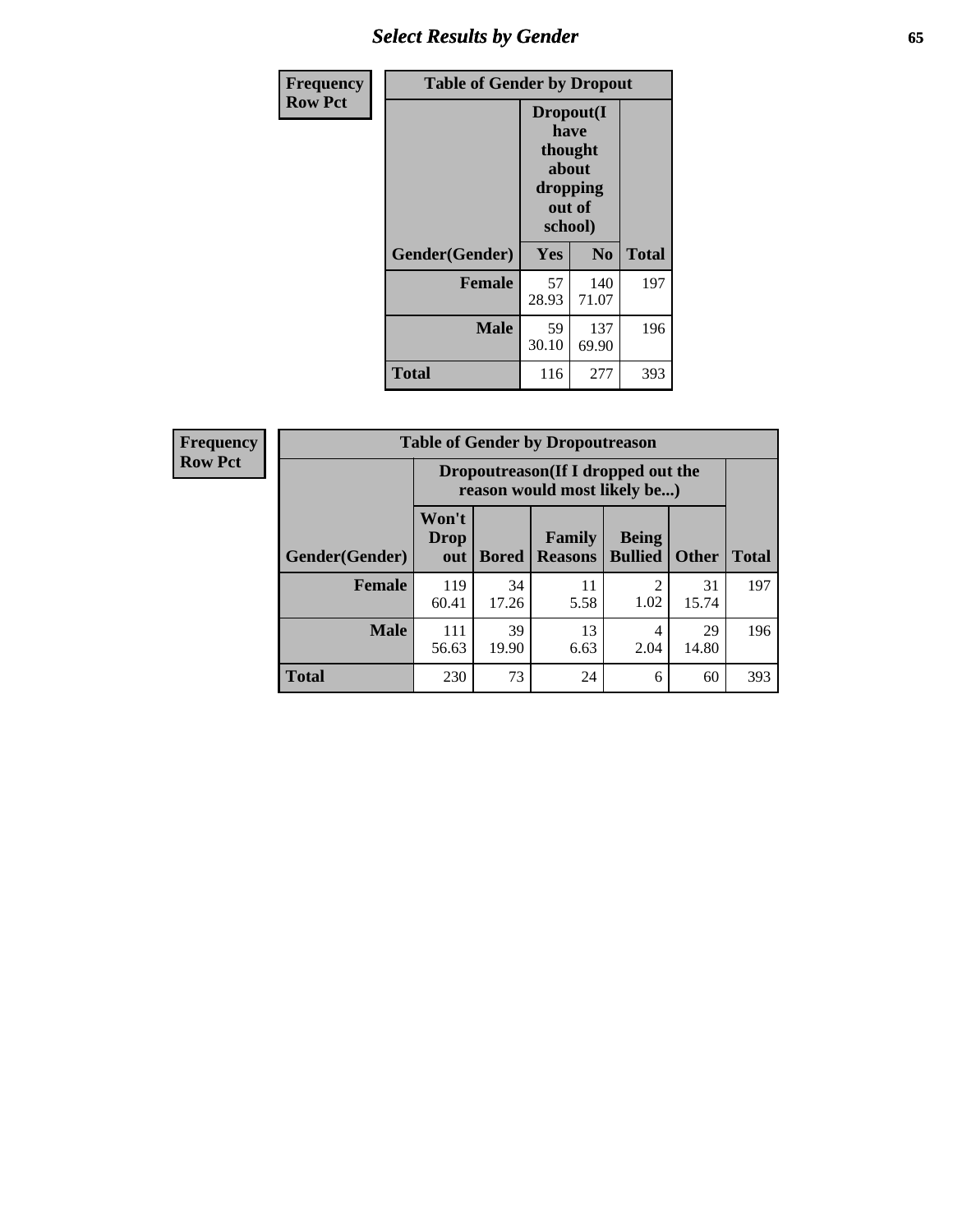| Frequency Row Pct | Table of Gender by Dropout | | |
|---|---|---|---|
| | Dropout(I have thought about dropping out of school) | | |
| Gender(Gender) | Yes | No | Total |
| Female | 57<br>28.93 | 140<br>71.07 | 197 |
| Male | 59<br>30.10 | 137<br>69.90 | 196 |
| Total | 116 | 277 | 393 |

| Frequency Row Pct | Table of Gender by Dropoutreason | | | | | |
|---|---|---|---|---|---|---|
| | Dropoutreason(If I dropped out the reason would most likely be...) | | | | | |
| Gender(Gender) | Won't Drop out | Bored | Family Reasons | Being Bullied | Other | Total |
| Female | 119<br>60.41 | 34<br>17.26 | 11<br>5.58 | 2<br>1.02 | 31<br>15.74 | 197 |
| Male | 111<br>56.63 | 39<br>19.90 | 13<br>6.63 | 4<br>2.04 | 29<br>14.80 | 196 |
| Total | 230 | 73 | 24 | 6 | 60 | 393 |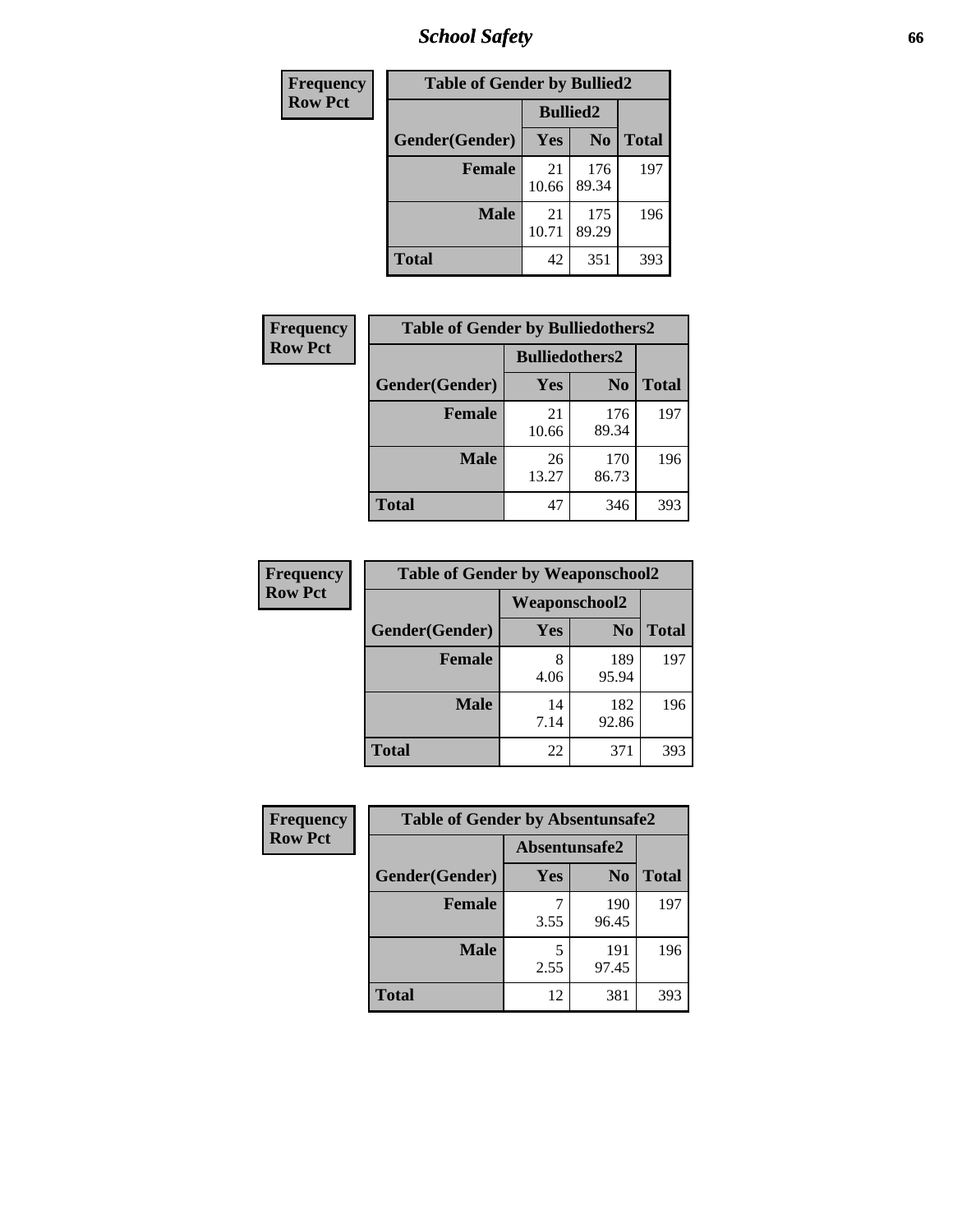# School Safety

| Frequency<br>Row Pct |
|---|

**Table of Gender by Bullied2**

| Gender(Gender) | Bullied2 Yes | Bullied2 No | Total |
|---|---|---|---|
| **Female** | 21<br>10.66 | 176<br>89.34 | 197 |
| **Male** | 21<br>10.71 | 175<br>89.29 | 196 |
| **Total** | 42 | 351 | 393 |

| Frequency<br>Row Pct |
|---|

**Table of Gender by Bulliedothers2**

| Gender(Gender) | Bulliedothers2 Yes | Bulliedothers2 No | Total |
|---|---|---|---|
| **Female** | 21<br>10.66 | 176<br>89.34 | 197 |
| **Male** | 26<br>13.27 | 170<br>86.73 | 196 |
| **Total** | 47 | 346 | 393 |

| Frequency<br>Row Pct |
|---|

**Table of Gender by Weaponschool2**

| Gender(Gender) | Weaponschool2 Yes | Weaponschool2 No | Total |
|---|---|---|---|
| **Female** | 8<br>4.06 | 189<br>95.94 | 197 |
| **Male** | 14<br>7.14 | 182<br>92.86 | 196 |
| **Total** | 22 | 371 | 393 |

| Frequency<br>Row Pct |
|---|

**Table of Gender by Absentunsafe2**

| Gender(Gender) | Absentunsafe2 Yes | Absentunsafe2 No | Total |
|---|---|---|---|
| **Female** | 7<br>3.55 | 190<br>96.45 | 197 |
| **Male** | 5<br>2.55 | 191<br>97.45 | 196 |
| **Total** | 12 | 381 | 393 |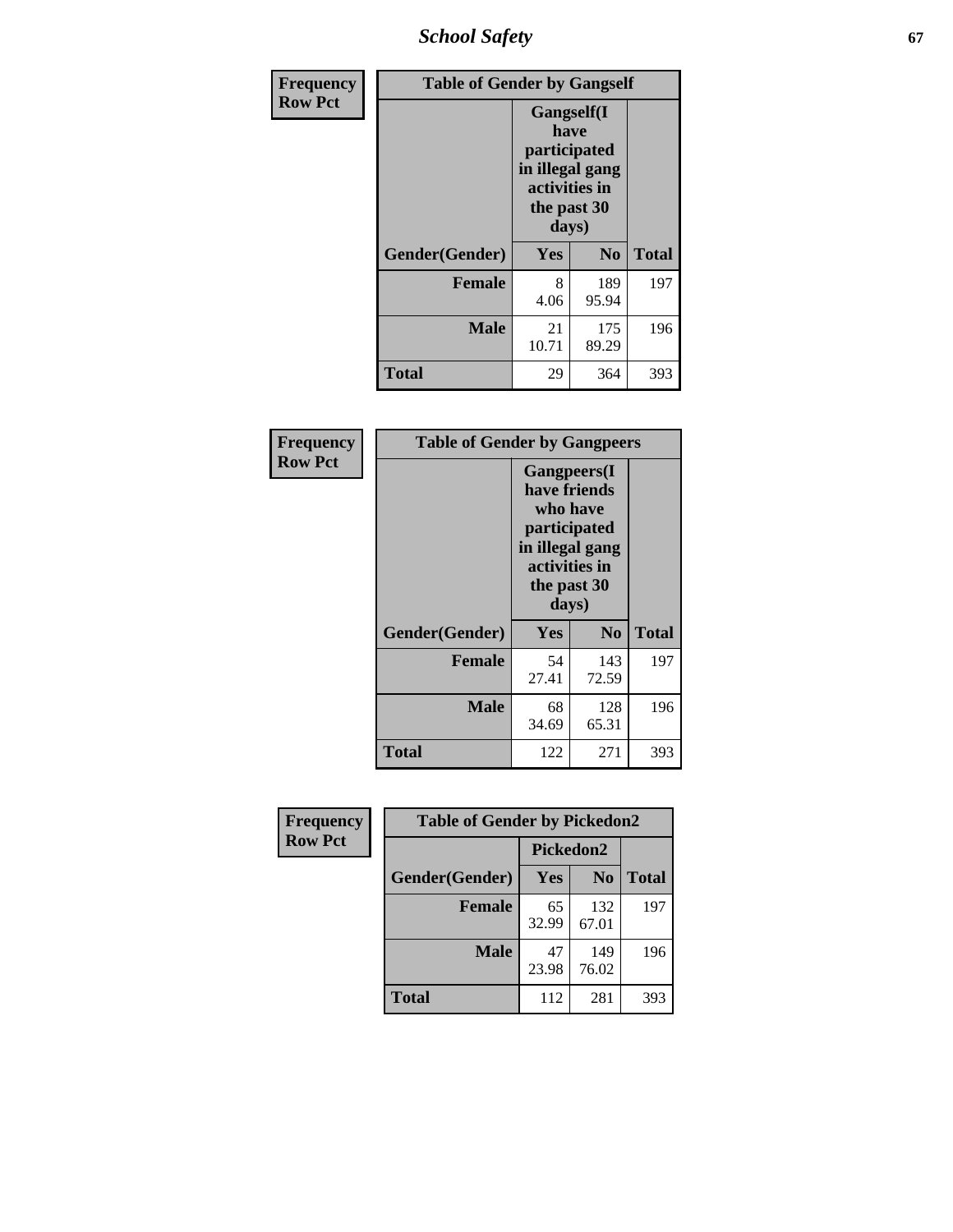| Frequency Row Pct | Table of Gender by Gangself | | |
|---|---|---|---|
| | Gangself(I have participated in illegal gang activities in the past 30 days) | | |
| Gender(Gender) | Yes | No | Total |
| Female | 8<br>4.06 | 189<br>95.94 | 197 |
| Male | 21<br>10.71 | 175<br>89.29 | 196 |
| Total | 29 | 364 | 393 |

| Frequency Row Pct | Table of Gender by Gangpeers | | |
|---|---|---|---|
| | Gangpeers(I have friends who have participated in illegal gang activities in the past 30 days) | | |
| Gender(Gender) | Yes | No | Total |
| Female | 54<br>27.41 | 143<br>72.59 | 197 |
| Male | 68<br>34.69 | 128<br>65.31 | 196 |
| Total | 122 | 271 | 393 |

| Frequency Row Pct | Table of Gender by Pickedon2 | | |
|---|---|---|---|
| | Pickedon2 | | |
| Gender(Gender) | Yes | No | Total |
| Female | 65<br>32.99 | 132<br>67.01 | 197 |
| Male | 47<br>23.98 | 149<br>76.02 | 196 |
| Total | 112 | 281 | 393 |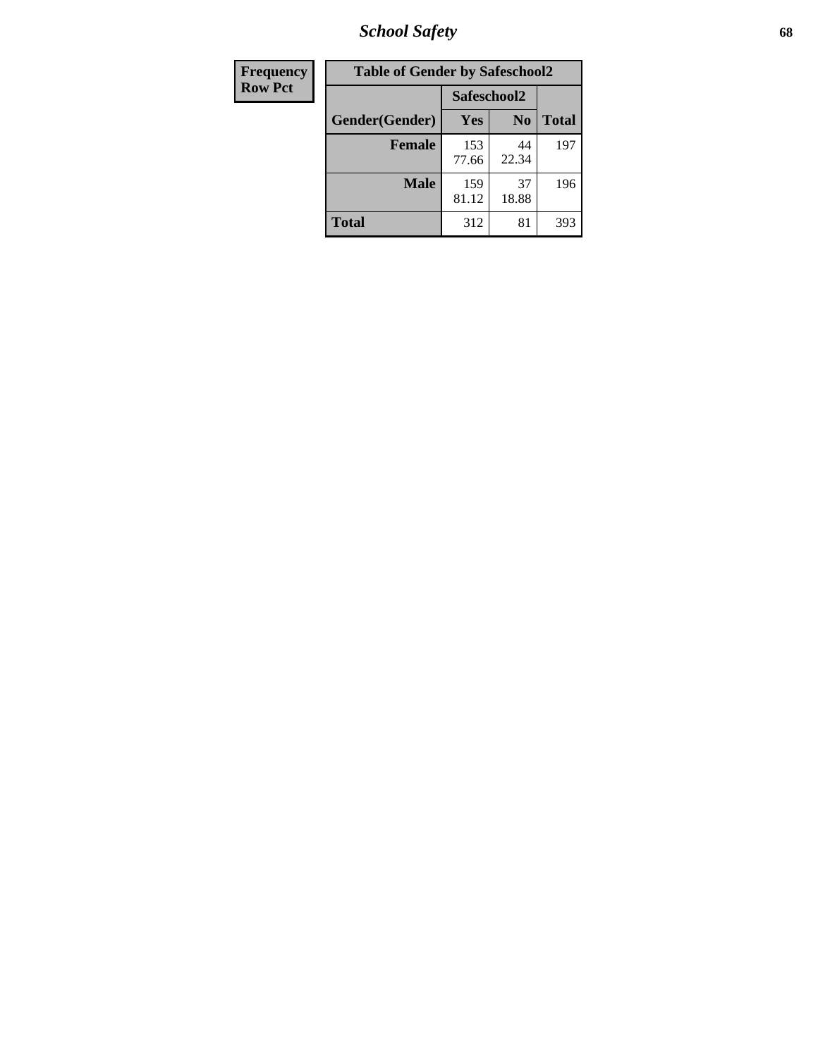| Frequency<br>Row Pct | Table of Gender by Safeschool2 | | |
|---|---|---|---|
| | Safeschool2 | | |
| Gender(Gender) | Yes | No | Total |
| Female | 153<br>77.66 | 44<br>22.34 | 197 |
| Male | 159<br>81.12 | 37<br>18.88 | 196 |
| Total | 312 | 81 | 393 |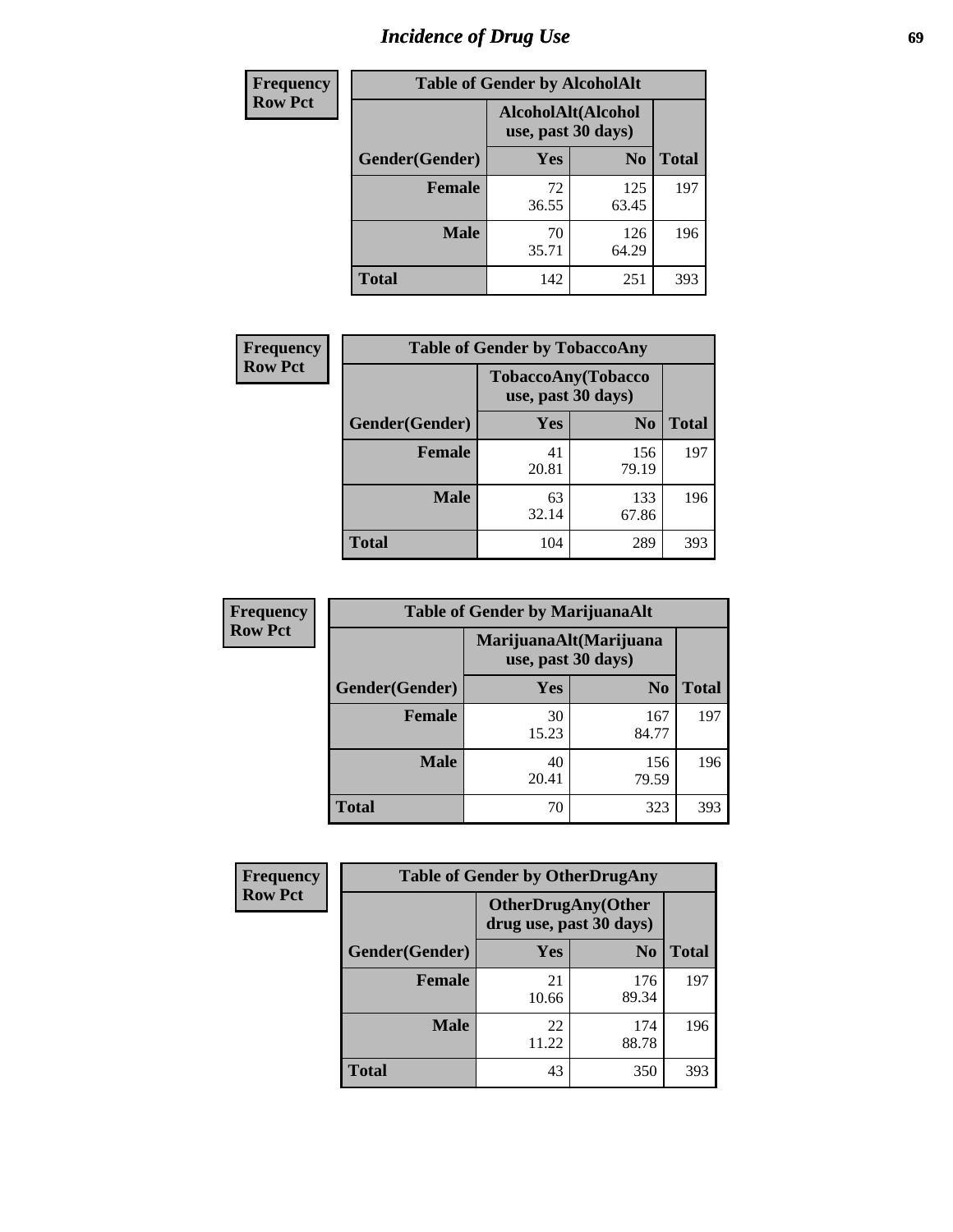# Incidence of Drug Use

| Frequency Row Pct |
|---|

**Table of Gender by AlcoholAlt**

| Gender(Gender) | AlcoholAlt(Alcohol use, past 30 days) Yes | No | Total |
|---|---|---|---|
| Female | 72<br>36.55 | 125<br>63.45 | 197 |
| Male | 70<br>35.71 | 126<br>64.29 | 196 |
| Total | 142 | 251 | 393 |

| Frequency Row Pct |
|---|

**Table of Gender by TobaccoAny**

| Gender(Gender) | TobaccoAny(Tobacco use, past 30 days) Yes | No | Total |
|---|---|---|---|
| Female | 41<br>20.81 | 156<br>79.19 | 197 |
| Male | 63<br>32.14 | 133<br>67.86 | 196 |
| Total | 104 | 289 | 393 |

| Frequency Row Pct |
|---|

**Table of Gender by MarijuanaAlt**

| Gender(Gender) | MarijuanaAlt(Marijuana use, past 30 days) Yes | No | Total |
|---|---|---|---|
| Female | 30<br>15.23 | 167<br>84.77 | 197 |
| Male | 40<br>20.41 | 156<br>79.59 | 196 |
| Total | 70 | 323 | 393 |

| Frequency Row Pct |
|---|

**Table of Gender by OtherDrugAny**

| Gender(Gender) | OtherDrugAny(Other drug use, past 30 days) Yes | No | Total |
|---|---|---|---|
| Female | 21<br>10.66 | 176<br>89.34 | 197 |
| Male | 22<br>11.22 | 174<br>88.78 | 196 |
| Total | 43 | 350 | 393 |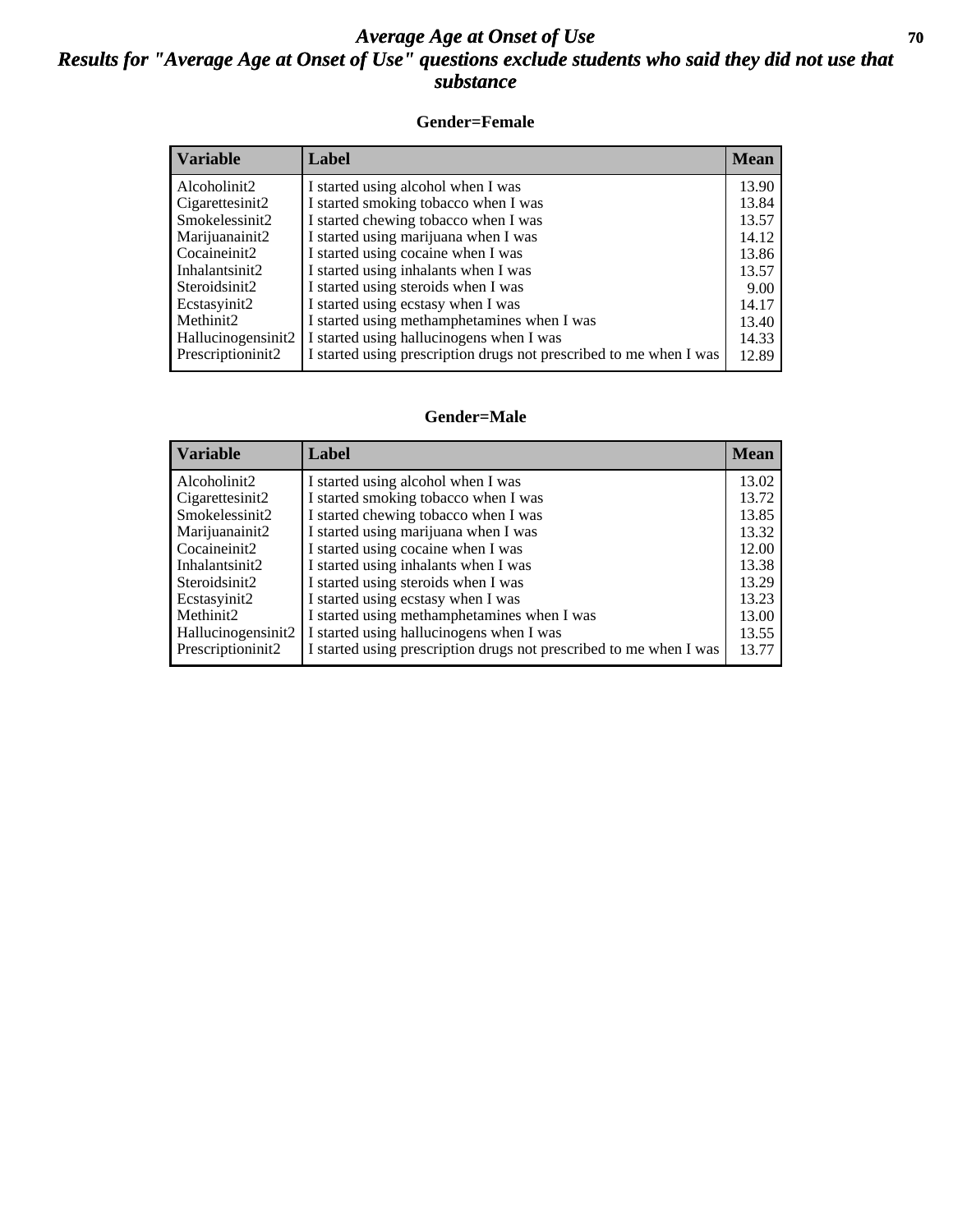# Average Age at Onset of Use

## Results for "Average Age at Onset of Use" questions exclude students who said they did not use that substance

### Gender=Female

| Variable | Label | Mean |
|---|---|---|
| Alcoholinit2 | I started using alcohol when I was | 13.90 |
| Cigarettesinit2 | I started smoking tobacco when I was | 13.84 |
| Smokelessinit2 | I started chewing tobacco when I was | 13.57 |
| Marijuanainit2 | I started using marijuana when I was | 14.12 |
| Cocaineinit2 | I started using cocaine when I was | 13.86 |
| Inhalantsinit2 | I started using inhalants when I was | 13.57 |
| Steroidsinit2 | I started using steroids when I was | 9.00 |
| Ecstasyinit2 | I started using ecstasy when I was | 14.17 |
| Methinit2 | I started using methamphetamines when I was | 13.40 |
| Hallucinogensinit2 | I started using hallucinogens when I was | 14.33 |
| Prescriptioninit2 | I started using prescription drugs not prescribed to me when I was | 12.89 |

### Gender=Male

| Variable | Label | Mean |
|---|---|---|
| Alcoholinit2 | I started using alcohol when I was | 13.02 |
| Cigarettesinit2 | I started smoking tobacco when I was | 13.72 |
| Smokelessinit2 | I started chewing tobacco when I was | 13.85 |
| Marijuanainit2 | I started using marijuana when I was | 13.32 |
| Cocaineinit2 | I started using cocaine when I was | 12.00 |
| Inhalantsinit2 | I started using inhalants when I was | 13.38 |
| Steroidsinit2 | I started using steroids when I was | 13.29 |
| Ecstasyinit2 | I started using ecstasy when I was | 13.23 |
| Methinit2 | I started using methamphetamines when I was | 13.00 |
| Hallucinogensinit2 | I started using hallucinogens when I was | 13.55 |
| Prescriptioninit2 | I started using prescription drugs not prescribed to me when I was | 13.77 |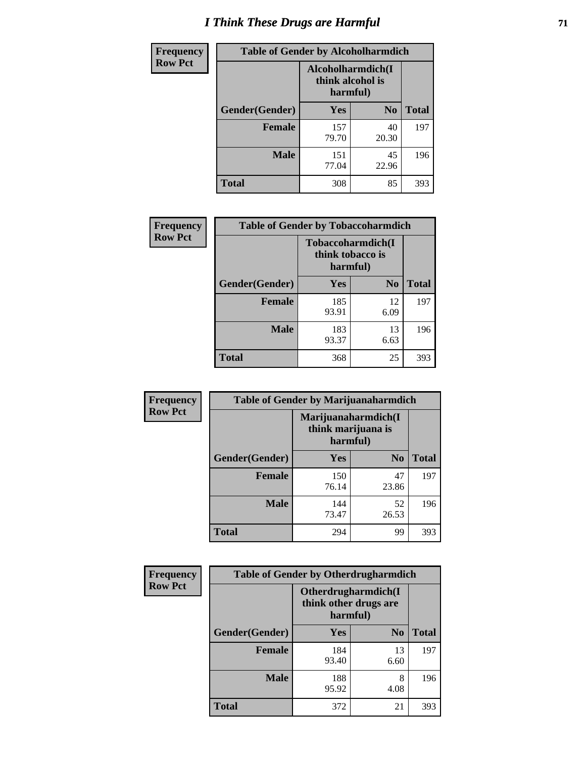# I Think These Drugs are Harmful

| Frequency Row Pct | Table of Gender by Alcoholharmdich | | |
|---|---|---|---|
| | Alcoholharmdich(I think alcohol is harmful) | | |
| Gender(Gender) | Yes | No | Total |
| Female | 157<br>79.70 | 40<br>20.30 | 197 |
| Male | 151<br>77.04 | 45<br>22.96 | 196 |
| Total | 308 | 85 | 393 |

| Frequency Row Pct | Table of Gender by Tobaccoharmdich | | |
|---|---|---|---|
| | Tobaccoharmdich(I think tobacco is harmful) | | |
| Gender(Gender) | Yes | No | Total |
| Female | 185<br>93.91 | 12<br>6.09 | 197 |
| Male | 183<br>93.37 | 13<br>6.63 | 196 |
| Total | 368 | 25 | 393 |

| Frequency Row Pct | Table of Gender by Marijuanaharmdich | | |
|---|---|---|---|
| | Marijuanaharmdich(I think marijuana is harmful) | | |
| Gender(Gender) | Yes | No | Total |
| Female | 150<br>76.14 | 47<br>23.86 | 197 |
| Male | 144<br>73.47 | 52<br>26.53 | 196 |
| Total | 294 | 99 | 393 |

| Frequency Row Pct | Table of Gender by Otherdrugharmdich | | |
|---|---|---|---|
| | Otherdrugharmdich(I think other drugs are harmful) | | |
| Gender(Gender) | Yes | No | Total |
| Female | 184<br>93.40 | 13<br>6.60 | 197 |
| Male | 188<br>95.92 | 8<br>4.08 | 196 |
| Total | 372 | 21 | 393 |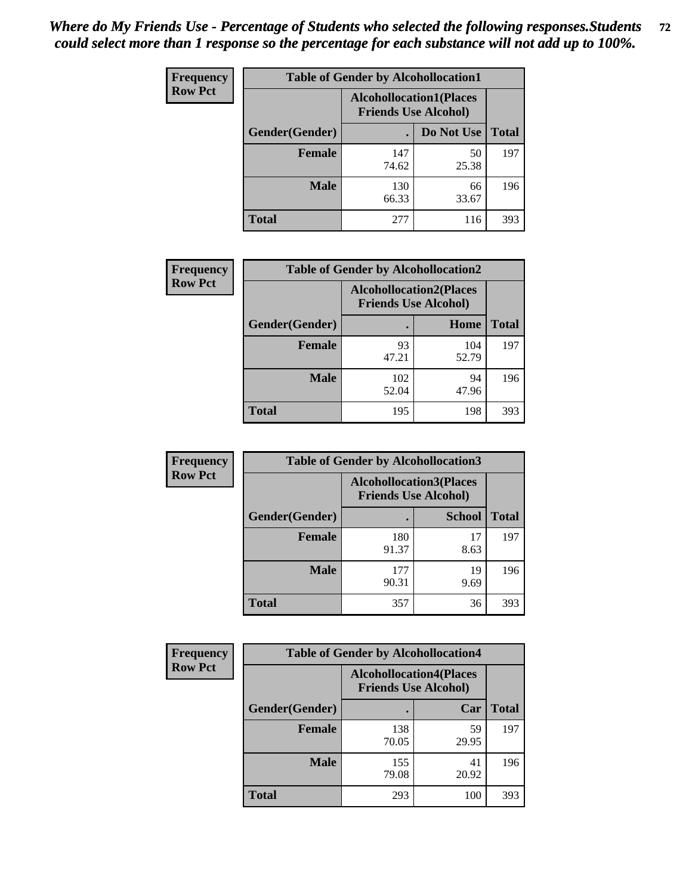*Where do My Friends Use - Percentage of Students who selected the following responses.Students could select more than 1 response so the percentage for each substance will not add up to 100%.*

**Frequency**
**Row Pct**

| Table of Gender by Alcohollocation1 | | | |
|---|---|---|---|
| | Alcohollocation1(Places Friends Use Alcohol) | | |
| Gender(Gender) | . | Do Not Use | Total |
| Female | 147<br>74.62 | 50<br>25.38 | 197 |
| Male | 130<br>66.33 | 66<br>33.67 | 196 |
| Total | 277 | 116 | 393 |

**Frequency**
**Row Pct**

| Table of Gender by Alcohollocation2 | | | |
|---|---|---|---|
| | Alcohollocation2(Places Friends Use Alcohol) | | |
| Gender(Gender) | . | Home | Total |
| Female | 93<br>47.21 | 104<br>52.79 | 197 |
| Male | 102<br>52.04 | 94<br>47.96 | 196 |
| Total | 195 | 198 | 393 |

**Frequency**
**Row Pct**

| Table of Gender by Alcohollocation3 | | | |
|---|---|---|---|
| | Alcohollocation3(Places Friends Use Alcohol) | | |
| Gender(Gender) | . | School | Total |
| Female | 180<br>91.37 | 17<br>8.63 | 197 |
| Male | 177<br>90.31 | 19<br>9.69 | 196 |
| Total | 357 | 36 | 393 |

**Frequency**
**Row Pct**

| Table of Gender by Alcohollocation4 | | | |
|---|---|---|---|
| | Alcohollocation4(Places Friends Use Alcohol) | | |
| Gender(Gender) | . | Car | Total |
| Female | 138<br>70.05 | 59<br>29.95 | 197 |
| Male | 155<br>79.08 | 41<br>20.92 | 196 |
| Total | 293 | 100 | 393 |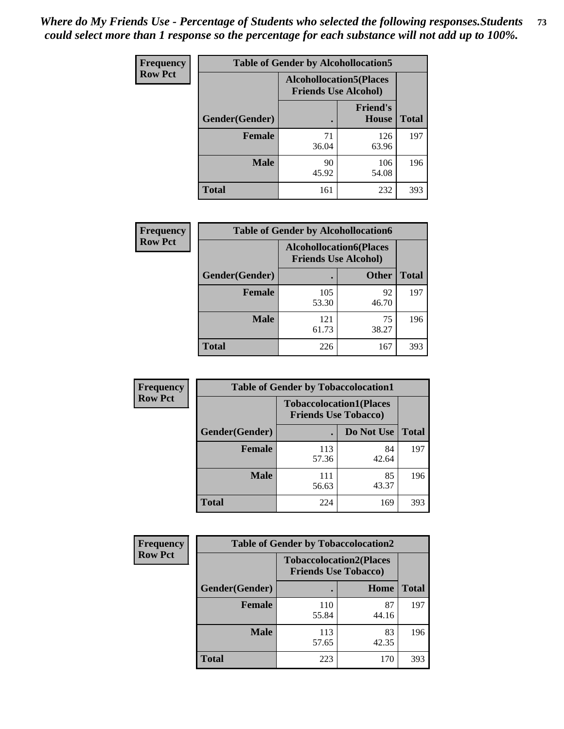*Where do My Friends Use - Percentage of Students who selected the following responses.Students could select more than 1 response so the percentage for each substance will not add up to 100%.*

**Frequency**
**Row Pct**

| Table of Gender by Alcohollocation5 | | | |
|---|---|---|---|
| | Alcohollocation5(Places Friends Use Alcohol) | | |
| Gender(Gender) | . | Friend's House | Total |
| **Female** | 71<br>36.04 | 126<br>63.96 | 197 |
| **Male** | 90<br>45.92 | 106<br>54.08 | 196 |
| **Total** | 161 | 232 | 393 |

**Frequency**
**Row Pct**

| Table of Gender by Alcohollocation6 | | | |
|---|---|---|---|
| | Alcohollocation6(Places Friends Use Alcohol) | | |
| Gender(Gender) | . | Other | Total |
| **Female** | 105<br>53.30 | 92<br>46.70 | 197 |
| **Male** | 121<br>61.73 | 75<br>38.27 | 196 |
| **Total** | 226 | 167 | 393 |

**Frequency**
**Row Pct**

| Table of Gender by Tobaccolocation1 | | | |
|---|---|---|---|
| | Tobaccolocation1(Places Friends Use Tobacco) | | |
| Gender(Gender) | . | Do Not Use | Total |
| **Female** | 113<br>57.36 | 84<br>42.64 | 197 |
| **Male** | 111<br>56.63 | 85<br>43.37 | 196 |
| **Total** | 224 | 169 | 393 |

**Frequency**
**Row Pct**

| Table of Gender by Tobaccolocation2 | | | |
|---|---|---|---|
| | Tobaccolocation2(Places Friends Use Tobacco) | | |
| Gender(Gender) | . | Home | Total |
| **Female** | 110<br>55.84 | 87<br>44.16 | 197 |
| **Male** | 113<br>57.65 | 83<br>42.35 | 196 |
| **Total** | 223 | 170 | 393 |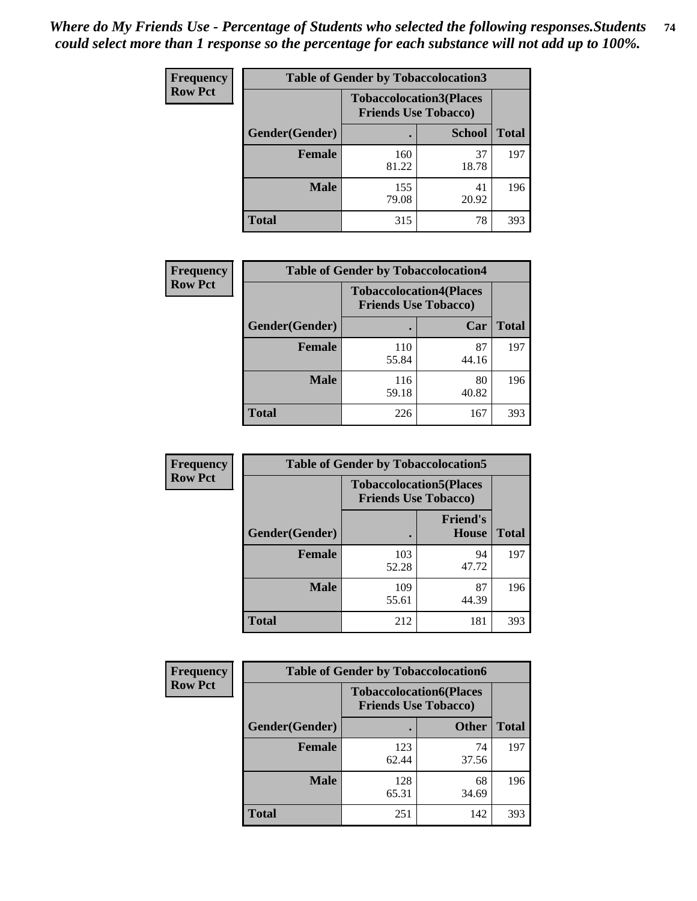*Where do My Friends Use - Percentage of Students who selected the following responses.Students could select more than 1 response so the percentage for each substance will not add up to 100%.*

**Frequency**
**Row Pct**

| Table of Gender by Tobaccolocation3 | | | |
|---|---|---|---|
| | Tobaccolocation3(Places Friends Use Tobacco) | | |
| Gender(Gender) | . | School | Total |
| Female | 160<br>81.22 | 37<br>18.78 | 197 |
| Male | 155<br>79.08 | 41<br>20.92 | 196 |
| Total | 315 | 78 | 393 |

**Frequency**
**Row Pct**

| Table of Gender by Tobaccolocation4 | | | |
|---|---|---|---|
| | Tobaccolocation4(Places Friends Use Tobacco) | | |
| Gender(Gender) | . | Car | Total |
| Female | 110<br>55.84 | 87<br>44.16 | 197 |
| Male | 116<br>59.18 | 80<br>40.82 | 196 |
| Total | 226 | 167 | 393 |

**Frequency**
**Row Pct**

| Table of Gender by Tobaccolocation5 | | | |
|---|---|---|---|
| | Tobaccolocation5(Places Friends Use Tobacco) | | |
| Gender(Gender) | . | Friend's House | Total |
| Female | 103<br>52.28 | 94<br>47.72 | 197 |
| Male | 109<br>55.61 | 87<br>44.39 | 196 |
| Total | 212 | 181 | 393 |

**Frequency**
**Row Pct**

| Table of Gender by Tobaccolocation6 | | | |
|---|---|---|---|
| | Tobaccolocation6(Places Friends Use Tobacco) | | |
| Gender(Gender) | . | Other | Total |
| Female | 123<br>62.44 | 74<br>37.56 | 197 |
| Male | 128<br>65.31 | 68<br>34.69 | 196 |
| Total | 251 | 142 | 393 |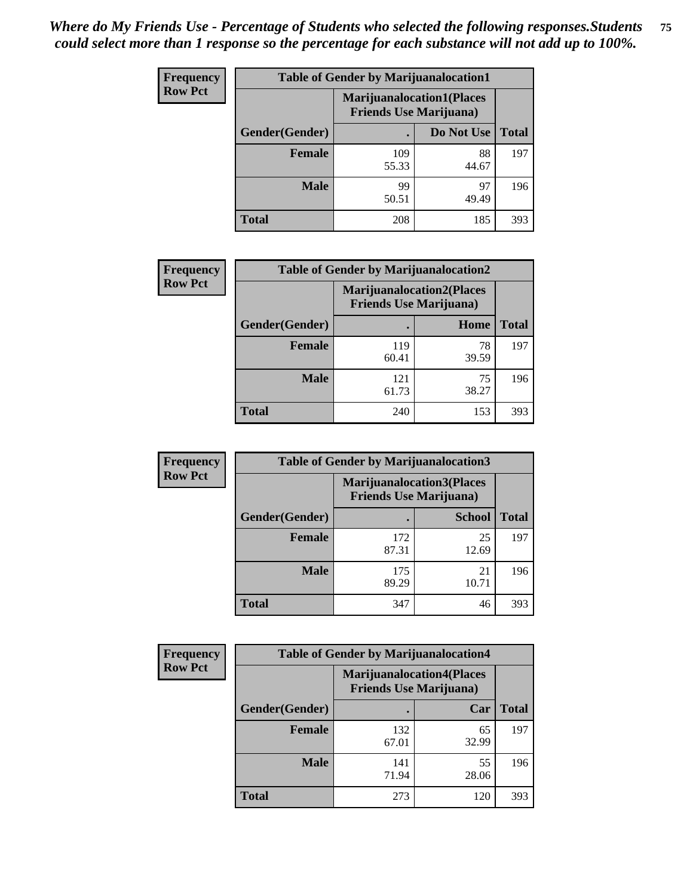*Where do My Friends Use - Percentage of Students who selected the following responses.Students could select more than 1 response so the percentage for each substance will not add up to 100%.*

**Frequency**
**Row Pct**

| Table of Gender by Marijuanalocation1 | | | |
|---|---|---|---|
| | Marijuanalocation1(Places Friends Use Marijuana) | | |
| Gender(Gender) | . | Do Not Use | Total |
| **Female** | 109<br>55.33 | 88<br>44.67 | 197 |
| **Male** | 99<br>50.51 | 97<br>49.49 | 196 |
| **Total** | 208 | 185 | 393 |

**Frequency**
**Row Pct**

| Table of Gender by Marijuanalocation2 | | | |
|---|---|---|---|
| | Marijuanalocation2(Places Friends Use Marijuana) | | |
| Gender(Gender) | . | Home | Total |
| **Female** | 119<br>60.41 | 78<br>39.59 | 197 |
| **Male** | 121<br>61.73 | 75<br>38.27 | 196 |
| **Total** | 240 | 153 | 393 |

**Frequency**
**Row Pct**

| Table of Gender by Marijuanalocation3 | | | |
|---|---|---|---|
| | Marijuanalocation3(Places Friends Use Marijuana) | | |
| Gender(Gender) | . | School | Total |
| **Female** | 172<br>87.31 | 25<br>12.69 | 197 |
| **Male** | 175<br>89.29 | 21<br>10.71 | 196 |
| **Total** | 347 | 46 | 393 |

**Frequency**
**Row Pct**

| Table of Gender by Marijuanalocation4 | | | |
|---|---|---|---|
| | Marijuanalocation4(Places Friends Use Marijuana) | | |
| Gender(Gender) | . | Car | Total |
| **Female** | 132<br>67.01 | 65<br>32.99 | 197 |
| **Male** | 141<br>71.94 | 55<br>28.06 | 196 |
| **Total** | 273 | 120 | 393 |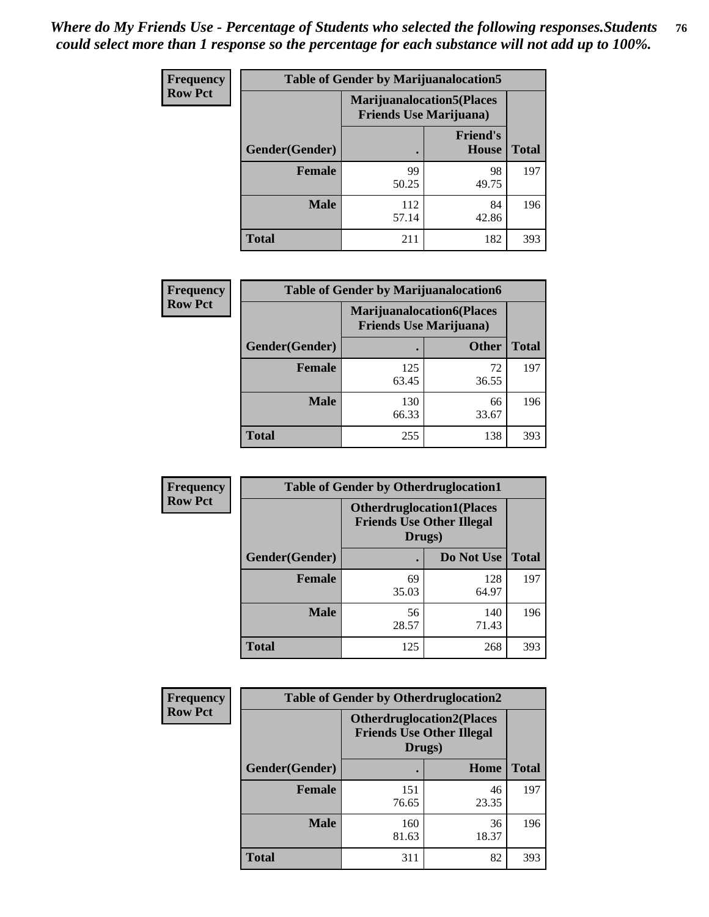*Where do My Friends Use - Percentage of Students who selected the following responses.Students could select more than 1 response so the percentage for each substance will not add up to 100%.*

**Frequency Row Pct**

| Table of Gender by Marijuanalocation5 | | | |
|---|---|---|---|
| | Marijuanalocation5(Places Friends Use Marijuana) | | |
| Gender(Gender) | . | Friend's House | Total |
| Female | 99<br>50.25 | 98<br>49.75 | 197 |
| Male | 112<br>57.14 | 84<br>42.86 | 196 |
| Total | 211 | 182 | 393 |

**Frequency Row Pct**

| Table of Gender by Marijuanalocation6 | | | |
|---|---|---|---|
| | Marijuanalocation6(Places Friends Use Marijuana) | | |
| Gender(Gender) | . | Other | Total |
| Female | 125<br>63.45 | 72<br>36.55 | 197 |
| Male | 130<br>66.33 | 66<br>33.67 | 196 |
| Total | 255 | 138 | 393 |

**Frequency Row Pct**

| Table of Gender by Otherdruglocation1 | | | |
|---|---|---|---|
| | Otherdruglocation1(Places Friends Use Other Illegal Drugs) | | |
| Gender(Gender) | . | Do Not Use | Total |
| Female | 69<br>35.03 | 128<br>64.97 | 197 |
| Male | 56<br>28.57 | 140<br>71.43 | 196 |
| Total | 125 | 268 | 393 |

**Frequency Row Pct**

| Table of Gender by Otherdruglocation2 | | | |
|---|---|---|---|
| | Otherdruglocation2(Places Friends Use Other Illegal Drugs) | | |
| Gender(Gender) | . | Home | Total |
| Female | 151<br>76.65 | 46<br>23.35 | 197 |
| Male | 160<br>81.63 | 36<br>18.37 | 196 |
| Total | 311 | 82 | 393 |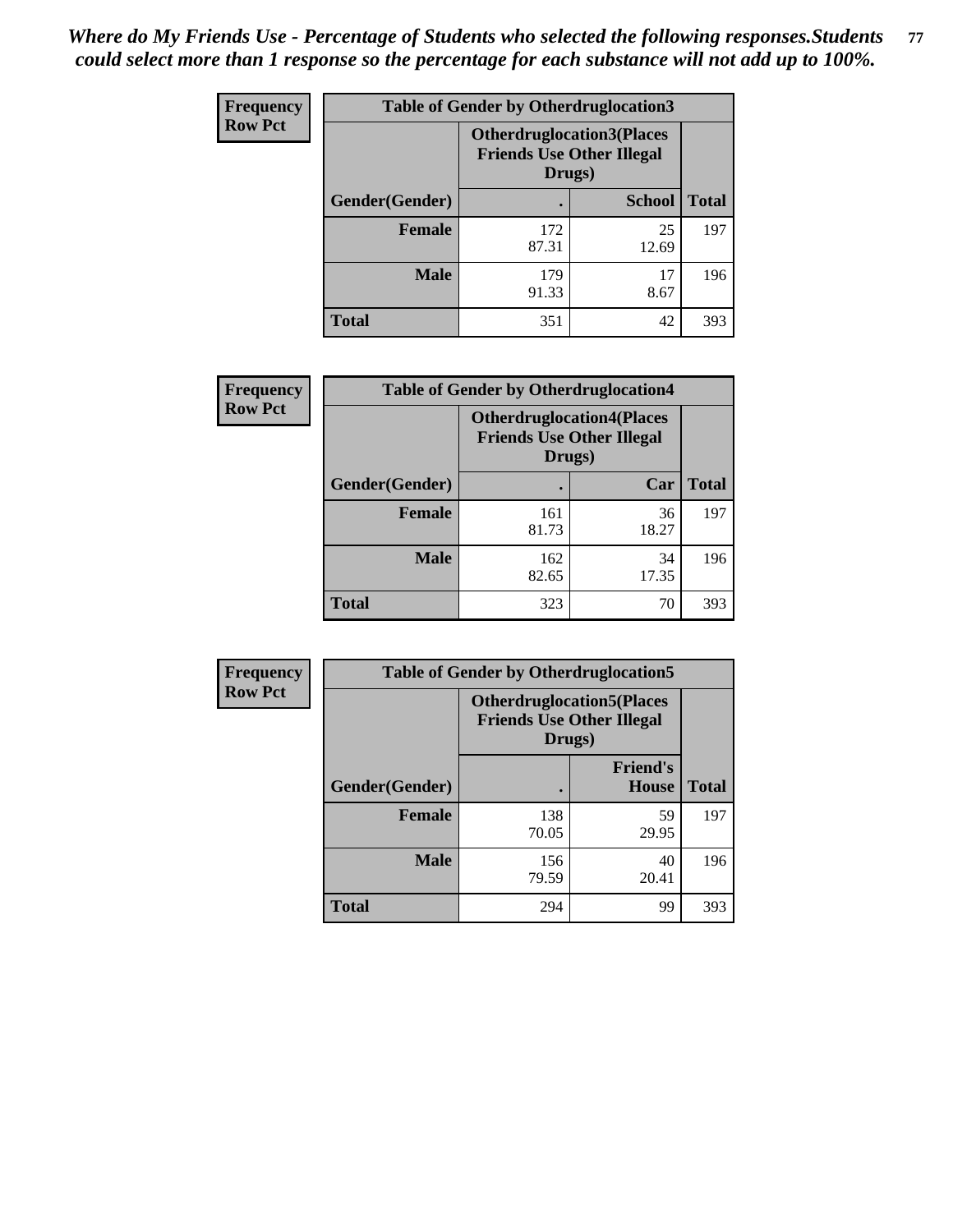*Where do My Friends Use - Percentage of Students who selected the following responses.Students could select more than 1 response so the percentage for each substance will not add up to 100%.*

**Frequency**
**Row Pct**

| Table of Gender by Otherdruglocation3 | | | |
|---|---|---|---|
| | Otherdruglocation3(Places Friends Use Other Illegal Drugs) | | |
| Gender(Gender) | . | School | Total |
| Female | 172<br>87.31 | 25<br>12.69 | 197 |
| Male | 179<br>91.33 | 17<br>8.67 | 196 |
| Total | 351 | 42 | 393 |

**Frequency**
**Row Pct**

| Table of Gender by Otherdruglocation4 | | | |
|---|---|---|---|
| | Otherdruglocation4(Places Friends Use Other Illegal Drugs) | | |
| Gender(Gender) | . | Car | Total |
| Female | 161<br>81.73 | 36<br>18.27 | 197 |
| Male | 162<br>82.65 | 34<br>17.35 | 196 |
| Total | 323 | 70 | 393 |

**Frequency**
**Row Pct**

| Table of Gender by Otherdruglocation5 | | | |
|---|---|---|---|
| | Otherdruglocation5(Places Friends Use Other Illegal Drugs) | | |
| Gender(Gender) | . | Friend's House | Total |
| Female | 138<br>70.05 | 59<br>29.95 | 197 |
| Male | 156<br>79.59 | 40<br>20.41 | 196 |
| Total | 294 | 99 | 393 |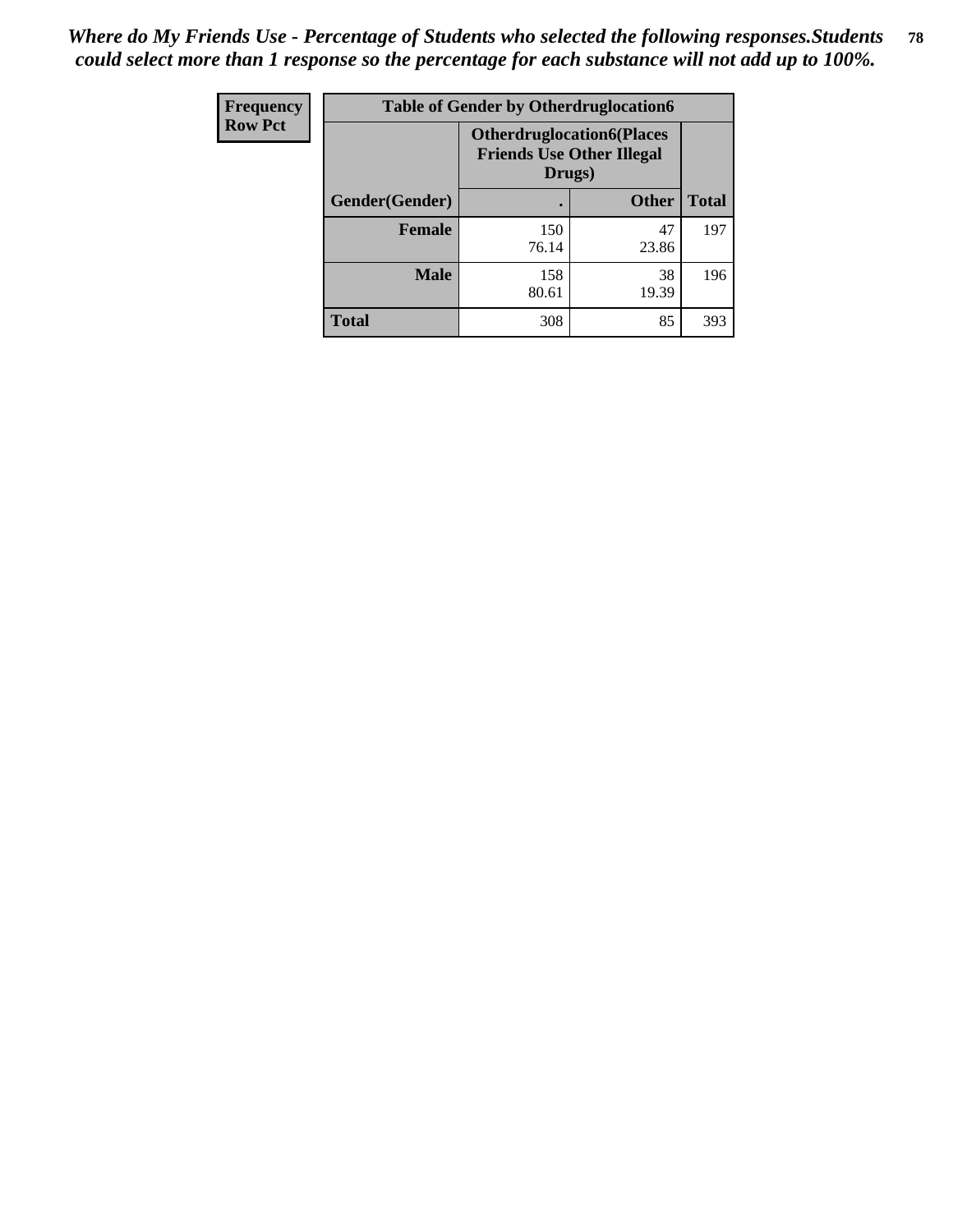*Where do My Friends Use - Percentage of Students who selected the following responses.Students could select more than 1 response so the percentage for each substance will not add up to 100%.*

| Frequency Row Pct | Table of Gender by Otherdruglocation6 | | |
|---|---|---|---|
| | Otherdruglocation6(Places Friends Use Other Illegal Drugs) | | |
| Gender(Gender) | . | Other | Total |
| Female | 150<br>76.14 | 47<br>23.86 | 197 |
| Male | 158<br>80.61 | 38<br>19.39 | 196 |
| Total | 308 | 85 | 393 |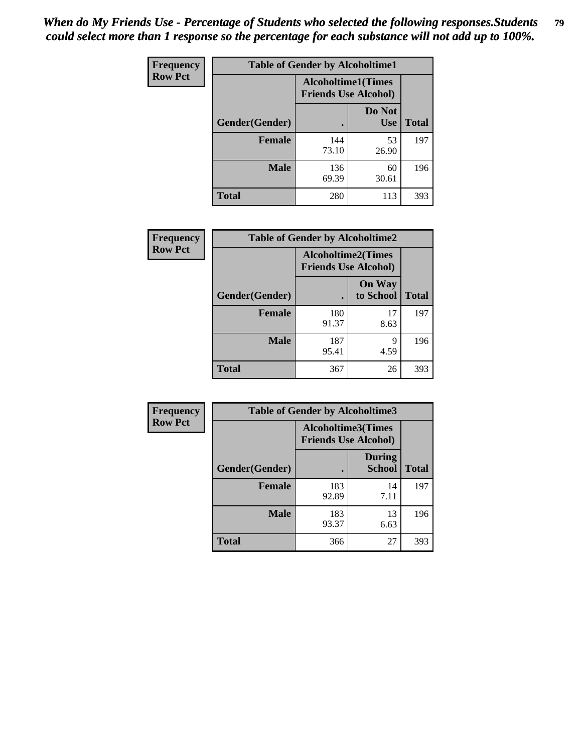*When do My Friends Use - Percentage of Students who selected the following responses.Students could select more than 1 response so the percentage for each substance will not add up to 100%.*

**Frequency**
**Row Pct**

| Table of Gender by Alcoholtime1 | | | |
|---|---|---|---|
| | Alcoholtime1(Times Friends Use Alcohol) | | |
| Gender(Gender) | . | Do Not Use | Total |
| **Female** | 144<br>73.10 | 53<br>26.90 | 197 |
| **Male** | 136<br>69.39 | 60<br>30.61 | 196 |
| **Total** | 280 | 113 | 393 |

**Frequency**
**Row Pct**

| Table of Gender by Alcoholtime2 | | | |
|---|---|---|---|
| | Alcoholtime2(Times Friends Use Alcohol) | | |
| Gender(Gender) | . | On Way to School | Total |
| **Female** | 180<br>91.37 | 17<br>8.63 | 197 |
| **Male** | 187<br>95.41 | 9<br>4.59 | 196 |
| **Total** | 367 | 26 | 393 |

**Frequency**
**Row Pct**

| Table of Gender by Alcoholtime3 | | | |
|---|---|---|---|
| | Alcoholtime3(Times Friends Use Alcohol) | | |
| Gender(Gender) | . | During School | Total |
| **Female** | 183<br>92.89 | 14<br>7.11 | 197 |
| **Male** | 183<br>93.37 | 13<br>6.63 | 196 |
| **Total** | 366 | 27 | 393 |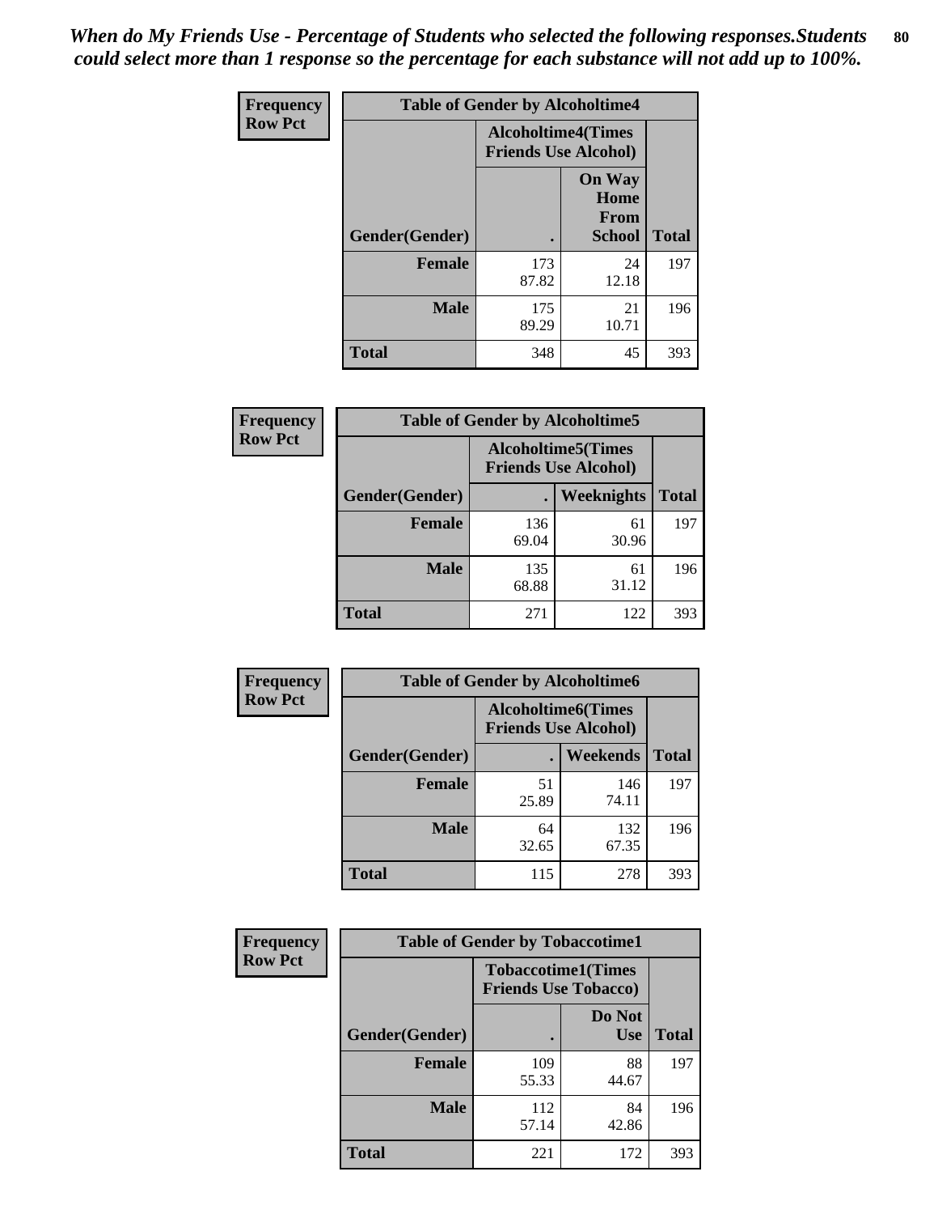*When do My Friends Use - Percentage of Students who selected the following responses.Students could select more than 1 response so the percentage for each substance will not add up to 100%.*

**Frequency**
**Row Pct**

| Table of Gender by Alcoholtime4 | | | |
|---|---|---|---|
| | Alcoholtime4(Times Friends Use Alcohol) | | |
| Gender(Gender) | . | On Way Home From School | Total |
| **Female** | 173<br>87.82 | 24<br>12.18 | 197 |
| **Male** | 175<br>89.29 | 21<br>10.71 | 196 |
| **Total** | 348 | 45 | 393 |

**Frequency**
**Row Pct**

| Table of Gender by Alcoholtime5 | | | |
|---|---|---|---|
| | Alcoholtime5(Times Friends Use Alcohol) | | |
| Gender(Gender) | . | Weeknights | Total |
| **Female** | 136<br>69.04 | 61<br>30.96 | 197 |
| **Male** | 135<br>68.88 | 61<br>31.12 | 196 |
| **Total** | 271 | 122 | 393 |

**Frequency**
**Row Pct**

| Table of Gender by Alcoholtime6 | | | |
|---|---|---|---|
| | Alcoholtime6(Times Friends Use Alcohol) | | |
| Gender(Gender) | . | Weekends | Total |
| **Female** | 51<br>25.89 | 146<br>74.11 | 197 |
| **Male** | 64<br>32.65 | 132<br>67.35 | 196 |
| **Total** | 115 | 278 | 393 |

**Frequency**
**Row Pct**

| Table of Gender by Tobaccotime1 | | | |
|---|---|---|---|
| | Tobaccotime1(Times Friends Use Tobacco) | | |
| Gender(Gender) | . | Do Not Use | Total |
| **Female** | 109<br>55.33 | 88<br>44.67 | 197 |
| **Male** | 112<br>57.14 | 84<br>42.86 | 196 |
| **Total** | 221 | 172 | 393 |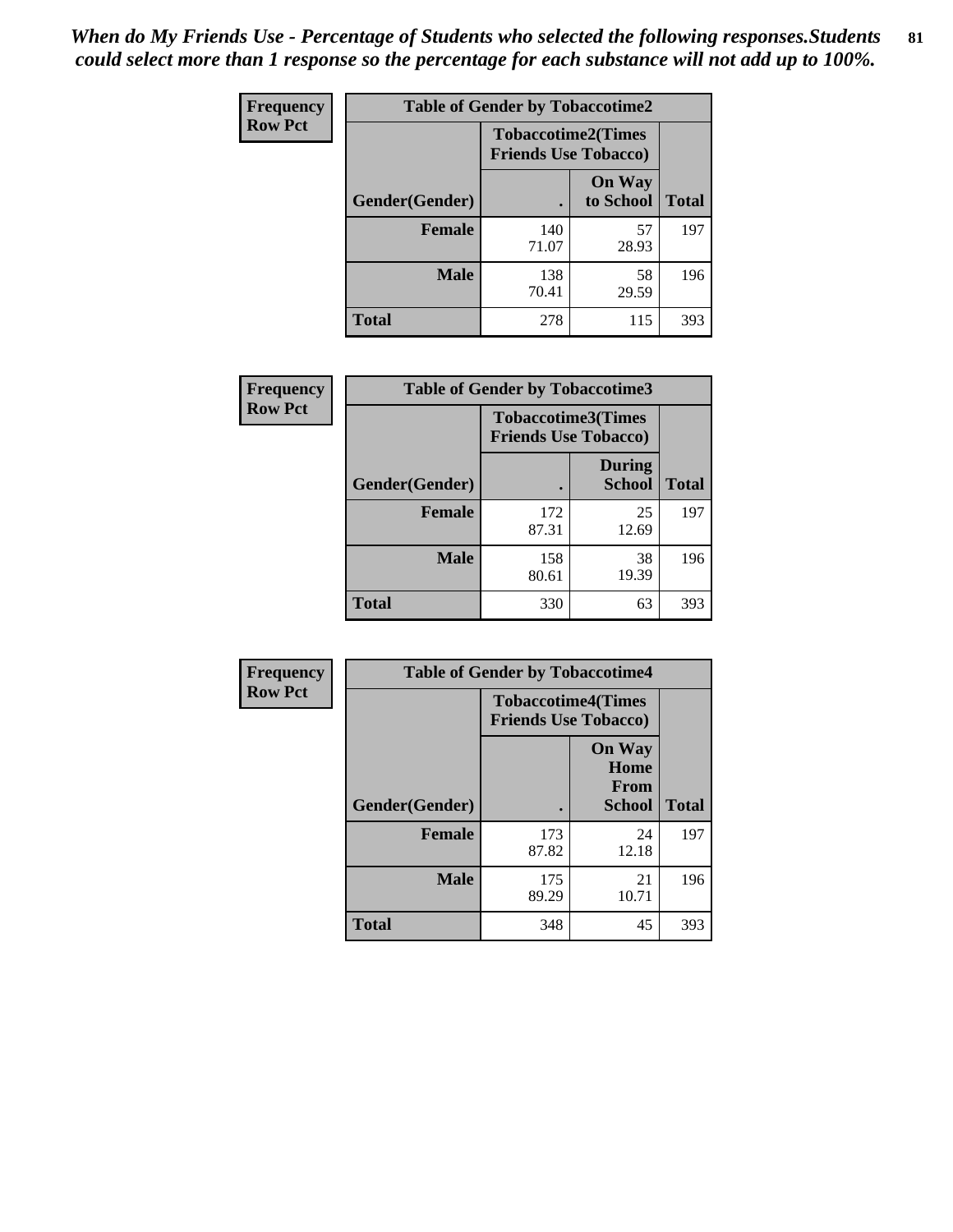*When do My Friends Use - Percentage of Students who selected the following responses.Students could select more than 1 response so the percentage for each substance will not add up to 100%.*

| Frequency Row Pct | Table of Gender by Tobaccotime2 | | |
|---|---|---|---|
| | Tobaccotime2(Times Friends Use Tobacco) | | |
| Gender(Gender) | . | On Way to School | Total |
| Female | 140<br>71.07 | 57<br>28.93 | 197 |
| Male | 138<br>70.41 | 58<br>29.59 | 196 |
| Total | 278 | 115 | 393 |

| Frequency Row Pct | Table of Gender by Tobaccotime3 | | |
|---|---|---|---|
| | Tobaccotime3(Times Friends Use Tobacco) | | |
| Gender(Gender) | . | During School | Total |
| Female | 172<br>87.31 | 25<br>12.69 | 197 |
| Male | 158<br>80.61 | 38<br>19.39 | 196 |
| Total | 330 | 63 | 393 |

| Frequency Row Pct | Table of Gender by Tobaccotime4 | | |
|---|---|---|---|
| | Tobaccotime4(Times Friends Use Tobacco) | | |
| Gender(Gender) | . | On Way Home From School | Total |
| Female | 173<br>87.82 | 24<br>12.18 | 197 |
| Male | 175<br>89.29 | 21<br>10.71 | 196 |
| Total | 348 | 45 | 393 |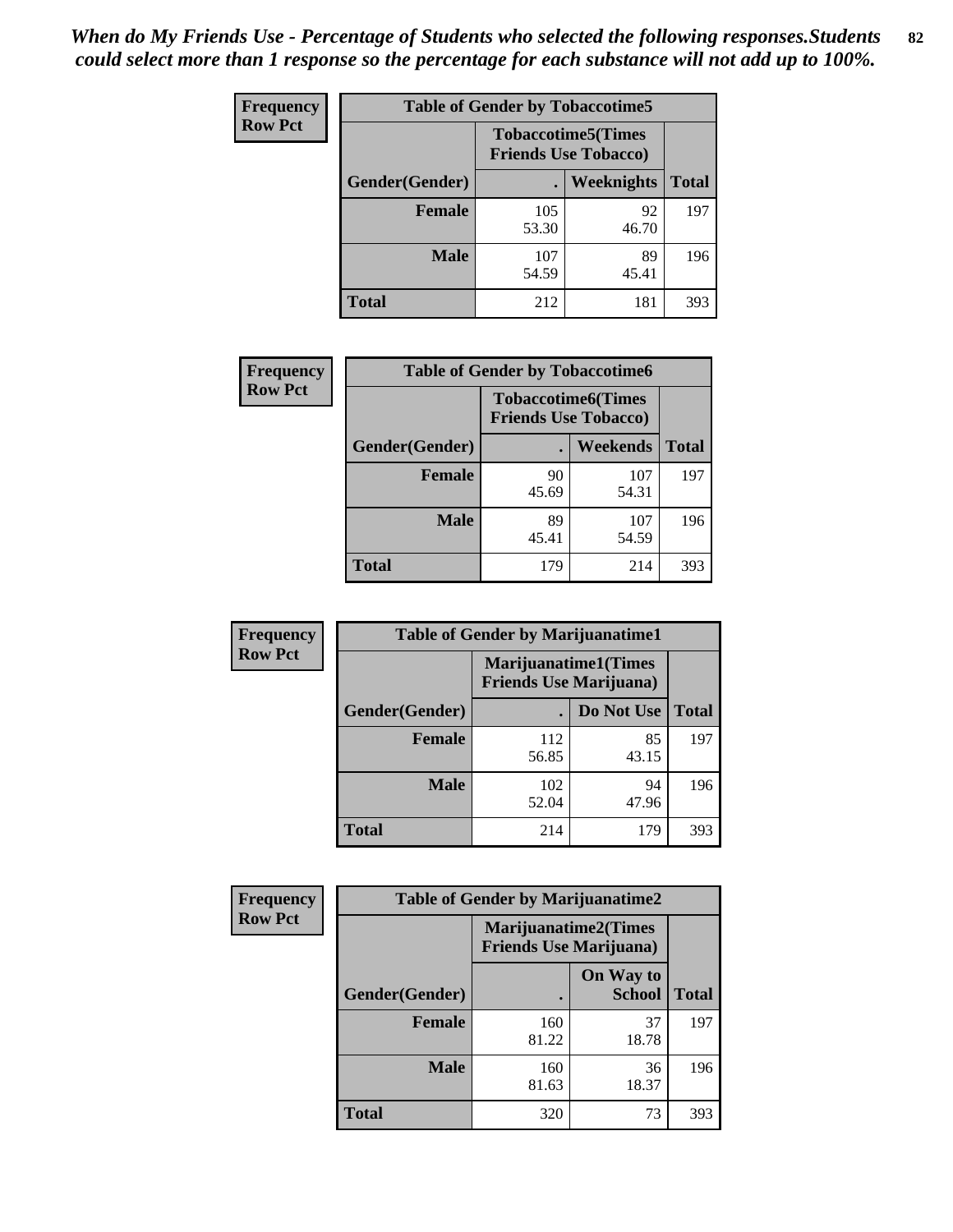*When do My Friends Use - Percentage of Students who selected the following responses.Students could select more than 1 response so the percentage for each substance will not add up to 100%.*

**Frequency**
**Row Pct**

| Table of Gender by Tobaccotime5 | | | |
|---|---|---|---|
| | Tobaccotime5(Times Friends Use Tobacco) | | |
| Gender(Gender) | . | Weeknights | Total |
| **Female** | 105<br>53.30 | 92<br>46.70 | 197 |
| **Male** | 107<br>54.59 | 89<br>45.41 | 196 |
| **Total** | 212 | 181 | 393 |

**Frequency**
**Row Pct**

| Table of Gender by Tobaccotime6 | | | |
|---|---|---|---|
| | Tobaccotime6(Times Friends Use Tobacco) | | |
| Gender(Gender) | . | Weekends | Total |
| **Female** | 90<br>45.69 | 107<br>54.31 | 197 |
| **Male** | 89<br>45.41 | 107<br>54.59 | 196 |
| **Total** | 179 | 214 | 393 |

**Frequency**
**Row Pct**

| Table of Gender by Marijuanatime1 | | | |
|---|---|---|---|
| | Marijuanatime1(Times Friends Use Marijuana) | | |
| Gender(Gender) | . | Do Not Use | Total |
| **Female** | 112<br>56.85 | 85<br>43.15 | 197 |
| **Male** | 102<br>52.04 | 94<br>47.96 | 196 |
| **Total** | 214 | 179 | 393 |

**Frequency**
**Row Pct**

| Table of Gender by Marijuanatime2 | | | |
|---|---|---|---|
| | Marijuanatime2(Times Friends Use Marijuana) | | |
| Gender(Gender) | . | On Way to School | Total |
| **Female** | 160<br>81.22 | 37<br>18.78 | 197 |
| **Male** | 160<br>81.63 | 36<br>18.37 | 196 |
| **Total** | 320 | 73 | 393 |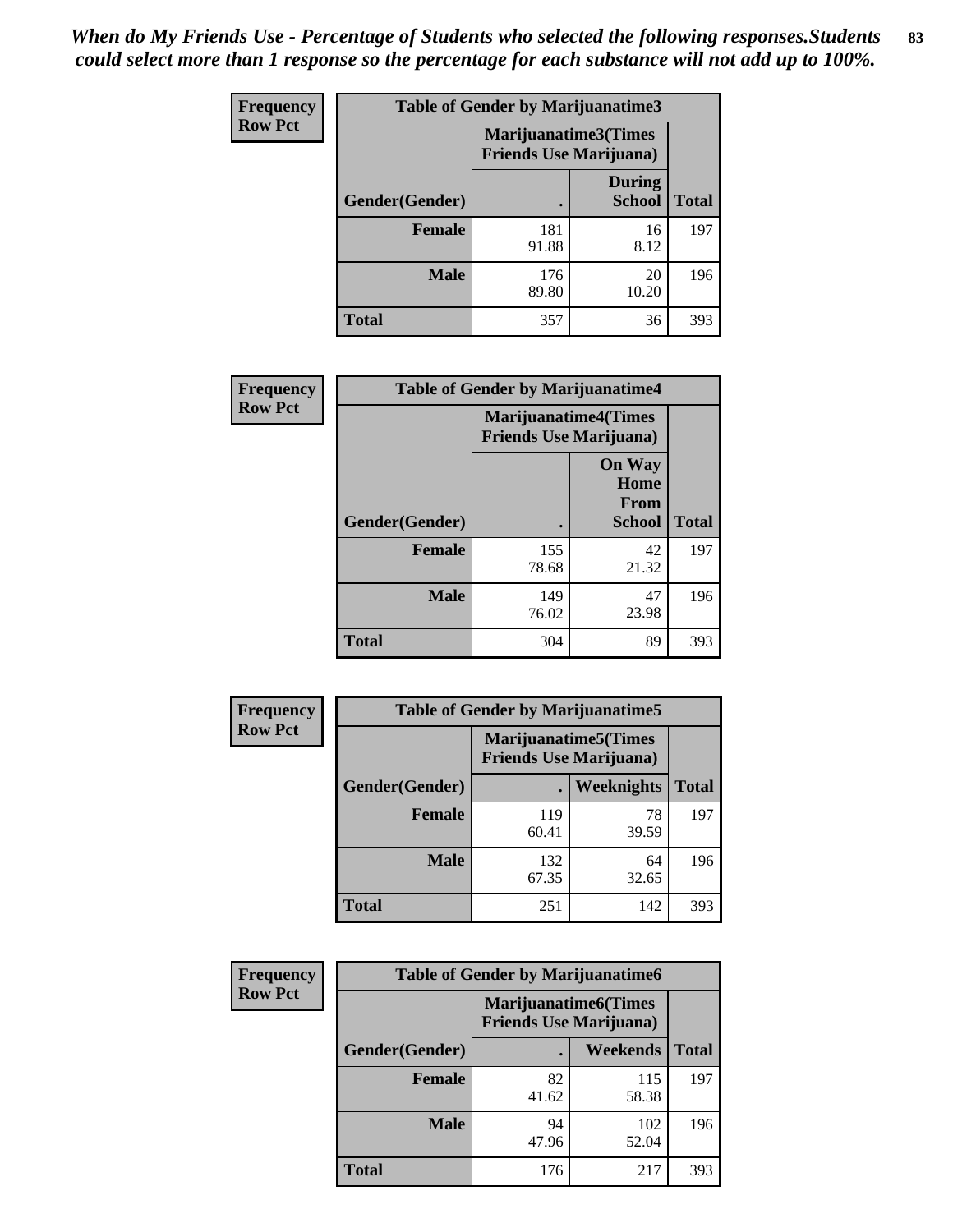*When do My Friends Use - Percentage of Students who selected the following responses.Students could select more than 1 response so the percentage for each substance will not add up to 100%.*

**Frequency Row Pct**

| Table of Gender by Marijuanatime3 | | | |
|---|---|---|---|
| | Marijuanatime3(Times Friends Use Marijuana) | | |
| Gender(Gender) | . | During School | Total |
| **Female** | 181<br>91.88 | 16<br>8.12 | 197 |
| **Male** | 176<br>89.80 | 20<br>10.20 | 196 |
| **Total** | 357 | 36 | 393 |

**Frequency Row Pct**

| Table of Gender by Marijuanatime4 | | | |
|---|---|---|---|
| | Marijuanatime4(Times Friends Use Marijuana) | | |
| Gender(Gender) | . | On Way Home From School | Total |
| **Female** | 155<br>78.68 | 42<br>21.32 | 197 |
| **Male** | 149<br>76.02 | 47<br>23.98 | 196 |
| **Total** | 304 | 89 | 393 |

**Frequency Row Pct**

| Table of Gender by Marijuanatime5 | | | |
|---|---|---|---|
| | Marijuanatime5(Times Friends Use Marijuana) | | |
| Gender(Gender) | . | Weeknights | Total |
| **Female** | 119<br>60.41 | 78<br>39.59 | 197 |
| **Male** | 132<br>67.35 | 64<br>32.65 | 196 |
| **Total** | 251 | 142 | 393 |

**Frequency Row Pct**

| Table of Gender by Marijuanatime6 | | | |
|---|---|---|---|
| | Marijuanatime6(Times Friends Use Marijuana) | | |
| Gender(Gender) | . | Weekends | Total |
| **Female** | 82<br>41.62 | 115<br>58.38 | 197 |
| **Male** | 94<br>47.96 | 102<br>52.04 | 196 |
| **Total** | 176 | 217 | 393 |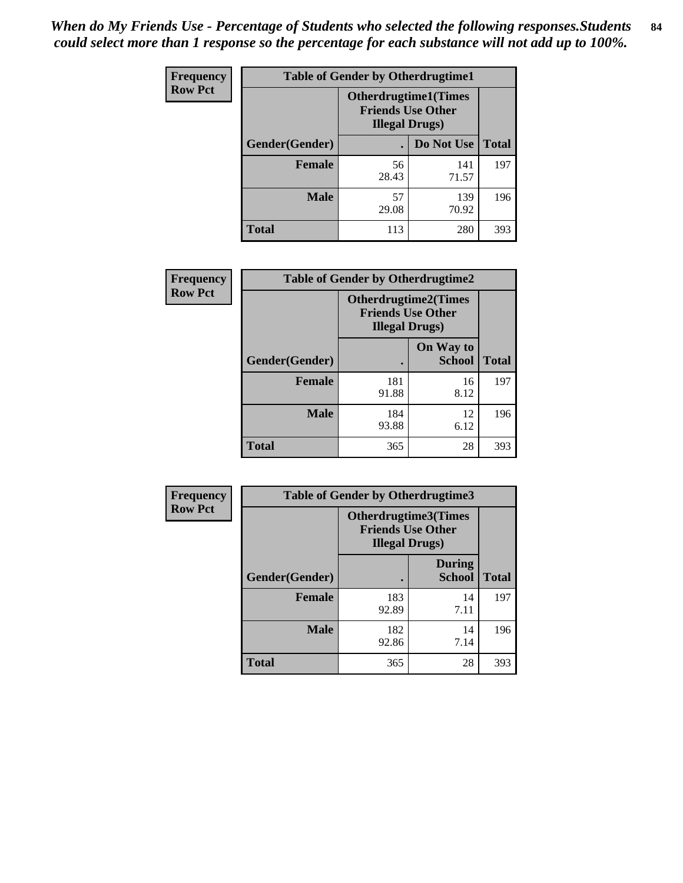*When do My Friends Use - Percentage of Students who selected the following responses.Students could select more than 1 response so the percentage for each substance will not add up to 100%.*

**Frequency**
**Row Pct**

| Table of Gender by Otherdrugtime1 | | | |
|---|---|---|---|
| | Otherdrugtime1(Times Friends Use Other Illegal Drugs) | | |
| Gender(Gender) | . | Do Not Use | Total |
| **Female** | 56<br>28.43 | 141<br>71.57 | 197 |
| **Male** | 57<br>29.08 | 139<br>70.92 | 196 |
| **Total** | 113 | 280 | 393 |

**Frequency**
**Row Pct**

| Table of Gender by Otherdrugtime2 | | | |
|---|---|---|---|
| | Otherdrugtime2(Times Friends Use Other Illegal Drugs) | | |
| Gender(Gender) | . | On Way to School | Total |
| **Female** | 181<br>91.88 | 16<br>8.12 | 197 |
| **Male** | 184<br>93.88 | 12<br>6.12 | 196 |
| **Total** | 365 | 28 | 393 |

**Frequency**
**Row Pct**

| Table of Gender by Otherdrugtime3 | | | |
|---|---|---|---|
| | Otherdrugtime3(Times Friends Use Other Illegal Drugs) | | |
| Gender(Gender) | . | During School | Total |
| **Female** | 183<br>92.89 | 14<br>7.11 | 197 |
| **Male** | 182<br>92.86 | 14<br>7.14 | 196 |
| **Total** | 365 | 28 | 393 |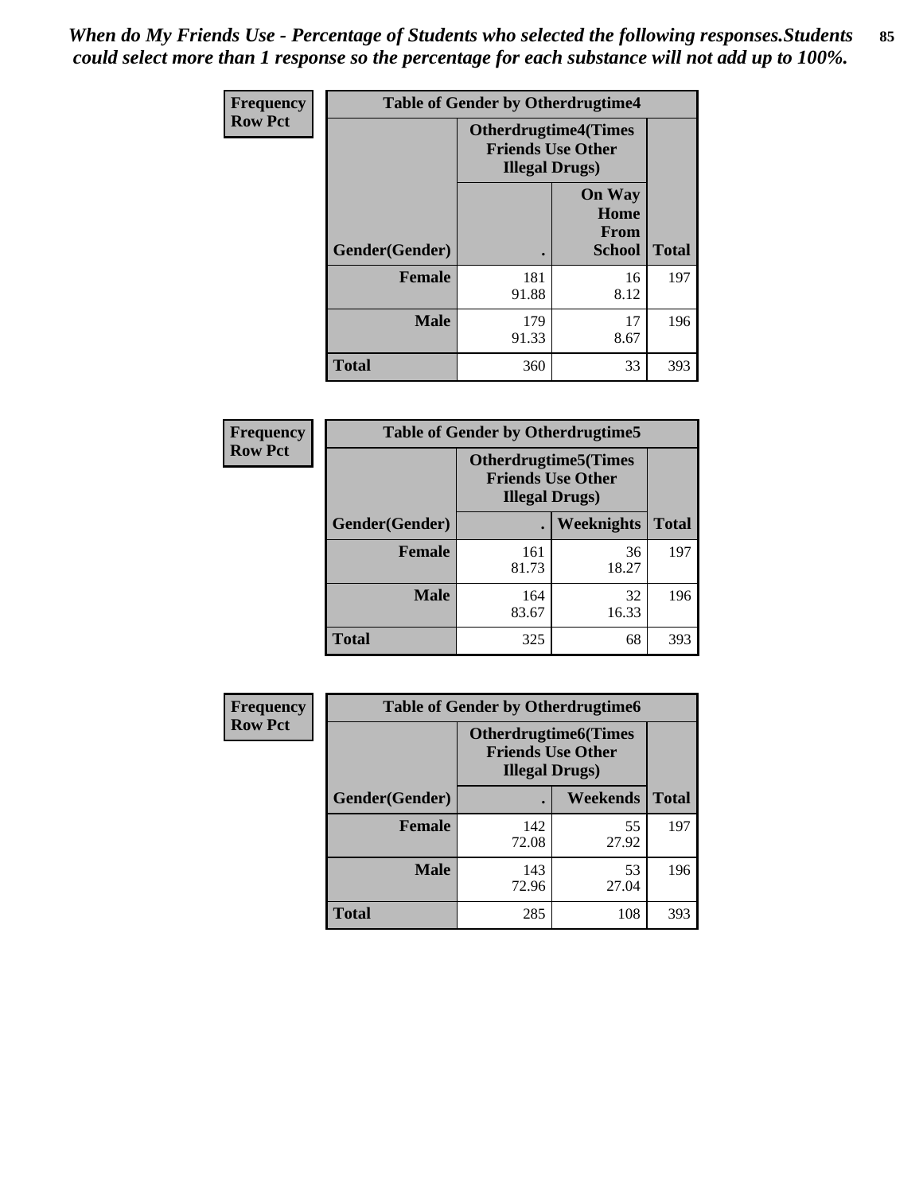*When do My Friends Use - Percentage of Students who selected the following responses.Students could select more than 1 response so the percentage for each substance will not add up to 100%.*

**Frequency**
**Row Pct**

| Table of Gender by Otherdrugtime4 | | | |
|---|---|---|---|
| | Otherdrugtime4(Times Friends Use Other Illegal Drugs) | | |
| Gender(Gender) | . | On Way Home From School | Total |
| Female | 181<br>91.88 | 16<br>8.12 | 197 |
| Male | 179<br>91.33 | 17<br>8.67 | 196 |
| Total | 360 | 33 | 393 |

**Frequency**
**Row Pct**

| Table of Gender by Otherdrugtime5 | | | |
|---|---|---|---|
| | Otherdrugtime5(Times Friends Use Other Illegal Drugs) | | |
| Gender(Gender) | . | Weeknights | Total |
| Female | 161<br>81.73 | 36<br>18.27 | 197 |
| Male | 164<br>83.67 | 32<br>16.33 | 196 |
| Total | 325 | 68 | 393 |

**Frequency**
**Row Pct**

| Table of Gender by Otherdrugtime6 | | | |
|---|---|---|---|
| | Otherdrugtime6(Times Friends Use Other Illegal Drugs) | | |
| Gender(Gender) | . | Weekends | Total |
| Female | 142<br>72.08 | 55<br>27.92 | 197 |
| Male | 143<br>72.96 | 53<br>27.04 | 196 |
| Total | 285 | 108 | 393 |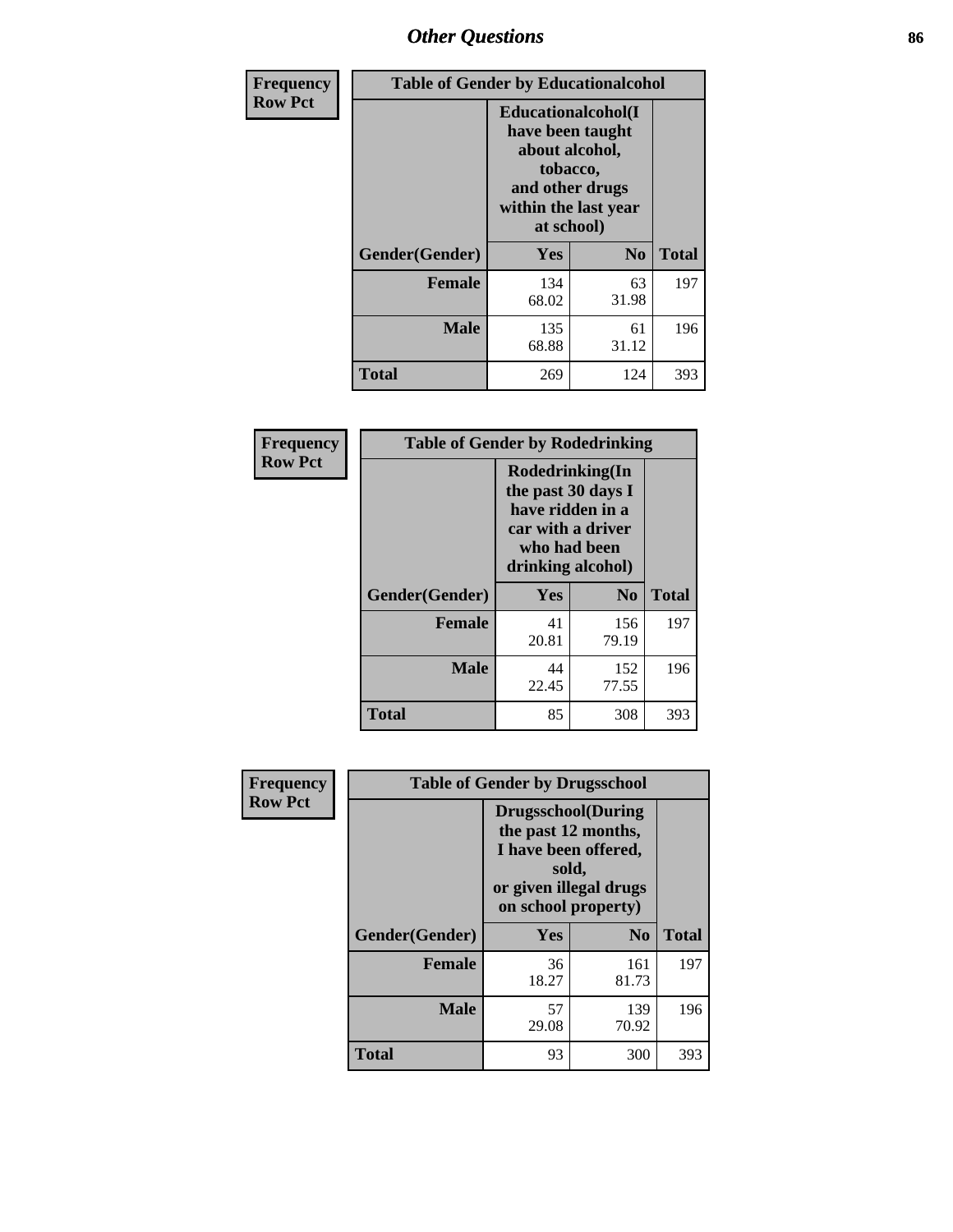| Frequency Row Pct | Table of Gender by Educationalcohol | | |
|---|---|---|---|
| | Educationalcohol(I have been taught about alcohol, tobacco, and other drugs within the last year at school) | | |
| Gender(Gender) | Yes | No | Total |
| Female | 134<br>68.02 | 63<br>31.98 | 197 |
| Male | 135<br>68.88 | 61<br>31.12 | 196 |
| Total | 269 | 124 | 393 |

| Frequency Row Pct | Table of Gender by Rodedrinking | | |
|---|---|---|---|
| | Rodedrinking(In the past 30 days I have ridden in a car with a driver who had been drinking alcohol) | | |
| Gender(Gender) | Yes | No | Total |
| Female | 41<br>20.81 | 156<br>79.19 | 197 |
| Male | 44<br>22.45 | 152<br>77.55 | 196 |
| Total | 85 | 308 | 393 |

| Frequency Row Pct | Table of Gender by Drugsschool | | |
|---|---|---|---|
| | Drugsschool(During the past 12 months, I have been offered, sold, or given illegal drugs on school property) | | |
| Gender(Gender) | Yes | No | Total |
| Female | 36<br>18.27 | 161<br>81.73 | 197 |
| Male | 57<br>29.08 | 139<br>70.92 | 196 |
| Total | 93 | 300 | 393 |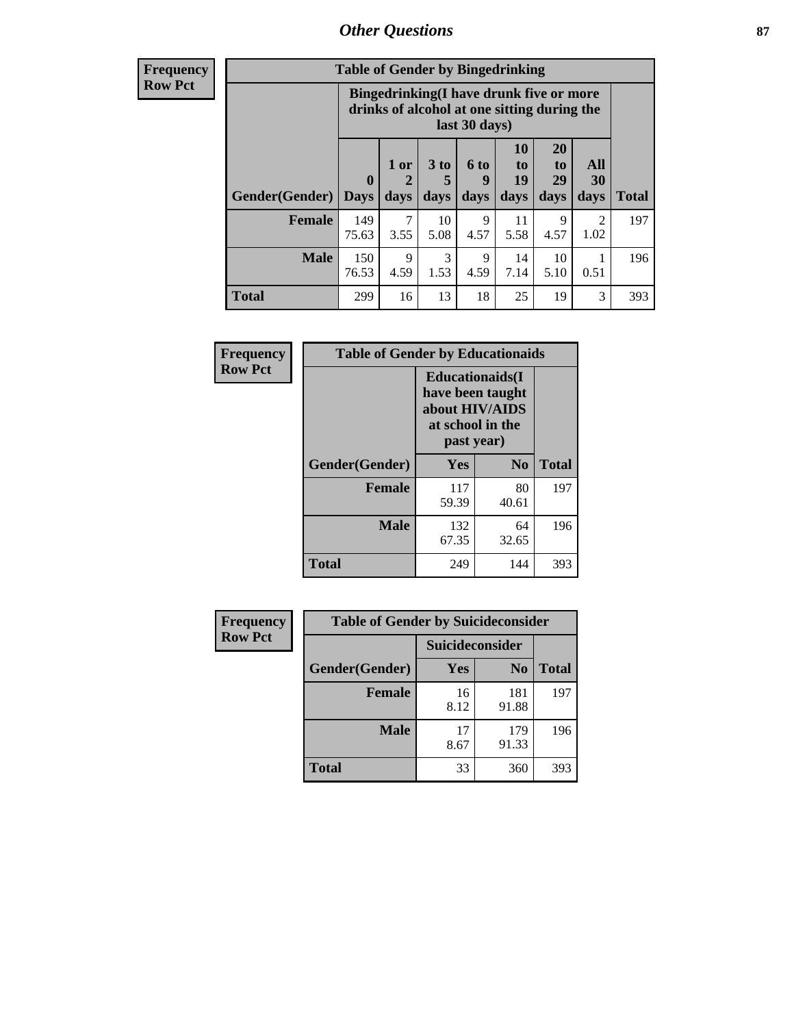| Frequency<br>Row Pct |
|---|

**Table of Gender by Bingedrinking**

| | Bingedrinking(I have drunk five or more drinks of alcohol at one sitting during the last 30 days) | | | | | | | |
|---|---|---|---|---|---|---|---|---|
| Gender(Gender) | 0 Days | 1 or 2 days | 3 to 5 days | 6 to 9 days | 10 to 19 days | 20 to 29 days | All 30 days | Total |
| **Female** | 149<br>75.63 | 7<br>3.55 | 10<br>5.08 | 9<br>4.57 | 11<br>5.58 | 9<br>4.57 | 2<br>1.02 | 197 |
| **Male** | 150<br>76.53 | 9<br>4.59 | 3<br>1.53 | 9<br>4.59 | 14<br>7.14 | 10<br>5.10 | 1<br>0.51 | 196 |
| **Total** | 299 | 16 | 13 | 18 | 25 | 19 | 3 | 393 |

| Frequency<br>Row Pct |
|---|

**Table of Gender by Educationaids**

| | Educationaids(I have been taught about HIV/AIDS at school in the past year) | | |
|---|---|---|---|
| Gender(Gender) | Yes | No | Total |
| **Female** | 117<br>59.39 | 80<br>40.61 | 197 |
| **Male** | 132<br>67.35 | 64<br>32.65 | 196 |
| **Total** | 249 | 144 | 393 |

| Frequency<br>Row Pct |
|---|

**Table of Gender by Suicideconsider**

| | Suicideconsider | | |
|---|---|---|---|
| Gender(Gender) | Yes | No | Total |
| **Female** | 16<br>8.12 | 181<br>91.88 | 197 |
| **Male** | 17<br>8.67 | 179<br>91.33 | 196 |
| **Total** | 33 | 360 | 393 |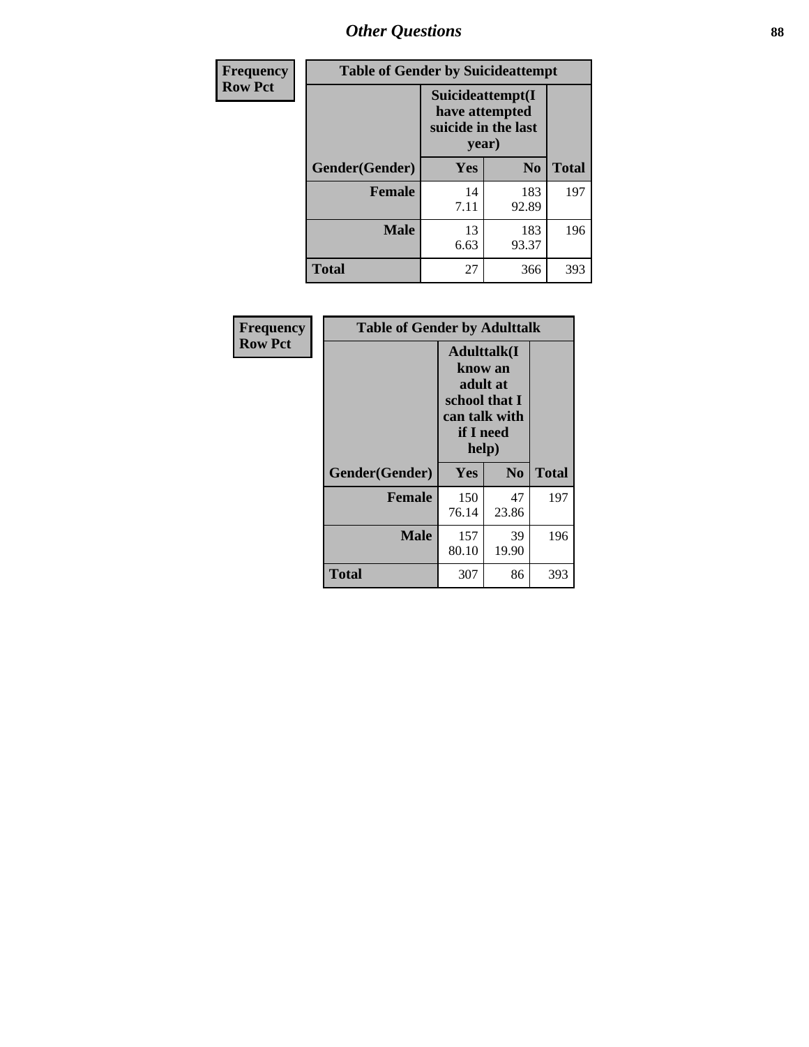*Other Questions*

| Frequency Row Pct | Table of Gender by Suicideattempt | | |
|---|---|---|---|
| | Suicideattempt(I have attempted suicide in the last year) | | |
| Gender(Gender) | Yes | No | Total |
| Female | 14<br>7.11 | 183<br>92.89 | 197 |
| Male | 13<br>6.63 | 183<br>93.37 | 196 |
| Total | 27 | 366 | 393 |

| Frequency Row Pct | Table of Gender by Adulttalk | | |
|---|---|---|---|
| | Adulttalk(I know an adult at school that I can talk with if I need help) | | |
| Gender(Gender) | Yes | No | Total |
| Female | 150<br>76.14 | 47<br>23.86 | 197 |
| Male | 157<br>80.10 | 39<br>19.90 | 196 |
| Total | 307 | 86 | 393 |